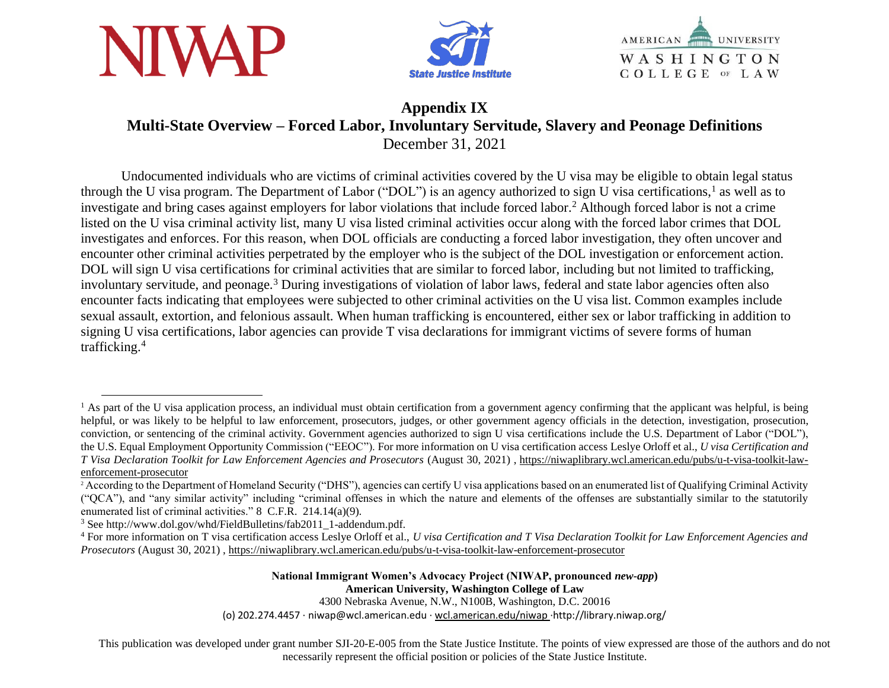# Appendix IX

## Multi-State Overview – Forced Labor, Involuntary Servitude, Slavery and Peonage Definitions

December 31, 2021

Undocumented individuals who are victims of criminal activities covered by the U visa may be eligible to obtain legal status through the U visa program. The Department of Labor ("DOL") is an agency authorized to sign U visa certifications,[1] as well as to investigate and bring cases against employers for labor violations that include forced labor.[2] Although forced labor is not a crime listed on the U visa criminal activity list, many U visa listed criminal activities occur along with the forced labor crimes that DOL investigates and enforces. For this reason, when DOL officials are conducting a forced labor investigation, they often uncover and encounter other criminal activities perpetrated by the employer who is the subject of the DOL investigation or enforcement action. DOL will sign U visa certifications for criminal activities that are similar to forced labor, including but not limited to trafficking, involuntary servitude, and peonage.[3] During investigations of violation of labor laws, federal and state labor agencies often also encounter facts indicating that employees were subjected to other criminal activities on the U visa list. Common examples include sexual assault, extortion, and felonious assault. When human trafficking is encountered, either sex or labor trafficking in addition to signing U visa certifications, labor agencies can provide T visa declarations for immigrant victims of severe forms of human trafficking.[4]

---

[1] As part of the U visa application process, an individual must obtain certification from a government agency confirming that the applicant was helpful, is being helpful, or was likely to be helpful to law enforcement, prosecutors, judges, or other government agency officials in the detection, investigation, prosecution, conviction, or sentencing of the criminal activity. Government agencies authorized to sign U visa certifications include the U.S. Department of Labor ("DOL"), the U.S. Equal Employment Opportunity Commission ("EEOC"). For more information on U visa certification access Leslye Orloff et al., *U visa Certification and T Visa Declaration Toolkit for Law Enforcement Agencies and Prosecutors* (August 30, 2021) , https://niwaplibrary.wcl.american.edu/pubs/u-t-visa-toolkit-law-enforcement-prosecutor

[2] According to the Department of Homeland Security ("DHS"), agencies can certify U visa applications based on an enumerated list of Qualifying Criminal Activity ("QCA"), and "any similar activity" including "criminal offenses in which the nature and elements of the offenses are substantially similar to the statutorily enumerated list of criminal activities." 8 C.F.R. 214.14(a)(9).

[3] See http://www.dol.gov/whd/FieldBulletins/fab2011_1-addendum.pdf.

[4] For more information on T visa certification access Leslye Orloff et al., *U visa Certification and T Visa Declaration Toolkit for Law Enforcement Agencies and Prosecutors* (August 30, 2021) , https://niwaplibrary.wcl.american.edu/pubs/u-t-visa-toolkit-law-enforcement-prosecutor

**National Immigrant Women's Advocacy Project (NIWAP, pronounced *new-app*)**
**American University, Washington College of Law**
4300 Nebraska Avenue, N.W., N100B, Washington, D.C. 20016
(o) 202.274.4457 · niwap@wcl.american.edu · wcl.american.edu/niwap ·http://library.niwap.org/

This publication was developed under grant number SJI-20-E-005 from the State Justice Institute. The points of view expressed are those of the authors and do not necessarily represent the official position or policies of the State Justice Institute.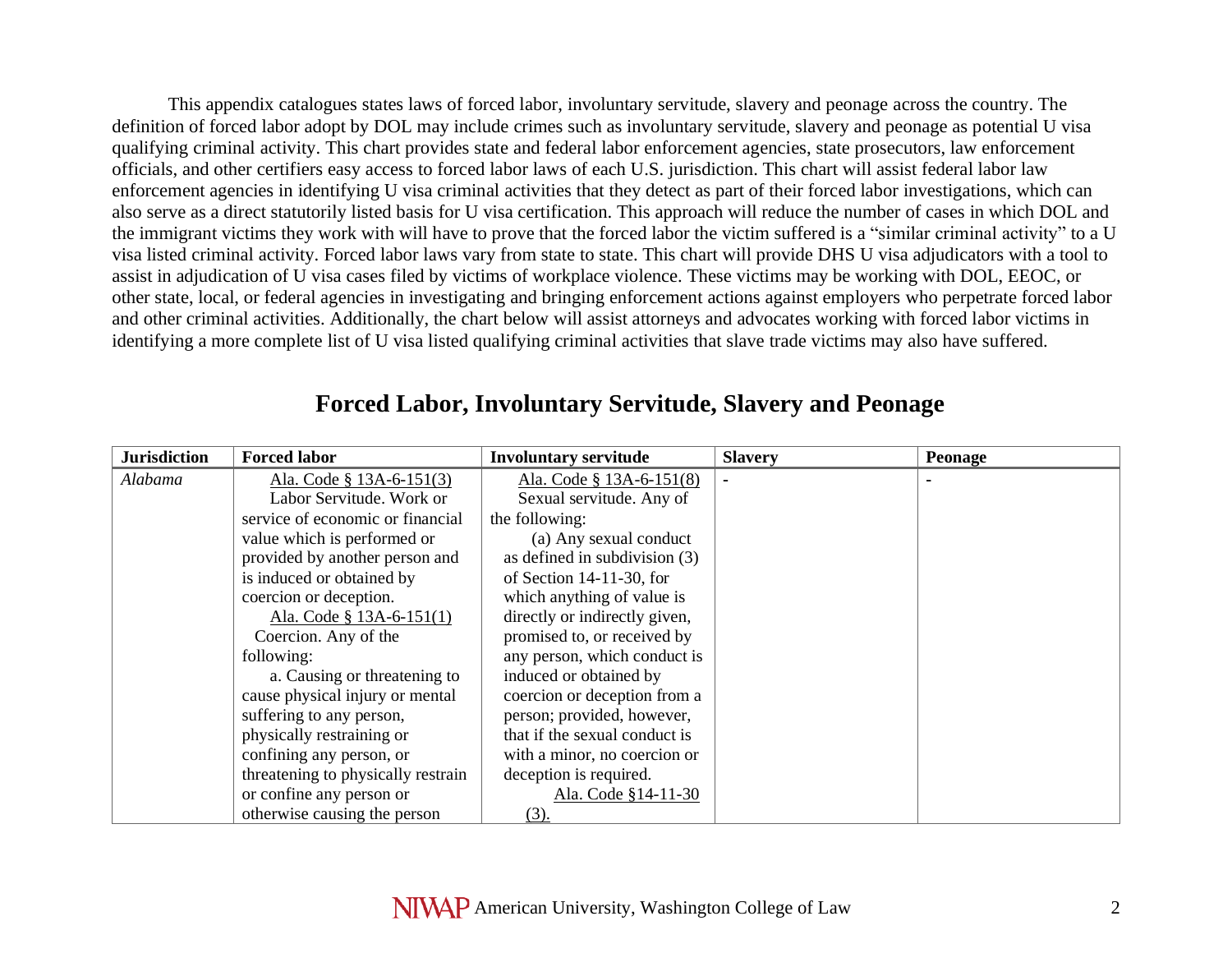This appendix catalogues states laws of forced labor, involuntary servitude, slavery and peonage across the country. The definition of forced labor adopt by DOL may include crimes such as involuntary servitude, slavery and peonage as potential U visa qualifying criminal activity. This chart provides state and federal labor enforcement agencies, state prosecutors, law enforcement officials, and other certifiers easy access to forced labor laws of each U.S. jurisdiction. This chart will assist federal labor law enforcement agencies in identifying U visa criminal activities that they detect as part of their forced labor investigations, which can also serve as a direct statutorily listed basis for U visa certification. This approach will reduce the number of cases in which DOL and the immigrant victims they work with will have to prove that the forced labor the victim suffered is a "similar criminal activity" to a U visa listed criminal activity. Forced labor laws vary from state to state. This chart will provide DHS U visa adjudicators with a tool to assist in adjudication of U visa cases filed by victims of workplace violence. These victims may be working with DOL, EEOC, or other state, local, or federal agencies in investigating and bringing enforcement actions against employers who perpetrate forced labor and other criminal activities. Additionally, the chart below will assist attorneys and advocates working with forced labor victims in identifying a more complete list of U visa listed qualifying criminal activities that slave trade victims may also have suffered.

# Forced Labor, Involuntary Servitude, Slavery and Peonage

| Jurisdiction | Forced labor | Involuntary servitude | Slavery | Peonage |
|---|---|---|---|---|
| *Alabama* | Ala. Code § 13A-6-151(3) Labor Servitude. Work or service of economic or financial value which is performed or provided by another person and is induced or obtained by coercion or deception. Ala. Code § 13A-6-151(1) Coercion. Any of the following: a. Causing or threatening to cause physical injury or mental suffering to any person, physically restraining or confining any person, or threatening to physically restrain or confine any person or otherwise causing the person | Ala. Code § 13A-6-151(8) Sexual servitude. Any of the following: (a) Any sexual conduct as defined in subdivision (3) of Section 14-11-30, for which anything of value is directly or indirectly given, promised to, or received by any person, which conduct is induced or obtained by coercion or deception from a person; provided, however, that if the sexual conduct is with a minor, no coercion or deception is required. Ala. Code §14-11-30 (3). | - | - |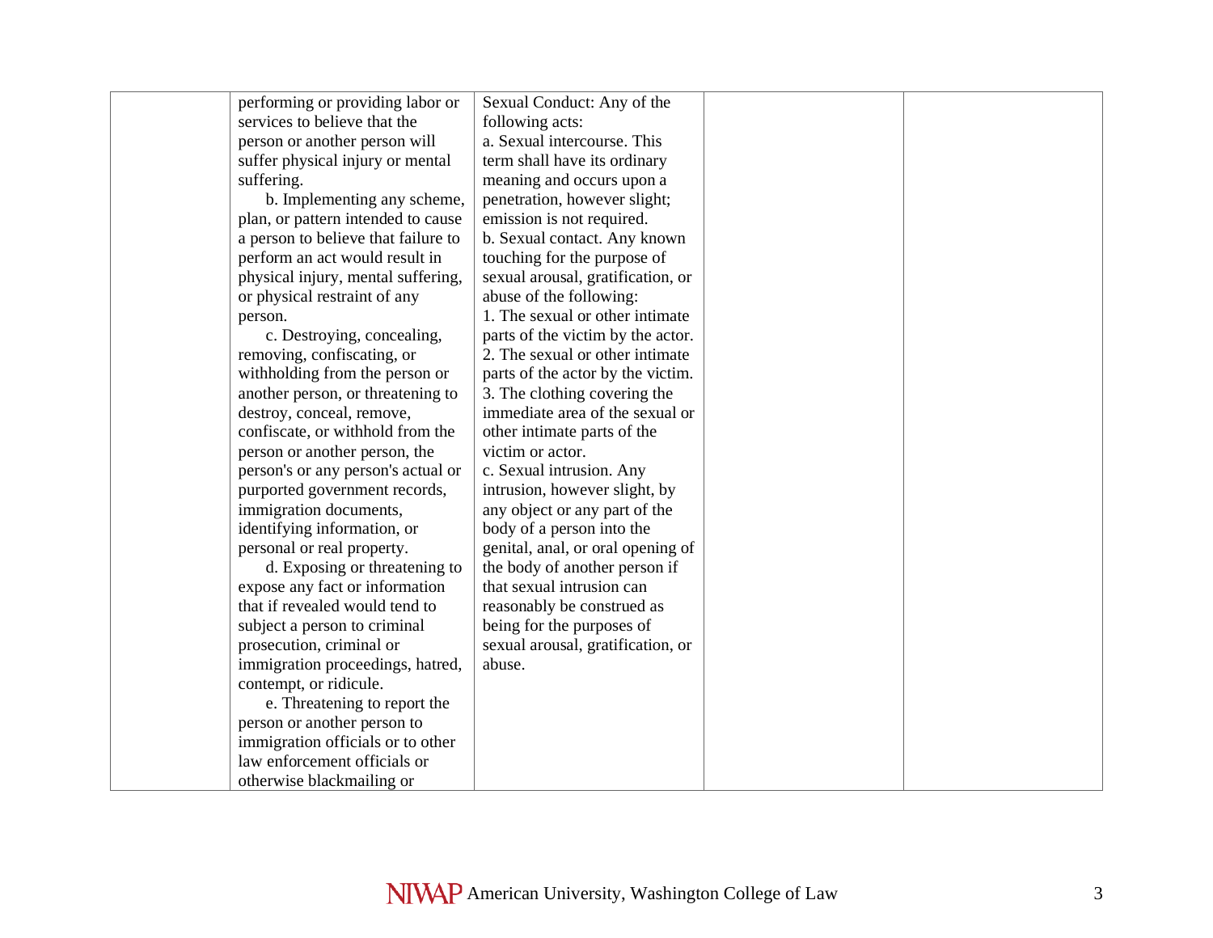| | | | | |
|---|---|---|---|---|
| | performing or providing labor or services to believe that the person or another person will suffer physical injury or mental suffering.<br>b. Implementing any scheme, plan, or pattern intended to cause a person to believe that failure to perform an act would result in physical injury, mental suffering, or physical restraint of any person.<br>c. Destroying, concealing, removing, confiscating, or withholding from the person or another person, or threatening to destroy, conceal, remove, confiscate, or withhold from the person or another person, the person's or any person's actual or purported government records, immigration documents, identifying information, or personal or real property.<br>d. Exposing or threatening to expose any fact or information that if revealed would tend to subject a person to criminal prosecution, criminal or immigration proceedings, hatred, contempt, or ridicule.<br>e. Threatening to report the person or another person to immigration officials or to other law enforcement officials or otherwise blackmailing or | Sexual Conduct: Any of the following acts:<br>a. Sexual intercourse. This term shall have its ordinary meaning and occurs upon a penetration, however slight; emission is not required.<br>b. Sexual contact. Any known touching for the purpose of sexual arousal, gratification, or abuse of the following:<br>1. The sexual or other intimate parts of the victim by the actor.<br>2. The sexual or other intimate parts of the actor by the victim.<br>3. The clothing covering the immediate area of the sexual or other intimate parts of the victim or actor.<br>c. Sexual intrusion. Any intrusion, however slight, by any object or any part of the body of a person into the genital, anal, or oral opening of the body of another person if that sexual intrusion can reasonably be construed as being for the purposes of sexual arousal, gratification, or abuse. | | |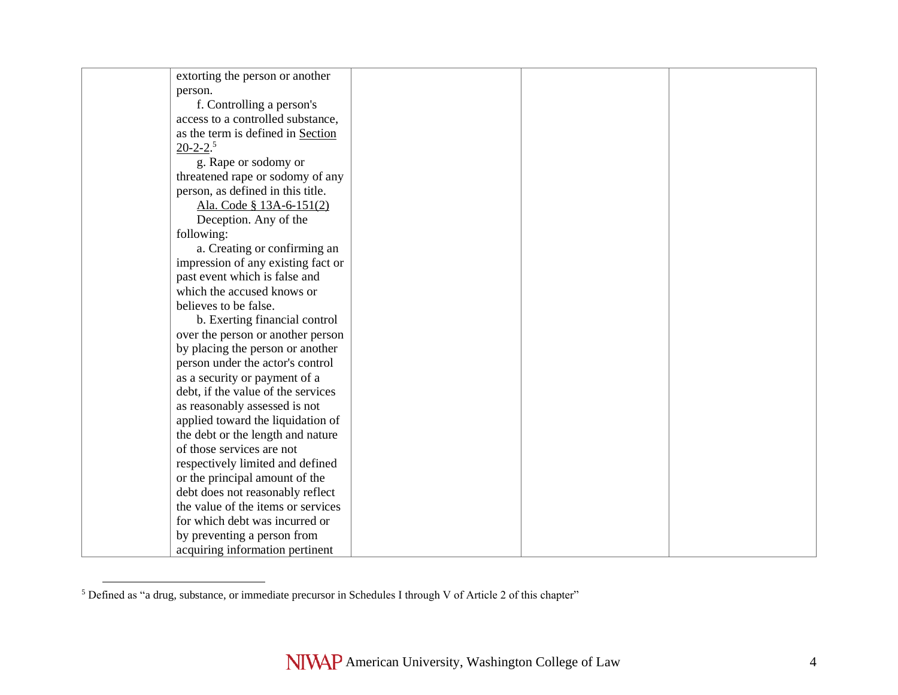| | | | | |
|---|---|---|---|---|
| | extorting the person or another person.<br>f. Controlling a person's access to a controlled substance, as the term is defined in Section 20-2-2.[5]<br>g. Rape or sodomy or threatened rape or sodomy of any person, as defined in this title.<br>Ala. Code § 13A-6-151(2)<br>Deception. Any of the following:<br>a. Creating or confirming an impression of any existing fact or past event which is false and which the accused knows or believes to be false.<br>b. Exerting financial control over the person or another person by placing the person or another person under the actor's control as a security or payment of a debt, if the value of the services as reasonably assessed is not applied toward the liquidation of the debt or the length and nature of those services are not respectively limited and defined or the principal amount of the debt does not reasonably reflect the value of the items or services for which debt was incurred or by preventing a person from acquiring information pertinent | | | |

[5] Defined as "a drug, substance, or immediate precursor in Schedules I through V of Article 2 of this chapter"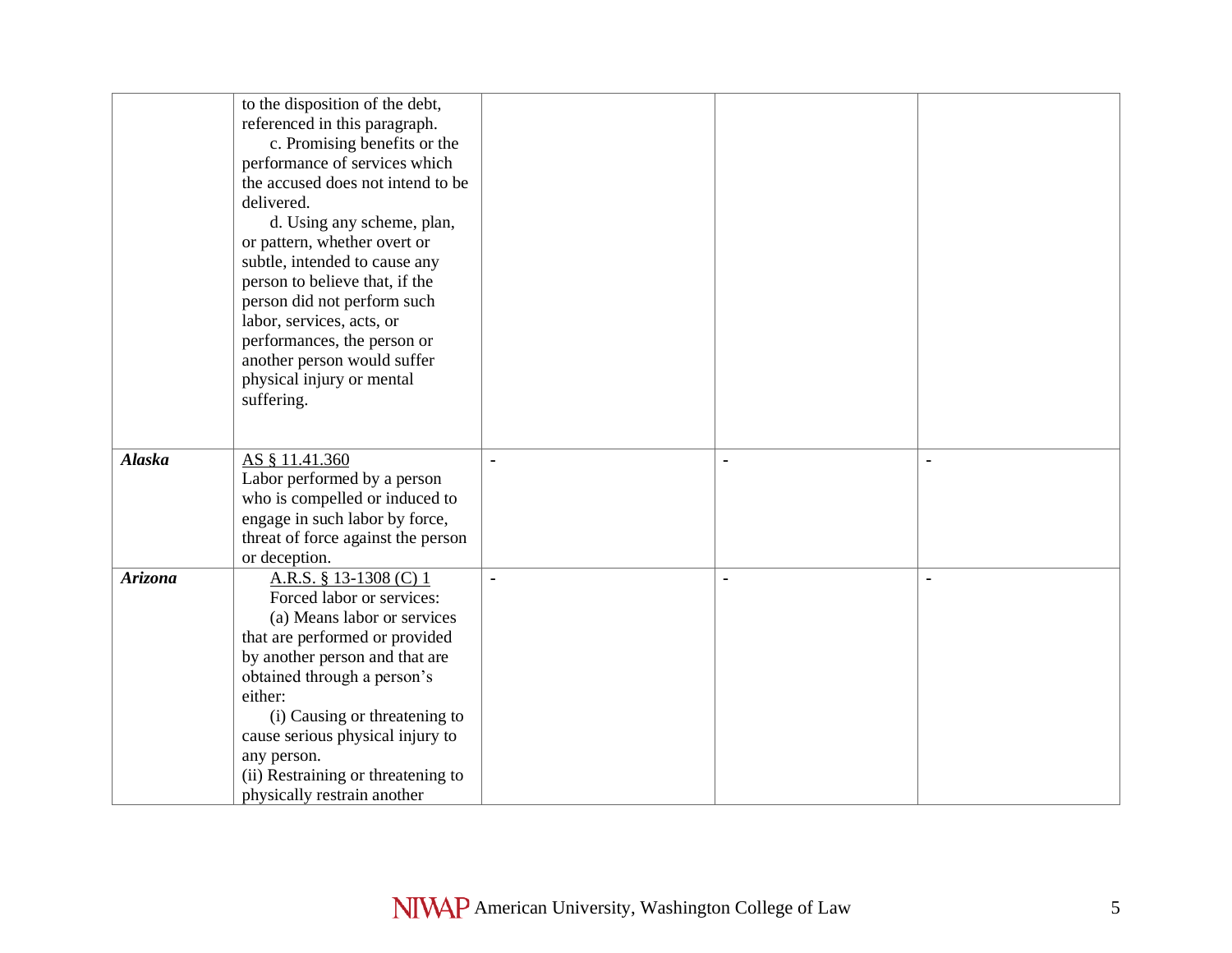| | | | | |
|---|---|---|---|---|
| | to the disposition of the debt, referenced in this paragraph.<br>c. Promising benefits or the performance of services which the accused does not intend to be delivered.<br>d. Using any scheme, plan, or pattern, whether overt or subtle, intended to cause any person to believe that, if the person did not perform such labor, services, acts, or performances, the person or another person would suffer physical injury or mental suffering. | | | |
| ***Alaska*** | AS § 11.41.360<br>Labor performed by a person who is compelled or induced to engage in such labor by force, threat of force against the person or deception. | - | - | - |
| ***Arizona*** | A.R.S. § 13-1308 (C) 1<br>Forced labor or services:<br>(a) Means labor or services that are performed or provided by another person and that are obtained through a person's either:<br>(i) Causing or threatening to cause serious physical injury to any person.<br>(ii) Restraining or threatening to physically restrain another | - | - | - |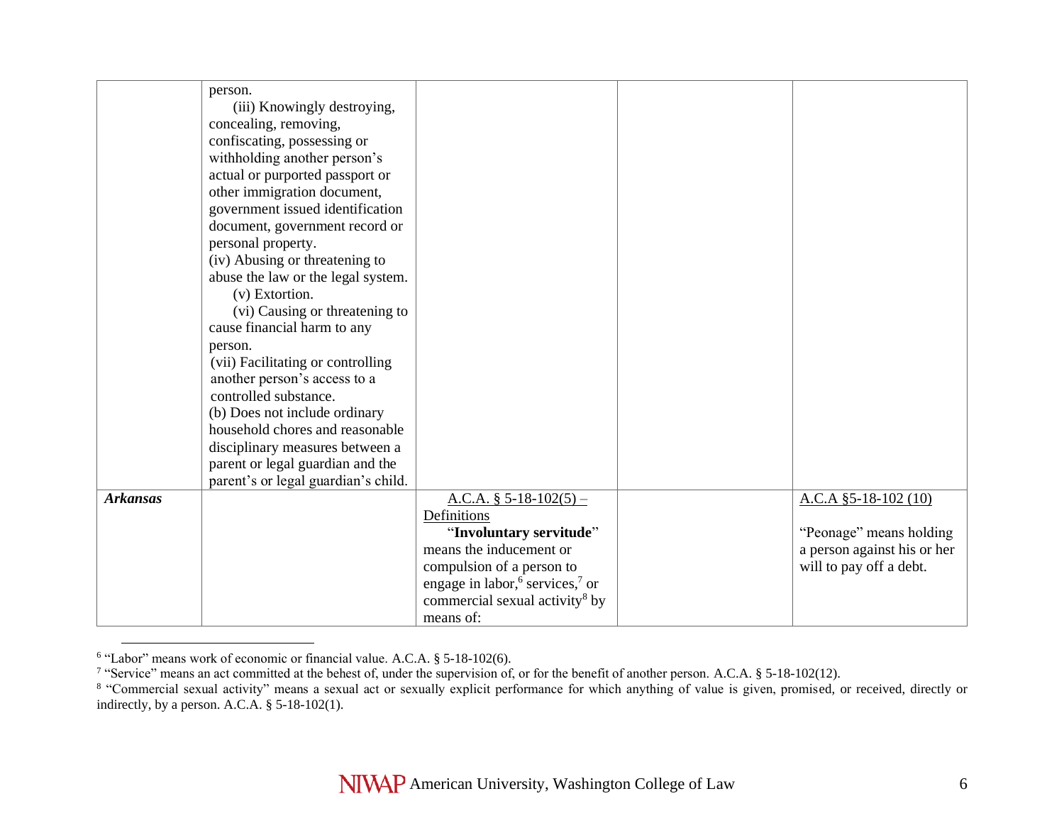| | | | | |
|---|---|---|---|---|
| | person.<br>(iii) Knowingly destroying, concealing, removing, confiscating, possessing or withholding another person's actual or purported passport or other immigration document, government issued identification document, government record or personal property.<br>(iv) Abusing or threatening to abuse the law or the legal system.<br>(v) Extortion.<br>(vi) Causing or threatening to cause financial harm to any person.<br>(vii) Facilitating or controlling another person's access to a controlled substance.<br>(b) Does not include ordinary household chores and reasonable disciplinary measures between a parent or legal guardian and the parent's or legal guardian's child. | | | |
| ***Arkansas*** | | A.C.A. § 5-18-102(5) – Definitions<br>"**Involuntary servitude**" means the inducement or compulsion of a person to engage in labor,[6] services,[7] or commercial sexual activity[8] by means of: | | A.C.A §5-18-102 (10)<br><br>"Peonage" means holding a person against his or her will to pay off a debt. |

[6] "Labor" means work of economic or financial value. A.C.A. § 5-18-102(6).

[7] "Service" means an act committed at the behest of, under the supervision of, or for the benefit of another person. A.C.A. § 5-18-102(12).

[8] "Commercial sexual activity" means a sexual act or sexually explicit performance for which anything of value is given, promised, or received, directly or indirectly, by a person. A.C.A. § 5-18-102(1).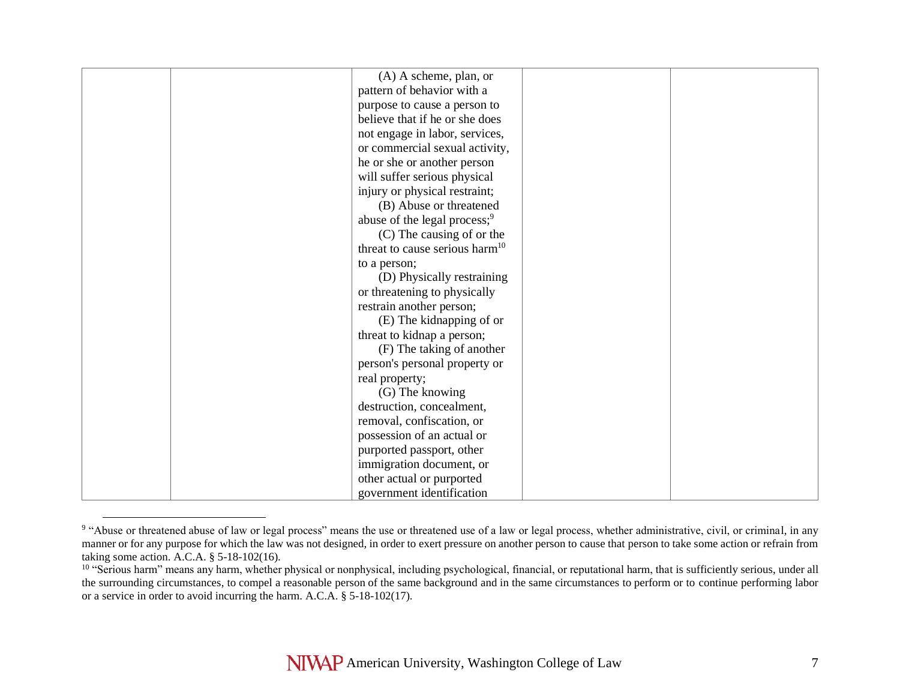| | | | | |
|---|---|---|---|---|
| | | (A) A scheme, plan, or pattern of behavior with a purpose to cause a person to believe that if he or she does not engage in labor, services, or commercial sexual activity, he or she or another person will suffer serious physical injury or physical restraint;<br>(B) Abuse or threatened abuse of the legal process;[9]<br>(C) The causing of or the threat to cause serious harm[10] to a person;<br>(D) Physically restraining or threatening to physically restrain another person;<br>(E) The kidnapping of or threat to kidnap a person;<br>(F) The taking of another person's personal property or real property;<br>(G) The knowing destruction, concealment, removal, confiscation, or possession of an actual or purported passport, other immigration document, or other actual or purported government identification | | |

[9] "Abuse or threatened abuse of law or legal process" means the use or threatened use of a law or legal process, whether administrative, civil, or criminal, in any manner or for any purpose for which the law was not designed, in order to exert pressure on another person to cause that person to take some action or refrain from taking some action. A.C.A. § 5-18-102(16).

[10] "Serious harm" means any harm, whether physical or nonphysical, including psychological, financial, or reputational harm, that is sufficiently serious, under all the surrounding circumstances, to compel a reasonable person of the same background and in the same circumstances to perform or to continue performing labor or a service in order to avoid incurring the harm. A.C.A. § 5-18-102(17).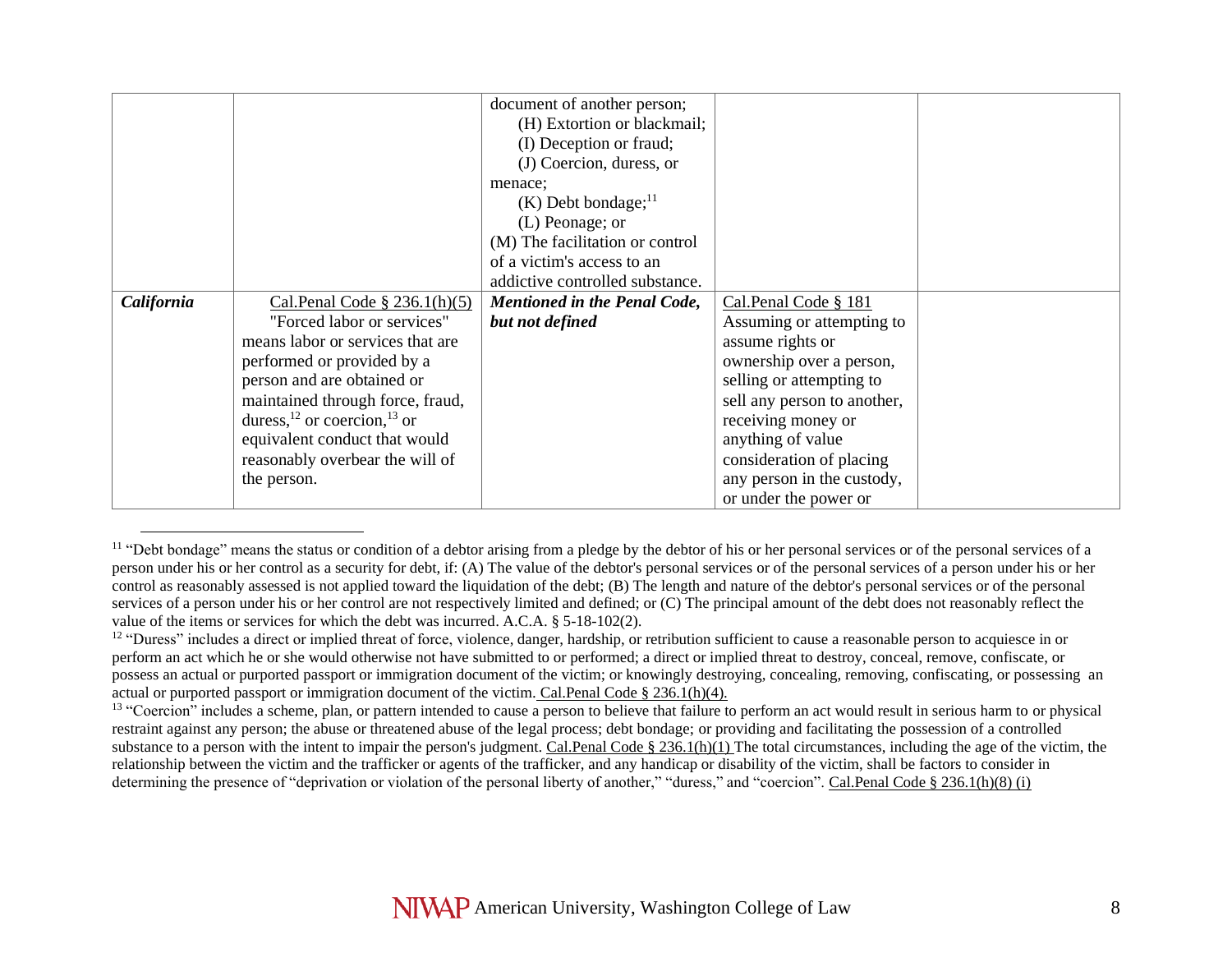| | | | | |
|---|---|---|---|---|
| | | document of another person;<br>(H) Extortion or blackmail;<br>(I) Deception or fraud;<br>(J) Coercion, duress, or menace;<br>(K) Debt bondage;[11]<br>(L) Peonage; or<br>(M) The facilitation or control of a victim's access to an addictive controlled substance. | | |
| ***California*** | Cal.Penal Code § 236.1(h)(5)<br>"Forced labor or services" means labor or services that are performed or provided by a person and are obtained or maintained through force, fraud, duress,[12] or coercion,[13] or equivalent conduct that would reasonably overbear the will of the person. | ***Mentioned in the Penal Code, but not defined*** | Cal.Penal Code § 181<br>Assuming or attempting to assume rights or ownership over a person, selling or attempting to sell any person to another, receiving money or anything of value consideration of placing any person in the custody, or under the power or | |

[11] "Debt bondage" means the status or condition of a debtor arising from a pledge by the debtor of his or her personal services or of the personal services of a person under his or her control as a security for debt, if: (A) The value of the debtor's personal services or of the personal services of a person under his or her control as reasonably assessed is not applied toward the liquidation of the debt; (B) The length and nature of the debtor's personal services or of the personal services of a person under his or her control are not respectively limited and defined; or (C) The principal amount of the debt does not reasonably reflect the value of the items or services for which the debt was incurred. A.C.A. § 5-18-102(2).

[12] "Duress" includes a direct or implied threat of force, violence, danger, hardship, or retribution sufficient to cause a reasonable person to acquiesce in or perform an act which he or she would otherwise not have submitted to or performed; a direct or implied threat to destroy, conceal, remove, confiscate, or possess an actual or purported passport or immigration document of the victim; or knowingly destroying, concealing, removing, confiscating, or possessing an actual or purported passport or immigration document of the victim. Cal.Penal Code § 236.1(h)(4).

[13] "Coercion" includes a scheme, plan, or pattern intended to cause a person to believe that failure to perform an act would result in serious harm to or physical restraint against any person; the abuse or threatened abuse of the legal process; debt bondage; or providing and facilitating the possession of a controlled substance to a person with the intent to impair the person's judgment. Cal.Penal Code § 236.1(h)(1) The total circumstances, including the age of the victim, the relationship between the victim and the trafficker or agents of the trafficker, and any handicap or disability of the victim, shall be factors to consider in determining the presence of "deprivation or violation of the personal liberty of another," "duress," and "coercion". Cal.Penal Code § 236.1(h)(8) (i)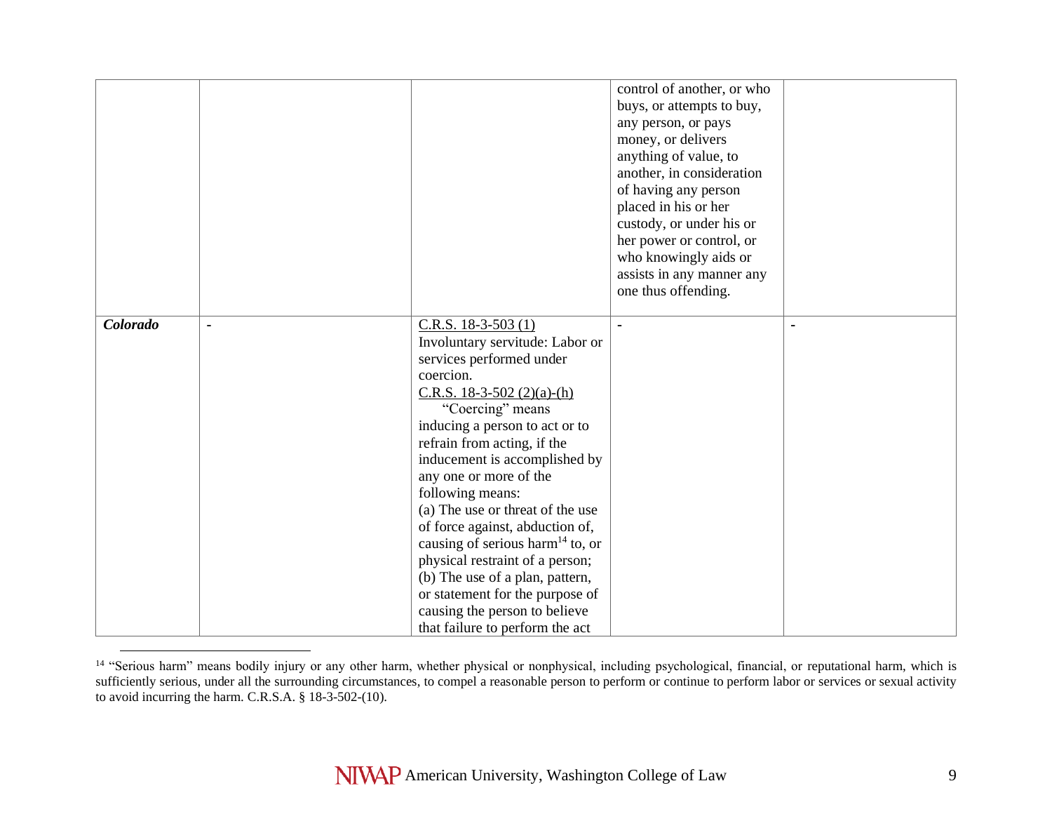| | | | | |
|---|---|---|---|---|
| | | | control of another, or who buys, or attempts to buy, any person, or pays money, or delivers anything of value, to another, in consideration of having any person placed in his or her custody, or under his or her power or control, or who knowingly aids or assists in any manner any one thus offending. | |
| ***Colorado*** | - | C.R.S. 18-3-503 (1)<br>Involuntary servitude: Labor or services performed under coercion.<br>C.R.S. 18-3-502 (2)(a)-(h)<br>"Coercing" means inducing a person to act or to refrain from acting, if the inducement is accomplished by any one or more of the following means:<br>(a) The use or threat of the use of force against, abduction of, causing of serious harm[14] to, or physical restraint of a person;<br>(b) The use of a plan, pattern, or statement for the purpose of causing the person to believe that failure to perform the act | - | - |

[14] "Serious harm" means bodily injury or any other harm, whether physical or nonphysical, including psychological, financial, or reputational harm, which is sufficiently serious, under all the surrounding circumstances, to compel a reasonable person to perform or continue to perform labor or services or sexual activity to avoid incurring the harm. C.R.S.A. § 18-3-502-(10).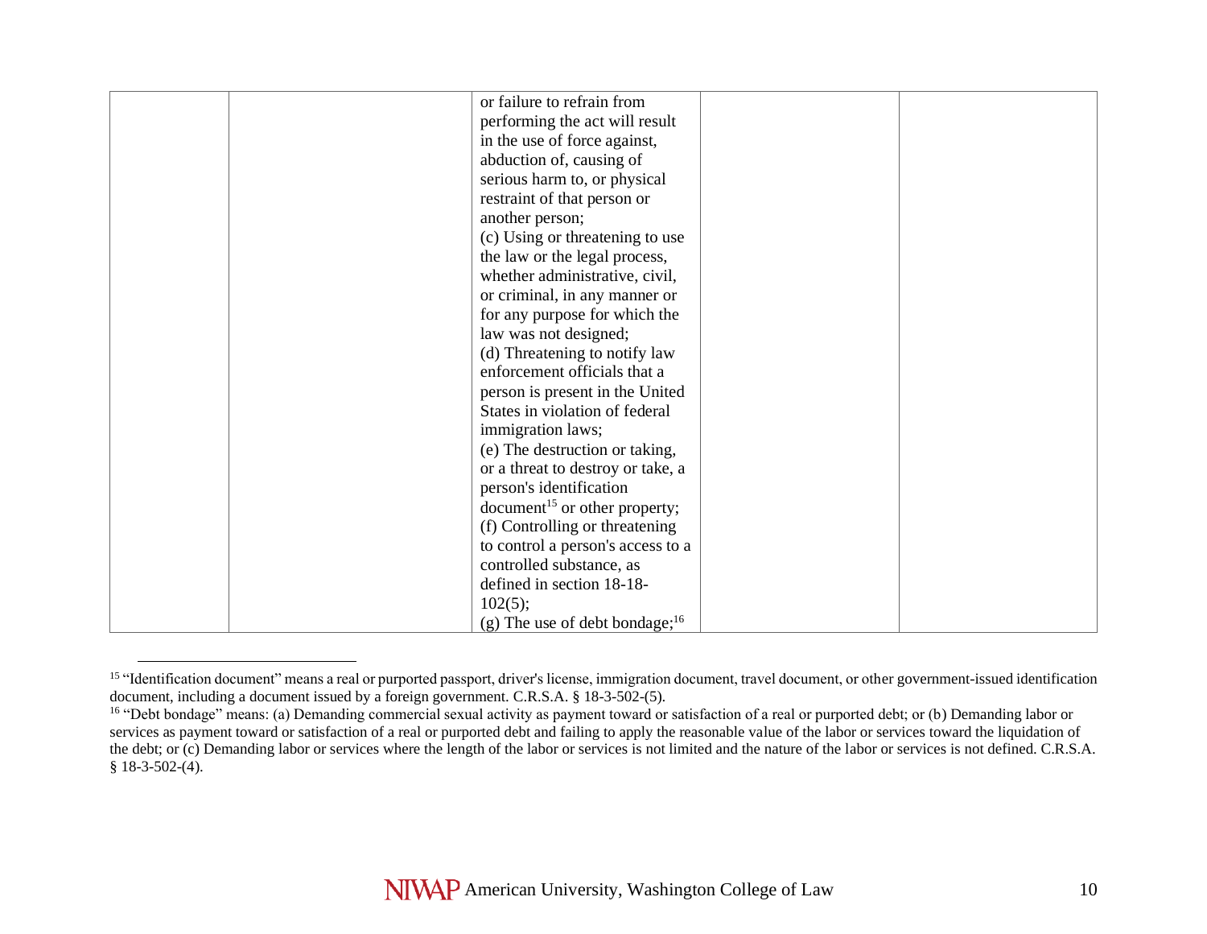| | | | | |
|---|---|---|---|---|
| | | or failure to refrain from performing the act will result in the use of force against, abduction of, causing of serious harm to, or physical restraint of that person or another person;<br>(c) Using or threatening to use the law or the legal process, whether administrative, civil, or criminal, in any manner or for any purpose for which the law was not designed;<br>(d) Threatening to notify law enforcement officials that a person is present in the United States in violation of federal immigration laws;<br>(e) The destruction or taking, or a threat to destroy or take, a person's identification document[15] or other property;<br>(f) Controlling or threatening to control a person's access to a controlled substance, as defined in section 18-18-102(5);<br>(g) The use of debt bondage;[16] | | |

[15] "Identification document" means a real or purported passport, driver's license, immigration document, travel document, or other government-issued identification document, including a document issued by a foreign government. C.R.S.A. § 18-3-502-(5).

[16] "Debt bondage" means: (a) Demanding commercial sexual activity as payment toward or satisfaction of a real or purported debt; or (b) Demanding labor or services as payment toward or satisfaction of a real or purported debt and failing to apply the reasonable value of the labor or services toward the liquidation of the debt; or (c) Demanding labor or services where the length of the labor or services is not limited and the nature of the labor or services is not defined. C.R.S.A. § 18-3-502-(4).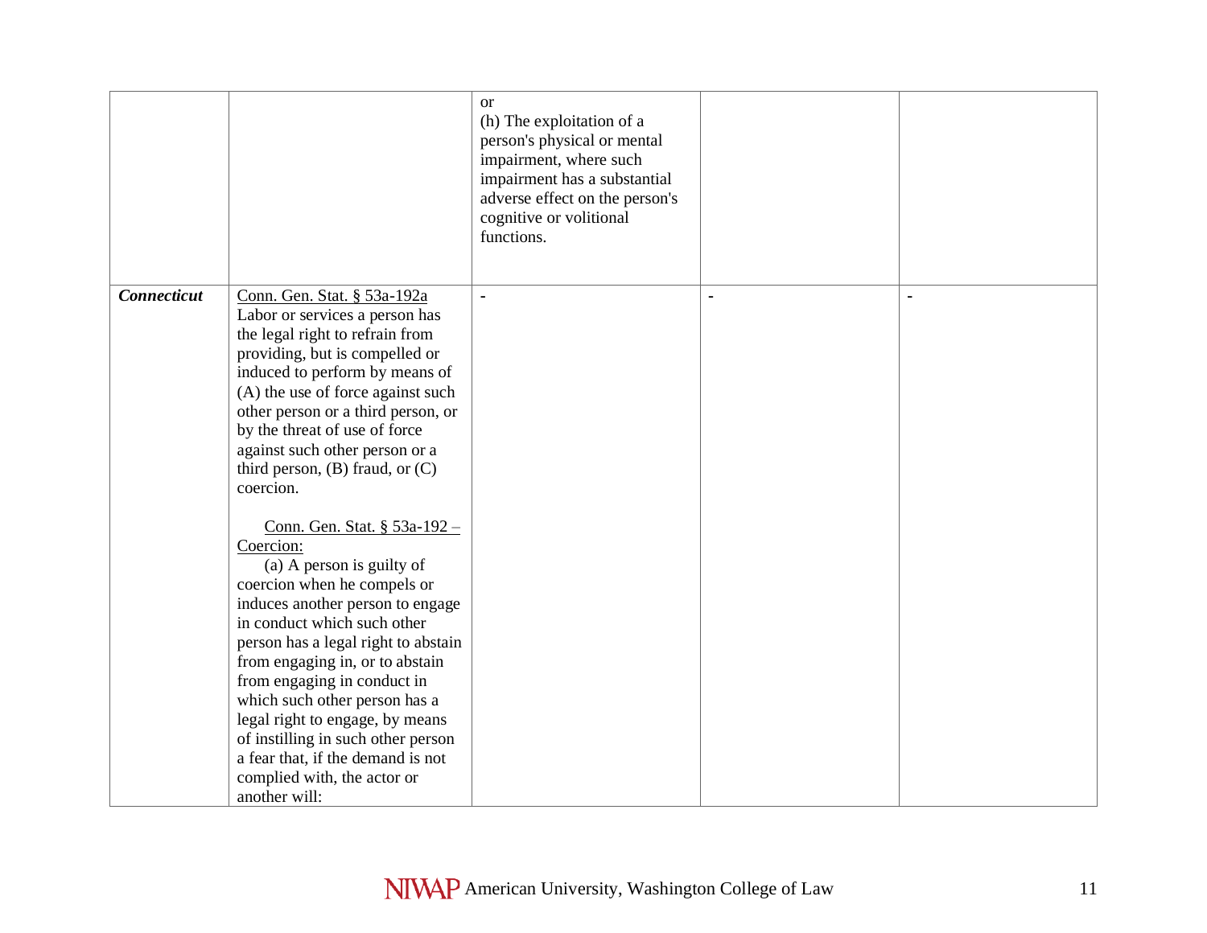| | | | | |
|---|---|---|---|---|
| | | or<br>(h) The exploitation of a person's physical or mental impairment, where such impairment has a substantial adverse effect on the person's cognitive or volitional functions. | | |
| ***Connecticut*** | Conn. Gen. Stat. § 53a-192a<br>Labor or services a person has the legal right to refrain from providing, but is compelled or induced to perform by means of (A) the use of force against such other person or a third person, or by the threat of use of force against such other person or a third person, (B) fraud, or (C) coercion.<br><br>Conn. Gen. Stat. § 53a-192 – Coercion:<br>(a) A person is guilty of coercion when he compels or induces another person to engage in conduct which such other person has a legal right to abstain from engaging in, or to abstain from engaging in conduct in which such other person has a legal right to engage, by means of instilling in such other person a fear that, if the demand is not complied with, the actor or another will: | - | - | - |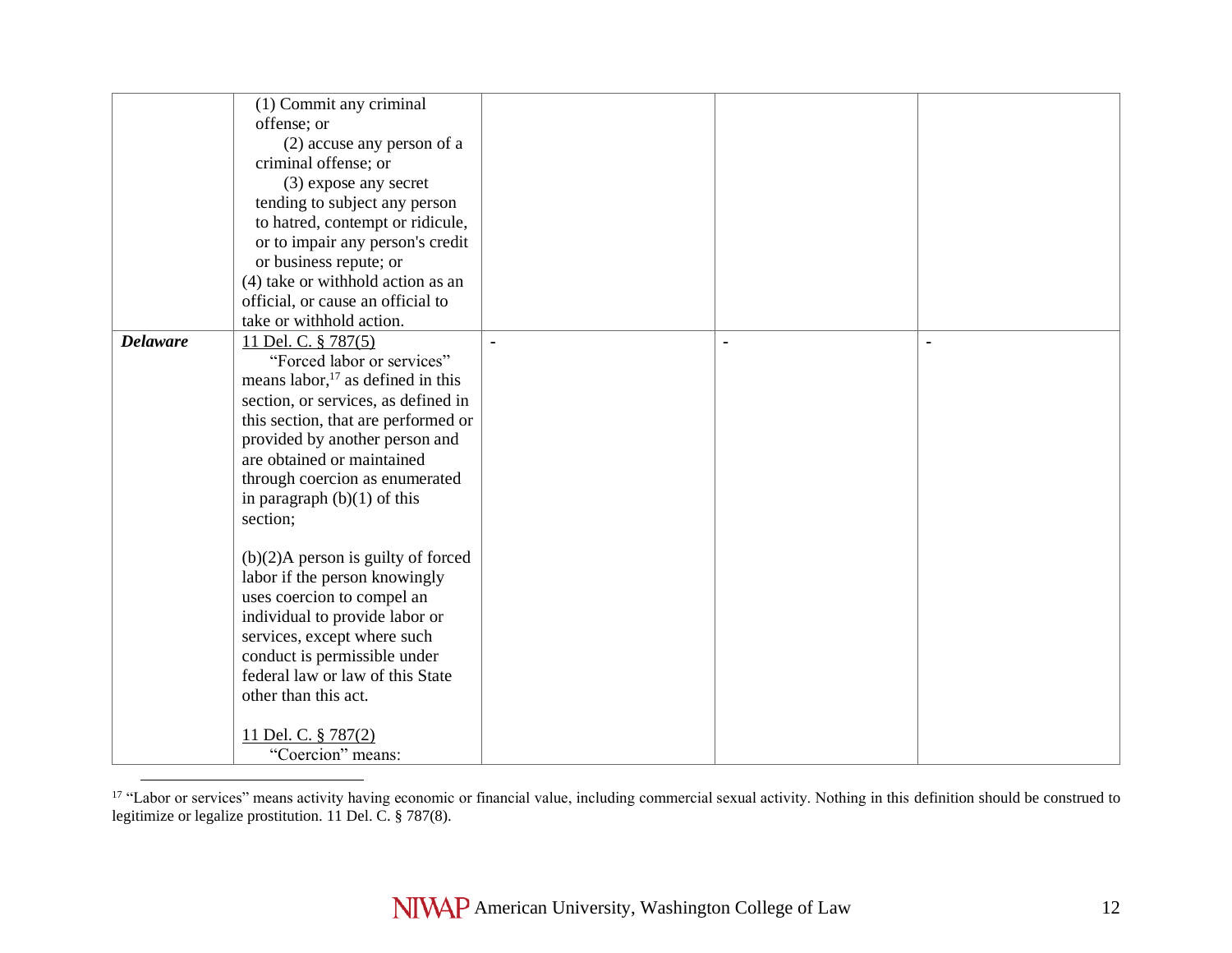| | | | | |
|---|---|---|---|---|
| | (1) Commit any criminal offense; or<br>(2) accuse any person of a criminal offense; or<br>(3) expose any secret tending to subject any person to hatred, contempt or ridicule, or to impair any person's credit or business repute; or<br>(4) take or withhold action as an official, or cause an official to take or withhold action. | | | |
| ***Delaware*** | 11 Del. C. § 787(5)<br>"Forced labor or services" means labor,[17] as defined in this section, or services, as defined in this section, that are performed or provided by another person and are obtained or maintained through coercion as enumerated in paragraph (b)(1) of this section;<br><br>(b)(2)A person is guilty of forced labor if the person knowingly uses coercion to compel an individual to provide labor or services, except where such conduct is permissible under federal law or law of this State other than this act.<br><br>11 Del. C. § 787(2)<br>"Coercion" means: | - | - | - |

[17] "Labor or services" means activity having economic or financial value, including commercial sexual activity. Nothing in this definition should be construed to legitimize or legalize prostitution. 11 Del. C. § 787(8).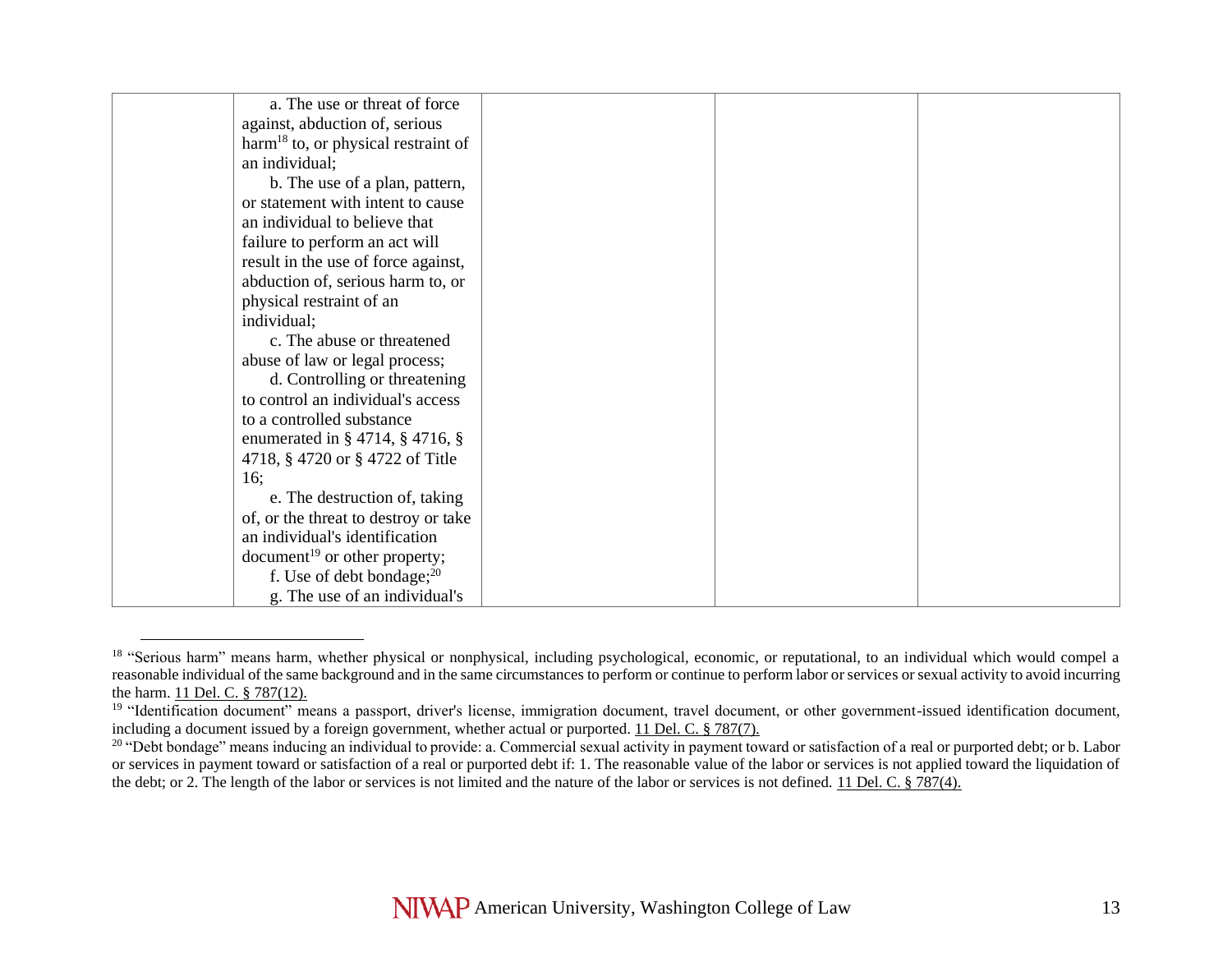| | | | | |
|---|---|---|---|---|
| | a. The use or threat of force against, abduction of, serious harm[18] to, or physical restraint of an individual;<br>b. The use of a plan, pattern, or statement with intent to cause an individual to believe that failure to perform an act will result in the use of force against, abduction of, serious harm to, or physical restraint of an individual;<br>c. The abuse or threatened abuse of law or legal process;<br>d. Controlling or threatening to control an individual's access to a controlled substance enumerated in § 4714, § 4716, § 4718, § 4720 or § 4722 of Title 16;<br>e. The destruction of, taking of, or the threat to destroy or take an individual's identification document[19] or other property;<br>f. Use of debt bondage;[20]<br>g. The use of an individual's | | | |

[18] "Serious harm" means harm, whether physical or nonphysical, including psychological, economic, or reputational, to an individual which would compel a reasonable individual of the same background and in the same circumstances to perform or continue to perform labor or services or sexual activity to avoid incurring the harm. 11 Del. C. § 787(12).

[19] "Identification document" means a passport, driver's license, immigration document, travel document, or other government-issued identification document, including a document issued by a foreign government, whether actual or purported. 11 Del. C. § 787(7).

[20] "Debt bondage" means inducing an individual to provide: a. Commercial sexual activity in payment toward or satisfaction of a real or purported debt; or b. Labor or services in payment toward or satisfaction of a real or purported debt if: 1. The reasonable value of the labor or services is not applied toward the liquidation of the debt; or 2. The length of the labor or services is not limited and the nature of the labor or services is not defined. 11 Del. C. § 787(4).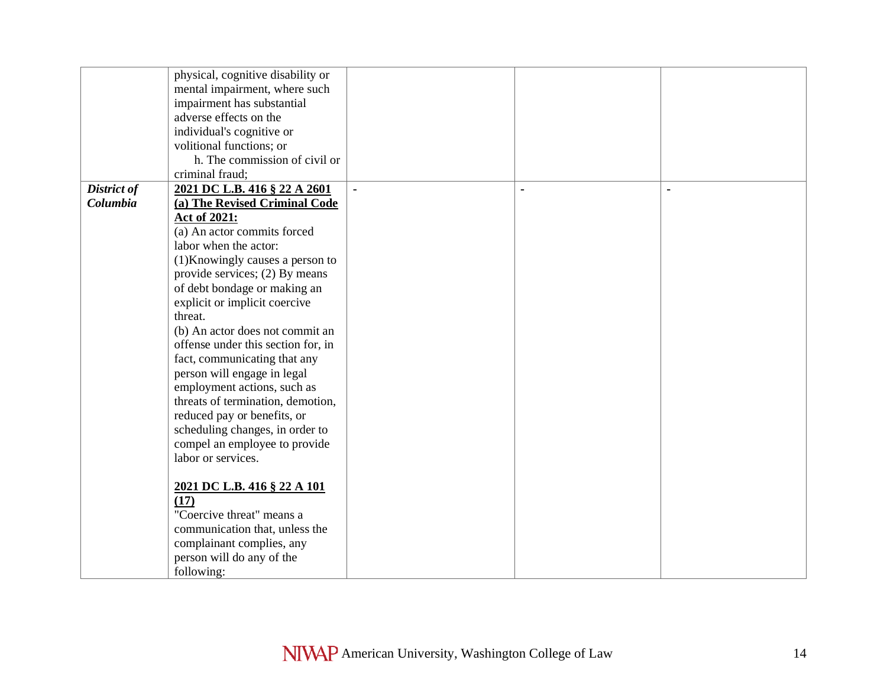| | | | | |
|---|---|---|---|---|
| | physical, cognitive disability or mental impairment, where such impairment has substantial adverse effects on the individual's cognitive or volitional functions; or<br>h. The commission of civil or criminal fraud; | | | |
| ***District of Columbia*** | **<u>2021 DC L.B. 416 § 22 A 2601 (a) The Revised Criminal Code Act of 2021:</u>**<br>(a) An actor commits forced labor when the actor:<br>(1)Knowingly causes a person to provide services; (2) By means of debt bondage or making an explicit or implicit coercive threat.<br>(b) An actor does not commit an offense under this section for, in fact, communicating that any person will engage in legal employment actions, such as threats of termination, demotion, reduced pay or benefits, or scheduling changes, in order to compel an employee to provide labor or services.<br><br>**<u>2021 DC L.B. 416 § 22 A 101 (17)</u>**<br>"Coercive threat" means a communication that, unless the complainant complies, any person will do any of the following: | - | - | - |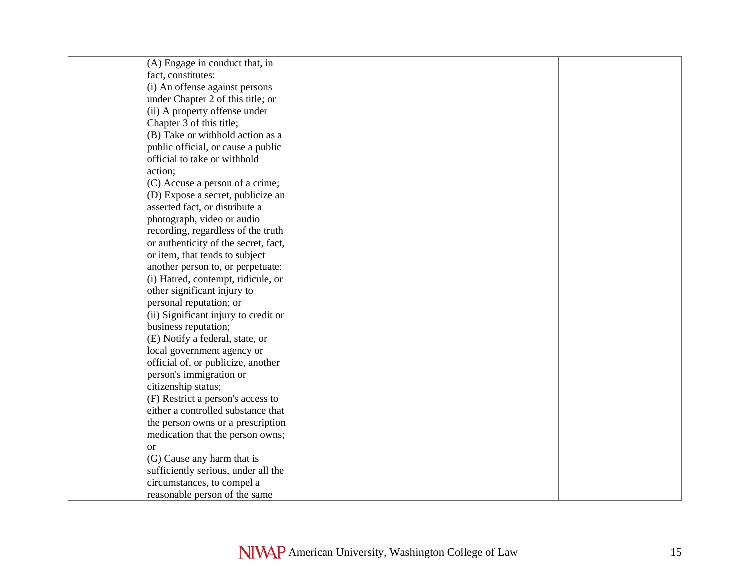|  | (A) Engage in conduct that, in fact, constitutes:<br>(i) An offense against persons under Chapter 2 of this title; or<br>(ii) A property offense under Chapter 3 of this title;<br>(B) Take or withhold action as a public official, or cause a public official to take or withhold action;<br>(C) Accuse a person of a crime;<br>(D) Expose a secret, publicize an asserted fact, or distribute a photograph, video or audio recording, regardless of the truth or authenticity of the secret, fact, or item, that tends to subject another person to, or perpetuate:<br>(i) Hatred, contempt, ridicule, or other significant injury to personal reputation; or<br>(ii) Significant injury to credit or business reputation;<br>(E) Notify a federal, state, or local government agency or official of, or publicize, another person's immigration or citizenship status;<br>(F) Restrict a person's access to either a controlled substance that the person owns or a prescription medication that the person owns; or<br>(G) Cause any harm that is sufficiently serious, under all the circumstances, to compel a reasonable person of the same |  |  |  |
|---|---|---|---|---|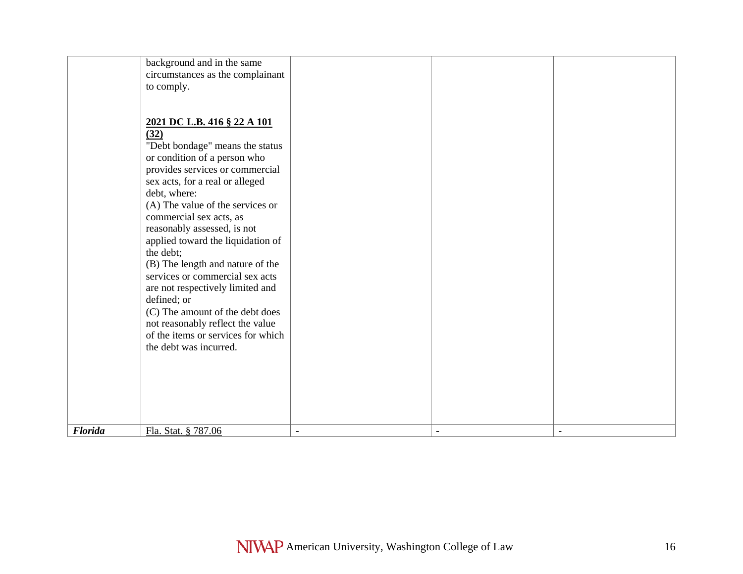| | | | | |
|---|---|---|---|---|
| | background and in the same circumstances as the complainant to comply.<br><br>**2021 DC L.B. 416 § 22 A 101 (32)**<br>"Debt bondage" means the status or condition of a person who provides services or commercial sex acts, for a real or alleged debt, where:<br>(A) The value of the services or commercial sex acts, as reasonably assessed, is not applied toward the liquidation of the debt;<br>(B) The length and nature of the services or commercial sex acts are not respectively limited and defined; or<br>(C) The amount of the debt does not reasonably reflect the value of the items or services for which the debt was incurred. | | | |
| ***Florida*** | Fla. Stat. § 787.06 | - | - | - |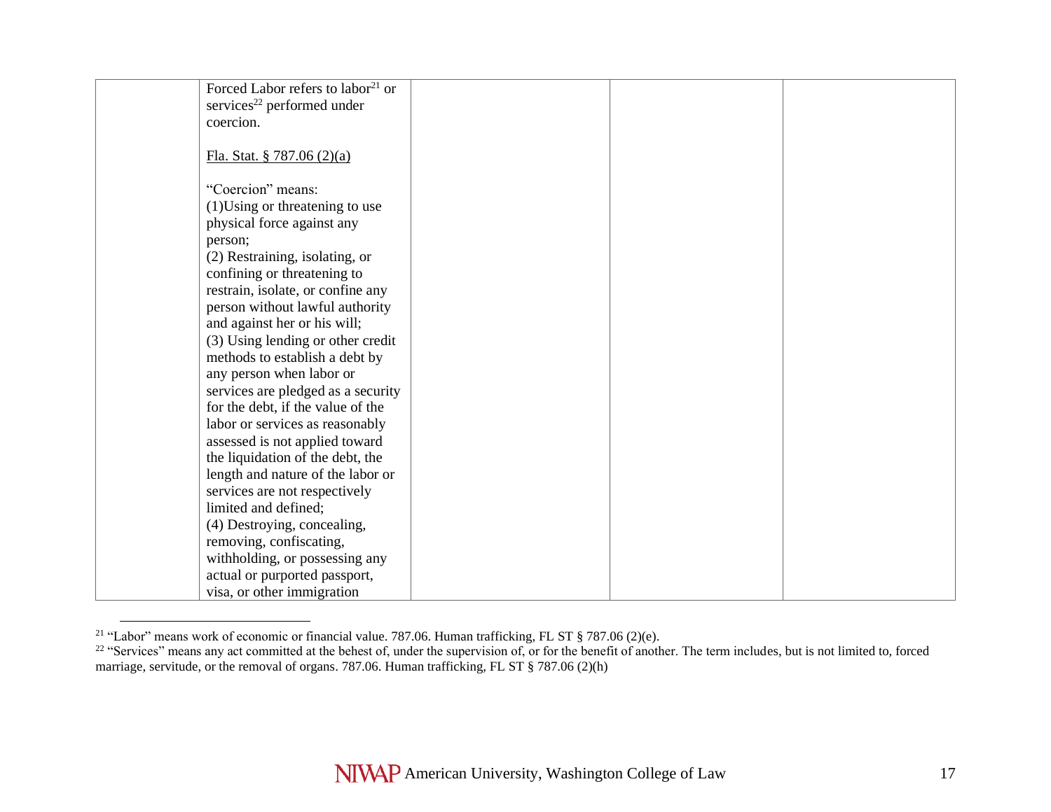| | | | | |
|---|---|---|---|---|
| | Forced Labor refers to labor[21] or services[22] performed under coercion.<br><br>Fla. Stat. § 787.06 (2)(a)<br><br>"Coercion" means:<br>(1)Using or threatening to use physical force against any person;<br>(2) Restraining, isolating, or confining or threatening to restrain, isolate, or confine any person without lawful authority and against her or his will;<br>(3) Using lending or other credit methods to establish a debt by any person when labor or services are pledged as a security for the debt, if the value of the labor or services as reasonably assessed is not applied toward the liquidation of the debt, the length and nature of the labor or services are not respectively limited and defined;<br>(4) Destroying, concealing, removing, confiscating, withholding, or possessing any actual or purported passport, visa, or other immigration | | | |

[21] "Labor" means work of economic or financial value. 787.06. Human trafficking, FL ST § 787.06 (2)(e).

[22] "Services" means any act committed at the behest of, under the supervision of, or for the benefit of another. The term includes, but is not limited to, forced marriage, servitude, or the removal of organs. 787.06. Human trafficking, FL ST § 787.06 (2)(h)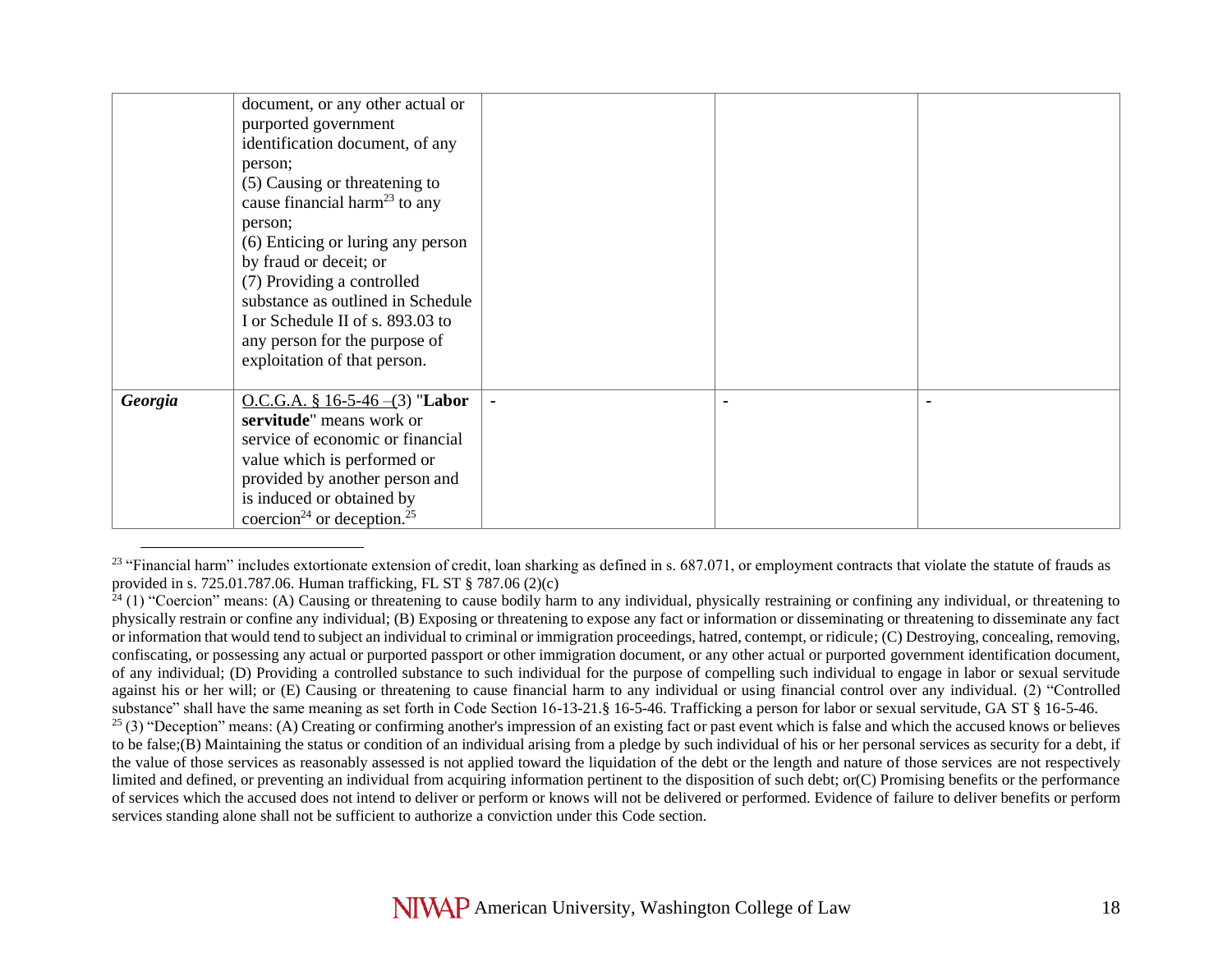| | | | | |
|---|---|---|---|---|
| | document, or any other actual or purported government identification document, of any person;<br>(5) Causing or threatening to cause financial harm[23] to any person;<br>(6) Enticing or luring any person by fraud or deceit; or<br>(7) Providing a controlled substance as outlined in Schedule I or Schedule II of s. 893.03 to any person for the purpose of exploitation of that person. | | | |
| ***Georgia*** | O.C.G.A. § 16-5-46 –(3) "**Labor servitude**" means work or service of economic or financial value which is performed or provided by another person and is induced or obtained by coercion[24] or deception.[25] | - | - | - |

[23] "Financial harm" includes extortionate extension of credit, loan sharking as defined in s. 687.071, or employment contracts that violate the statute of frauds as provided in s. 725.01.787.06. Human trafficking, FL ST § 787.06 (2)(c)

[24] (1) "Coercion" means: (A) Causing or threatening to cause bodily harm to any individual, physically restraining or confining any individual, or threatening to physically restrain or confine any individual; (B) Exposing or threatening to expose any fact or information or disseminating or threatening to disseminate any fact or information that would tend to subject an individual to criminal or immigration proceedings, hatred, contempt, or ridicule; (C) Destroying, concealing, removing, confiscating, or possessing any actual or purported passport or other immigration document, or any other actual or purported government identification document, of any individual; (D) Providing a controlled substance to such individual for the purpose of compelling such individual to engage in labor or sexual servitude against his or her will; or (E) Causing or threatening to cause financial harm to any individual or using financial control over any individual. (2) "Controlled substance" shall have the same meaning as set forth in Code Section 16-13-21.§ 16-5-46. Trafficking a person for labor or sexual servitude, GA ST § 16-5-46.

[25] (3) "Deception" means: (A) Creating or confirming another's impression of an existing fact or past event which is false and which the accused knows or believes to be false;(B) Maintaining the status or condition of an individual arising from a pledge by such individual of his or her personal services as security for a debt, if the value of those services as reasonably assessed is not applied toward the liquidation of the debt or the length and nature of those services are not respectively limited and defined, or preventing an individual from acquiring information pertinent to the disposition of such debt; or(C) Promising benefits or the performance of services which the accused does not intend to deliver or perform or knows will not be delivered or performed. Evidence of failure to deliver benefits or perform services standing alone shall not be sufficient to authorize a conviction under this Code section.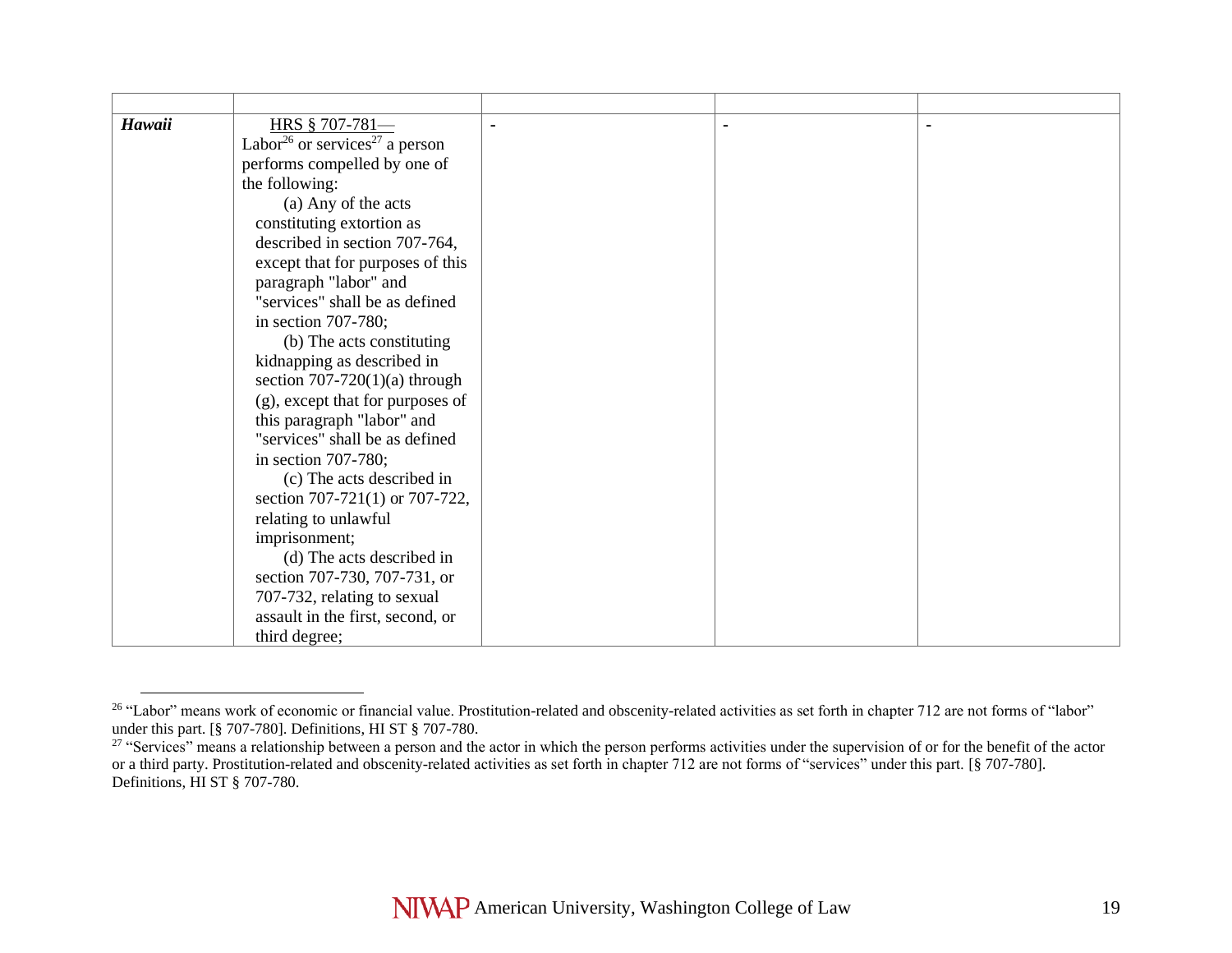| | | | | |
|---|---|---|---|---|
| ***Hawaii*** | HRS § 707-781—<br>Labor[26] or services[27] a person performs compelled by one of the following:<br>(a) Any of the acts constituting extortion as described in section 707-764, except that for purposes of this paragraph "labor" and "services" shall be as defined in section 707-780;<br>(b) The acts constituting kidnapping as described in section 707-720(1)(a) through (g), except that for purposes of this paragraph "labor" and "services" shall be as defined in section 707-780;<br>(c) The acts described in section 707-721(1) or 707-722, relating to unlawful imprisonment;<br>(d) The acts described in section 707-730, 707-731, or 707-732, relating to sexual assault in the first, second, or third degree; | - | - | - |

[26] "Labor" means work of economic or financial value. Prostitution-related and obscenity-related activities as set forth in chapter 712 are not forms of "labor" under this part. [§ 707-780]. Definitions, HI ST § 707-780.

[27] "Services" means a relationship between a person and the actor in which the person performs activities under the supervision of or for the benefit of the actor or a third party. Prostitution-related and obscenity-related activities as set forth in chapter 712 are not forms of "services" under this part. [§ 707-780]. Definitions, HI ST § 707-780.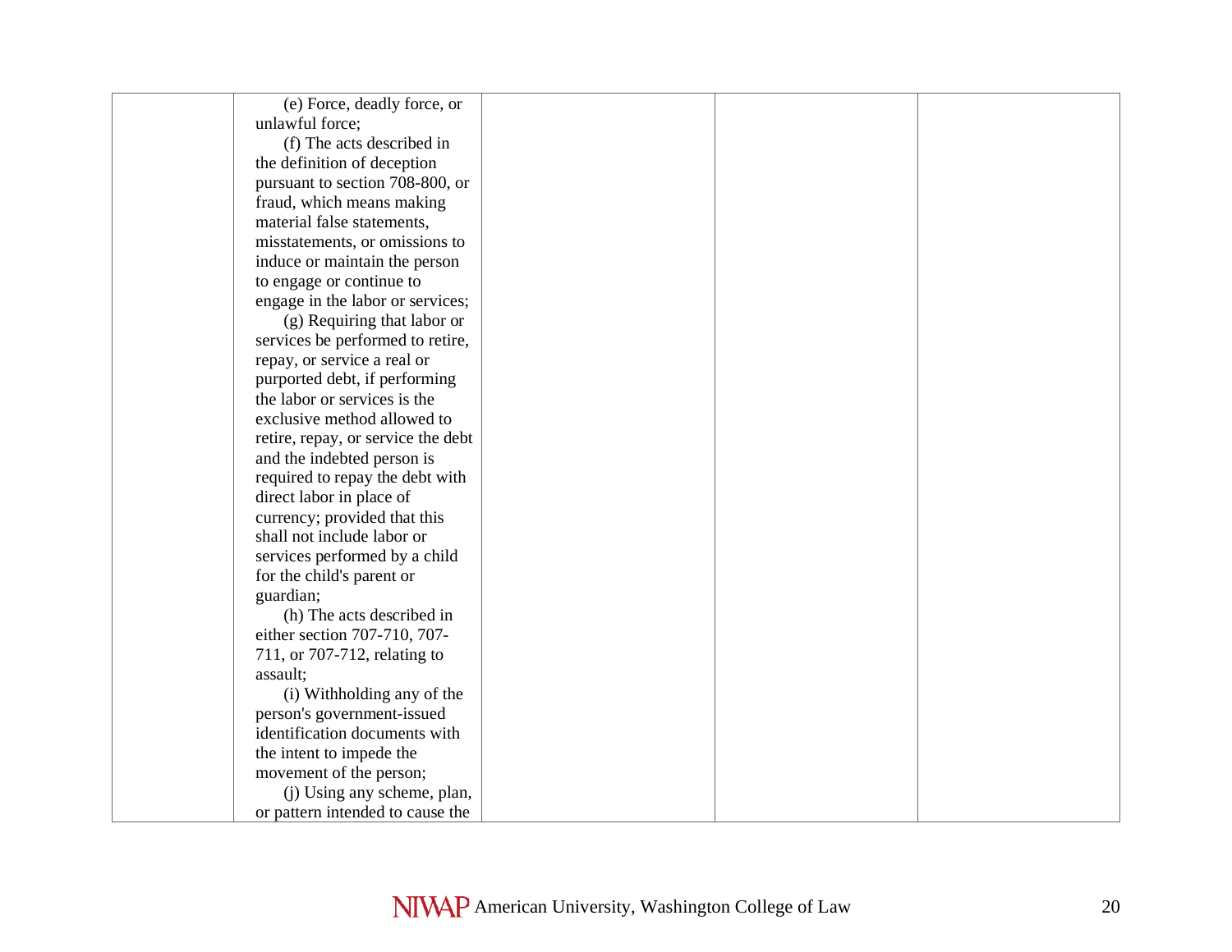| | | | | |
|---|---|---|---|---|
| | (e) Force, deadly force, or unlawful force;<br>(f) The acts described in the definition of deception pursuant to section 708-800, or fraud, which means making material false statements, misstatements, or omissions to induce or maintain the person to engage or continue to engage in the labor or services;<br>(g) Requiring that labor or services be performed to retire, repay, or service a real or purported debt, if performing the labor or services is the exclusive method allowed to retire, repay, or service the debt and the indebted person is required to repay the debt with direct labor in place of currency; provided that this shall not include labor or services performed by a child for the child's parent or guardian;<br>(h) The acts described in either section 707-710, 707-711, or 707-712, relating to assault;<br>(i) Withholding any of the person's government-issued identification documents with the intent to impede the movement of the person;<br>(j) Using any scheme, plan, or pattern intended to cause the | | | |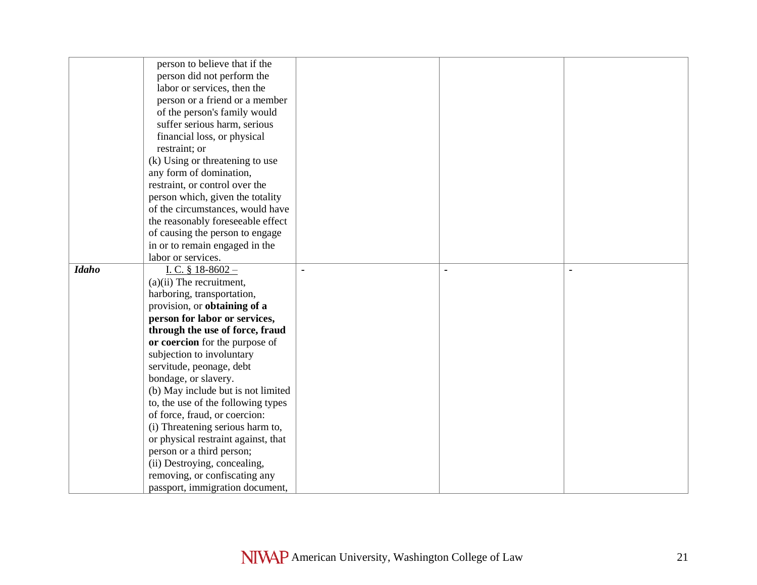| | | | | |
|---|---|---|---|---|
| | person to believe that if the person did not perform the labor or services, then the person or a friend or a member of the person's family would suffer serious harm, serious financial loss, or physical restraint; or<br>(k) Using or threatening to use any form of domination, restraint, or control over the person which, given the totality of the circumstances, would have the reasonably foreseeable effect of causing the person to engage in or to remain engaged in the labor or services. | | | |
| ***Idaho*** | I. C. § 18-8602 –<br>(a)(ii) The recruitment, harboring, transportation, provision, or **obtaining of a person for labor or services, through the use of force, fraud or coercion** for the purpose of subjection to involuntary servitude, peonage, debt bondage, or slavery.<br>(b) May include but is not limited to, the use of the following types of force, fraud, or coercion:<br>(i) Threatening serious harm to, or physical restraint against, that person or a third person;<br>(ii) Destroying, concealing, removing, or confiscating any passport, immigration document, | - | - | - |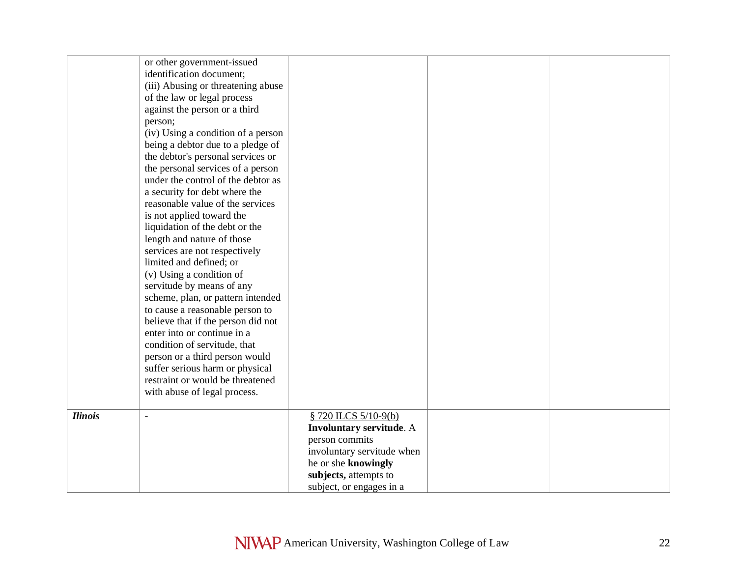| | | | | |
|---|---|---|---|---|
| | or other government-issued identification document;<br>(iii) Abusing or threatening abuse of the law or legal process against the person or a third person;<br>(iv) Using a condition of a person being a debtor due to a pledge of the debtor's personal services or the personal services of a person under the control of the debtor as a security for debt where the reasonable value of the services is not applied toward the liquidation of the debt or the length and nature of those services are not respectively limited and defined; or<br>(v) Using a condition of servitude by means of any scheme, plan, or pattern intended to cause a reasonable person to believe that if the person did not enter into or continue in a condition of servitude, that person or a third person would suffer serious harm or physical restraint or would be threatened with abuse of legal process. | | | |
| ***Ilinois*** | - | § 720 ILCS 5/10-9(b)<br>**Involuntary servitude**. A person commits involuntary servitude when he or she **knowingly subjects,** attempts to subject, or engages in a | | |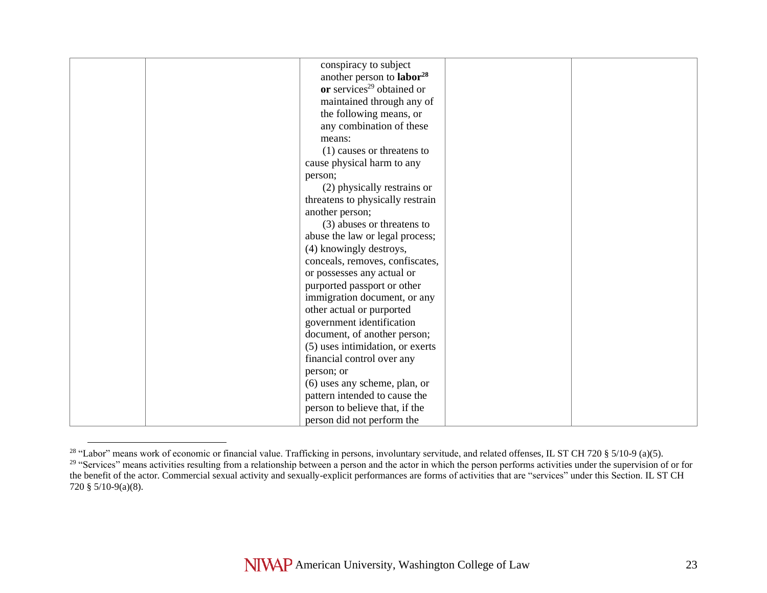| | | | | |
|---|---|---|---|---|
| | | conspiracy to subject another person to **labor**[28] **or** services[29] obtained or maintained through any of the following means, or any combination of these means:<br>(1) causes or threatens to cause physical harm to any person;<br>(2) physically restrains or threatens to physically restrain another person;<br>(3) abuses or threatens to abuse the law or legal process;<br>(4) knowingly destroys, conceals, removes, confiscates, or possesses any actual or purported passport or other immigration document, or any other actual or purported government identification document, of another person;<br>(5) uses intimidation, or exerts financial control over any person; or<br>(6) uses any scheme, plan, or pattern intended to cause the person to believe that, if the person did not perform the | | |

[28] "Labor" means work of economic or financial value. Trafficking in persons, involuntary servitude, and related offenses, IL ST CH 720 § 5/10-9 (a)(5).

[29] "Services" means activities resulting from a relationship between a person and the actor in which the person performs activities under the supervision of or for the benefit of the actor. Commercial sexual activity and sexually-explicit performances are forms of activities that are "services" under this Section. IL ST CH 720 § 5/10-9(a)(8).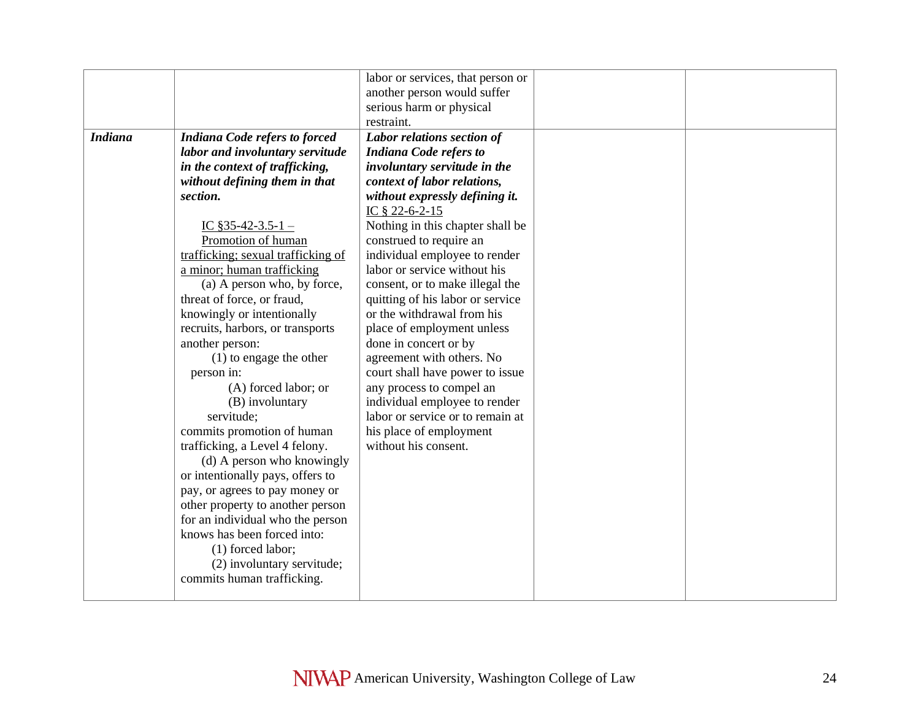| | | | | |
|---|---|---|---|---|
| | | labor or services, that person or another person would suffer serious harm or physical restraint. | | |
| ***Indiana*** | ***Indiana Code refers to forced labor and involuntary servitude in the context of trafficking, without defining them in that section.*** <br><br> <u>IC §35-42-3.5-1 – Promotion of human trafficking; sexual trafficking of a minor; human trafficking</u> <br> (a) A person who, by force, threat of force, or fraud, knowingly or intentionally recruits, harbors, or transports another person: <br> (1) to engage the other person in: <br> (A) forced labor; or <br> (B) involuntary servitude; <br> commits promotion of human trafficking, a Level 4 felony. <br> (d) A person who knowingly or intentionally pays, offers to pay, or agrees to pay money or other property to another person for an individual who the person knows has been forced into: <br> (1) forced labor; <br> (2) involuntary servitude; <br> commits human trafficking. | ***Labor relations section of Indiana Code refers to involuntary servitude in the context of labor relations, without expressly defining it.*** <br> <u>IC § 22-6-2-15</u> <br> Nothing in this chapter shall be construed to require an individual employee to render labor or service without his consent, or to make illegal the quitting of his labor or service or the withdrawal from his place of employment unless done in concert or by agreement with others. No court shall have power to issue any process to compel an individual employee to render labor or service or to remain at his place of employment without his consent. | | |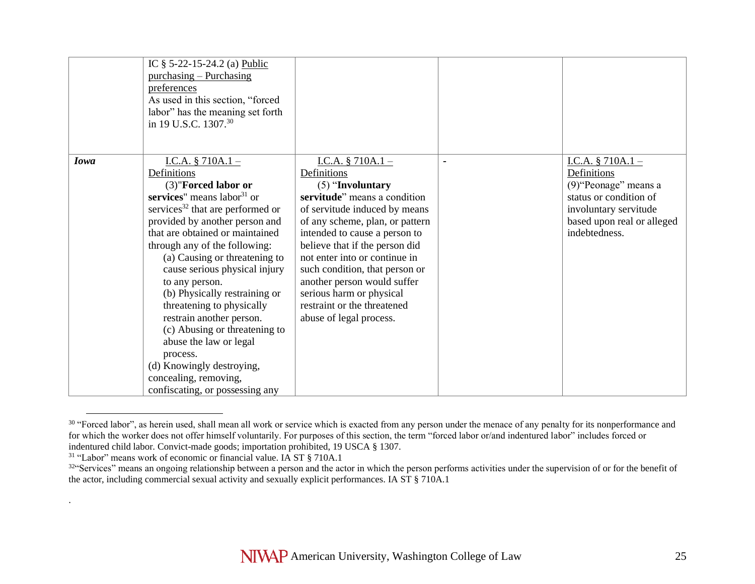| | | | | |
|---|---|---|---|---|
| | IC § 5-22-15-24.2 (a) Public purchasing – Purchasing preferences<br>As used in this section, "forced labor" has the meaning set forth in 19 U.S.C. 1307.[30] | | | |
| ***Iowa*** | I.C.A. § 710A.1 – Definitions<br>(3)"**Forced labor or services**" means labor[31] or services[32] that are performed or provided by another person and that are obtained or maintained through any of the following:<br>(a) Causing or threatening to cause serious physical injury to any person.<br>(b) Physically restraining or threatening to physically restrain another person.<br>(c) Abusing or threatening to abuse the law or legal process.<br>(d) Knowingly destroying, concealing, removing, confiscating, or possessing any | I.C.A. § 710A.1 – Definitions<br>(5) "**Involuntary servitude**" means a condition of servitude induced by means of any scheme, plan, or pattern intended to cause a person to believe that if the person did not enter into or continue in such condition, that person or another person would suffer serious harm or physical restraint or the threatened abuse of legal process. | - | I.C.A. § 710A.1 – Definitions<br>(9)"Peonage" means a status or condition of involuntary servitude based upon real or alleged indebtedness. |

[30] "Forced labor", as herein used, shall mean all work or service which is exacted from any person under the menace of any penalty for its nonperformance and for which the worker does not offer himself voluntarily. For purposes of this section, the term "forced labor or/and indentured labor" includes forced or indentured child labor. Convict-made goods; importation prohibited, 19 USCA § 1307.

[31] "Labor" means work of economic or financial value. IA ST § 710A.1

[32] "Services" means an ongoing relationship between a person and the actor in which the person performs activities under the supervision of or for the benefit of the actor, including commercial sexual activity and sexually explicit performances. IA ST § 710A.1

.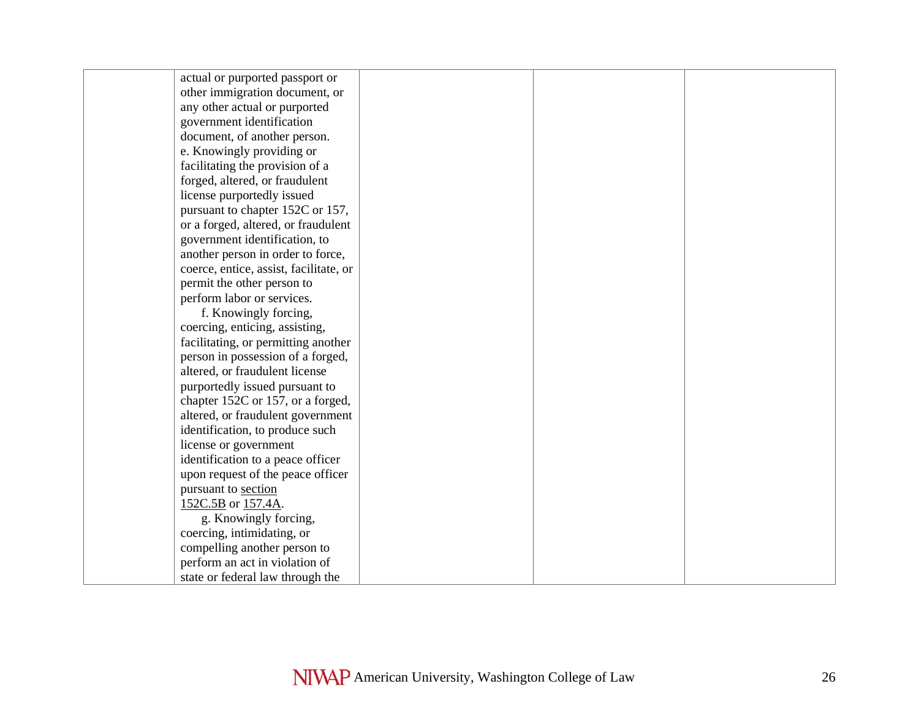| | | | | |
|---|---|---|---|---|
| | actual or purported passport or other immigration document, or any other actual or purported government identification document, of another person.<br>e. Knowingly providing or facilitating the provision of a forged, altered, or fraudulent license purportedly issued pursuant to chapter 152C or 157, or a forged, altered, or fraudulent government identification, to another person in order to force, coerce, entice, assist, facilitate, or permit the other person to perform labor or services.<br>f. Knowingly forcing, coercing, enticing, assisting, facilitating, or permitting another person in possession of a forged, altered, or fraudulent license purportedly issued pursuant to chapter 152C or 157, or a forged, altered, or fraudulent government identification, to produce such license or government identification to a peace officer upon request of the peace officer pursuant to section 152C.5B or 157.4A.<br>g. Knowingly forcing, coercing, intimidating, or compelling another person to perform an act in violation of state or federal law through the | | | |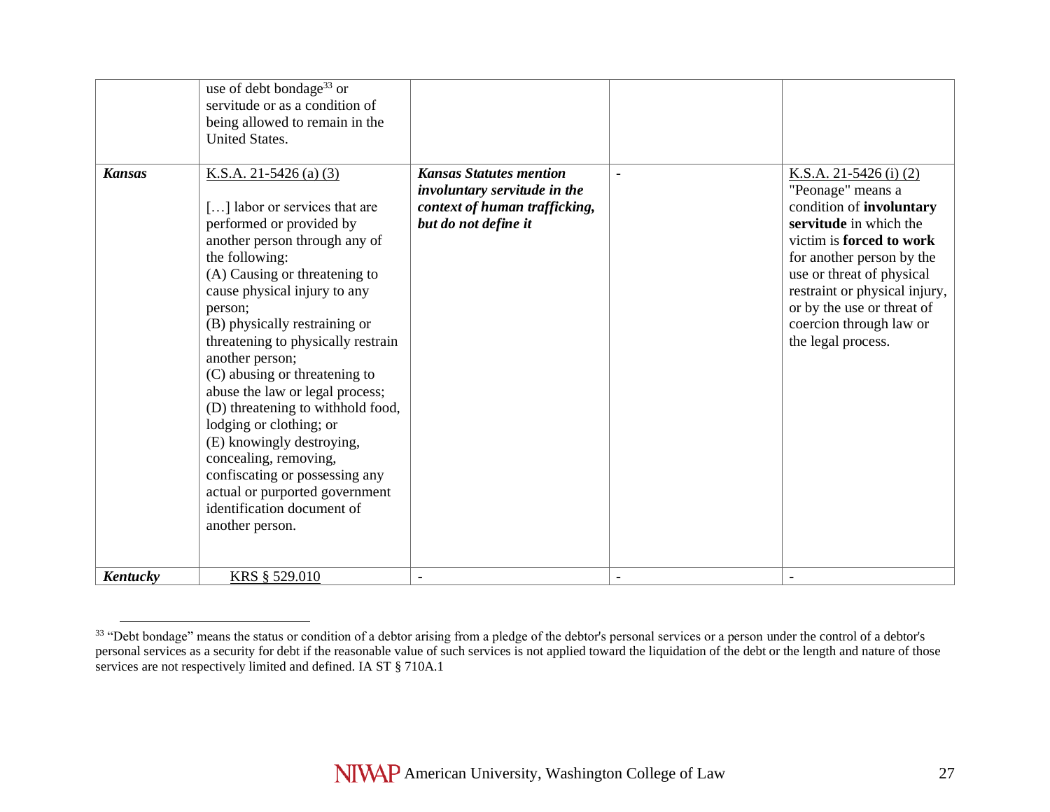| | | | | |
|---|---|---|---|---|
| | use of debt bondage[33] or servitude or as a condition of being allowed to remain in the United States. | | | |
| ***Kansas*** | K.S.A. 21-5426 (a) (3)<br><br>[…] labor or services that are performed or provided by another person through any of the following:<br>(A) Causing or threatening to cause physical injury to any person;<br>(B) physically restraining or threatening to physically restrain another person;<br>(C) abusing or threatening to abuse the law or legal process;<br>(D) threatening to withhold food, lodging or clothing; or<br>(E) knowingly destroying, concealing, removing, confiscating or possessing any actual or purported government identification document of another person. | ***Kansas Statutes mention involuntary servitude in the context of human trafficking, but do not define it*** | - | K.S.A. 21-5426 (i) (2)<br>"Peonage" means a condition of **involuntary servitude** in which the victim is **forced to work** for another person by the use or threat of physical restraint or physical injury, or by the use or threat of coercion through law or the legal process. |
| ***Kentucky*** | KRS § 529.010 | - | - | - |

[33] "Debt bondage" means the status or condition of a debtor arising from a pledge of the debtor's personal services or a person under the control of a debtor's personal services as a security for debt if the reasonable value of such services is not applied toward the liquidation of the debt or the length and nature of those services are not respectively limited and defined. IA ST § 710A.1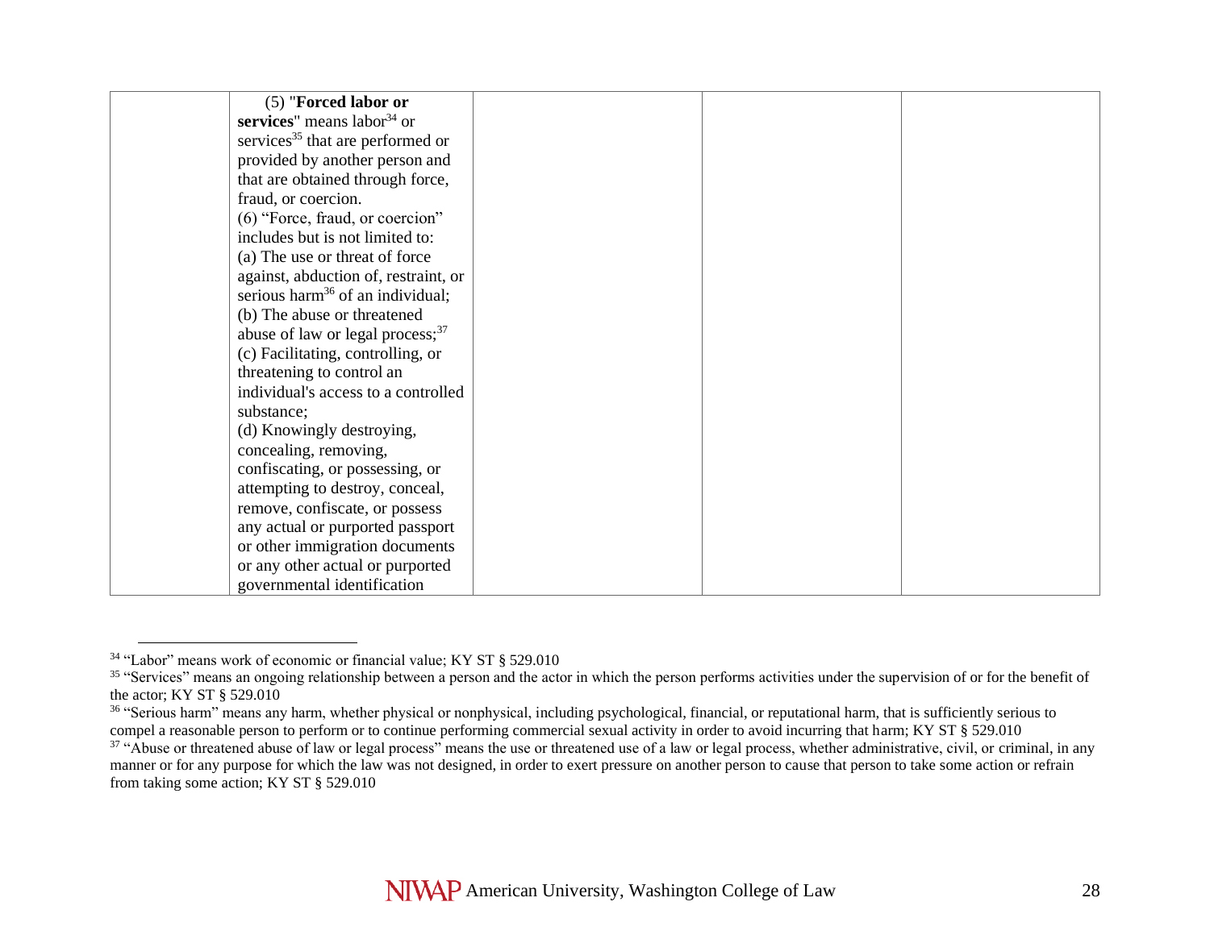| | | | | |
|---|---|---|---|---|
| | (5) "**Forced labor or services**" means labor[34] or services[35] that are performed or provided by another person and that are obtained through force, fraud, or coercion.<br>(6) “Force, fraud, or coercion” includes but is not limited to:<br>(a) The use or threat of force against, abduction of, restraint, or serious harm[36] of an individual;<br>(b) The abuse or threatened abuse of law or legal process;[37]<br>(c) Facilitating, controlling, or threatening to control an individual's access to a controlled substance;<br>(d) Knowingly destroying, concealing, removing, confiscating, or possessing, or attempting to destroy, conceal, remove, confiscate, or possess any actual or purported passport or other immigration documents or any other actual or purported governmental identification | | | |

[34] “Labor” means work of economic or financial value; KY ST § 529.010

[35] “Services” means an ongoing relationship between a person and the actor in which the person performs activities under the supervision of or for the benefit of the actor; KY ST § 529.010

[36] “Serious harm” means any harm, whether physical or nonphysical, including psychological, financial, or reputational harm, that is sufficiently serious to compel a reasonable person to perform or to continue performing commercial sexual activity in order to avoid incurring that harm; KY ST § 529.010

[37] “Abuse or threatened abuse of law or legal process” means the use or threatened use of a law or legal process, whether administrative, civil, or criminal, in any manner or for any purpose for which the law was not designed, in order to exert pressure on another person to cause that person to take some action or refrain from taking some action; KY ST § 529.010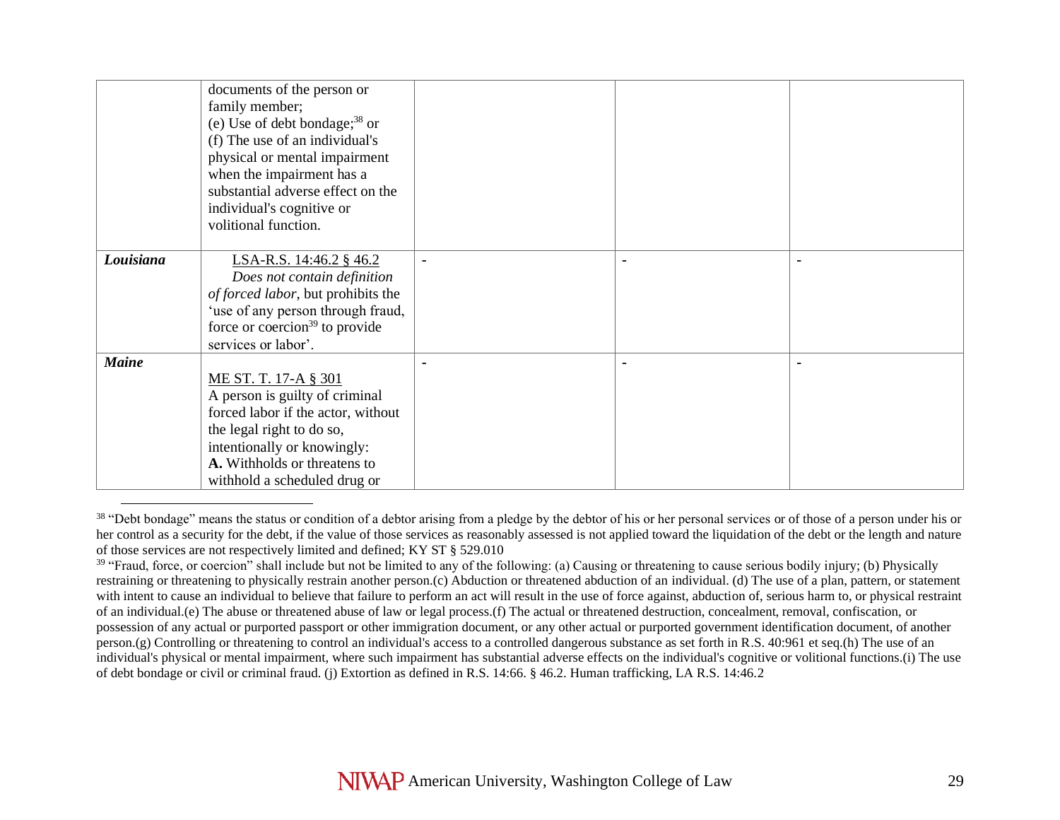| | | | | |
|---|---|---|---|---|
| | documents of the person or family member;<br>(e) Use of debt bondage;[38] or<br>(f) The use of an individual's physical or mental impairment when the impairment has a substantial adverse effect on the individual's cognitive or volitional function. | | | |
| ***Louisiana*** | LSA-R.S. 14:46.2 § 46.2<br>*Does not contain definition of forced labor*, but prohibits the 'use of any person through fraud, force or coercion[39] to provide services or labor'. | - | - | - |
| ***Maine*** | ME ST. T. 17-A § 301<br>A person is guilty of criminal forced labor if the actor, without the legal right to do so, intentionally or knowingly:<br>**A.** Withholds or threatens to withhold a scheduled drug or | - | - | - |

[38] "Debt bondage" means the status or condition of a debtor arising from a pledge by the debtor of his or her personal services or of those of a person under his or her control as a security for the debt, if the value of those services as reasonably assessed is not applied toward the liquidation of the debt or the length and nature of those services are not respectively limited and defined; KY ST § 529.010

[39] "Fraud, force, or coercion" shall include but not be limited to any of the following: (a) Causing or threatening to cause serious bodily injury; (b) Physically restraining or threatening to physically restrain another person.(c) Abduction or threatened abduction of an individual. (d) The use of a plan, pattern, or statement with intent to cause an individual to believe that failure to perform an act will result in the use of force against, abduction of, serious harm to, or physical restraint of an individual.(e) The abuse or threatened abuse of law or legal process.(f) The actual or threatened destruction, concealment, removal, confiscation, or possession of any actual or purported passport or other immigration document, or any other actual or purported government identification document, of another person.(g) Controlling or threatening to control an individual's access to a controlled dangerous substance as set forth in R.S. 40:961 et seq.(h) The use of an individual's physical or mental impairment, where such impairment has substantial adverse effects on the individual's cognitive or volitional functions.(i) The use of debt bondage or civil or criminal fraud. (j) Extortion as defined in R.S. 14:66. § 46.2. Human trafficking, LA R.S. 14:46.2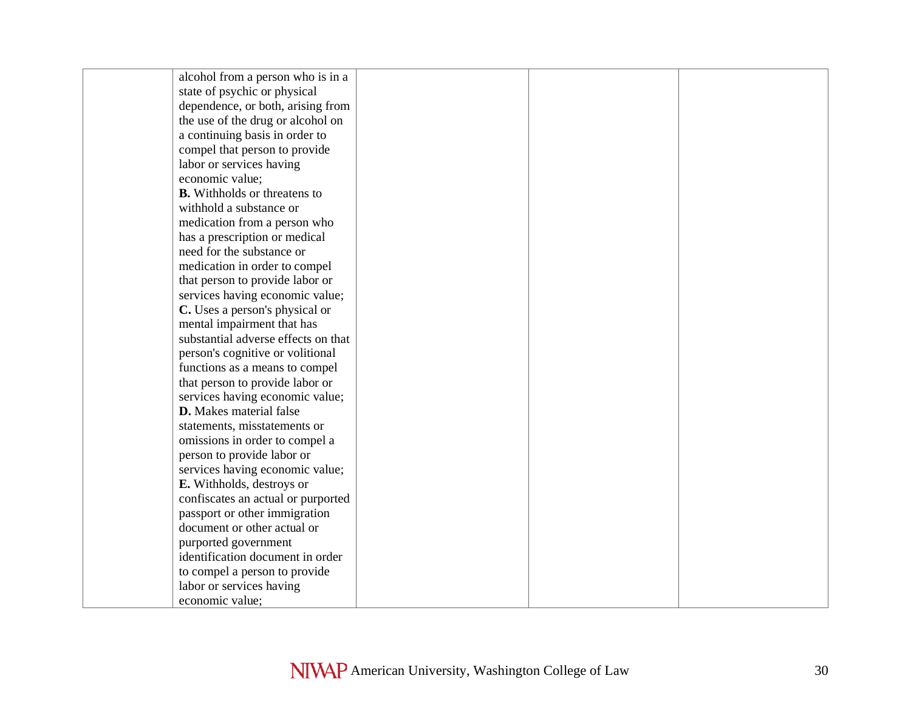| | | | | |
|---|---|---|---|---|
| | alcohol from a person who is in a state of psychic or physical dependence, or both, arising from the use of the drug or alcohol on a continuing basis in order to compel that person to provide labor or services having economic value;<br>**B.** Withholds or threatens to withhold a substance or medication from a person who has a prescription or medical need for the substance or medication in order to compel that person to provide labor or services having economic value;<br>**C.** Uses a person's physical or mental impairment that has substantial adverse effects on that person's cognitive or volitional functions as a means to compel that person to provide labor or services having economic value;<br>**D.** Makes material false statements, misstatements or omissions in order to compel a person to provide labor or services having economic value;<br>**E.** Withholds, destroys or confiscates an actual or purported passport or other immigration document or other actual or purported government identification document in order to compel a person to provide labor or services having economic value; | | | |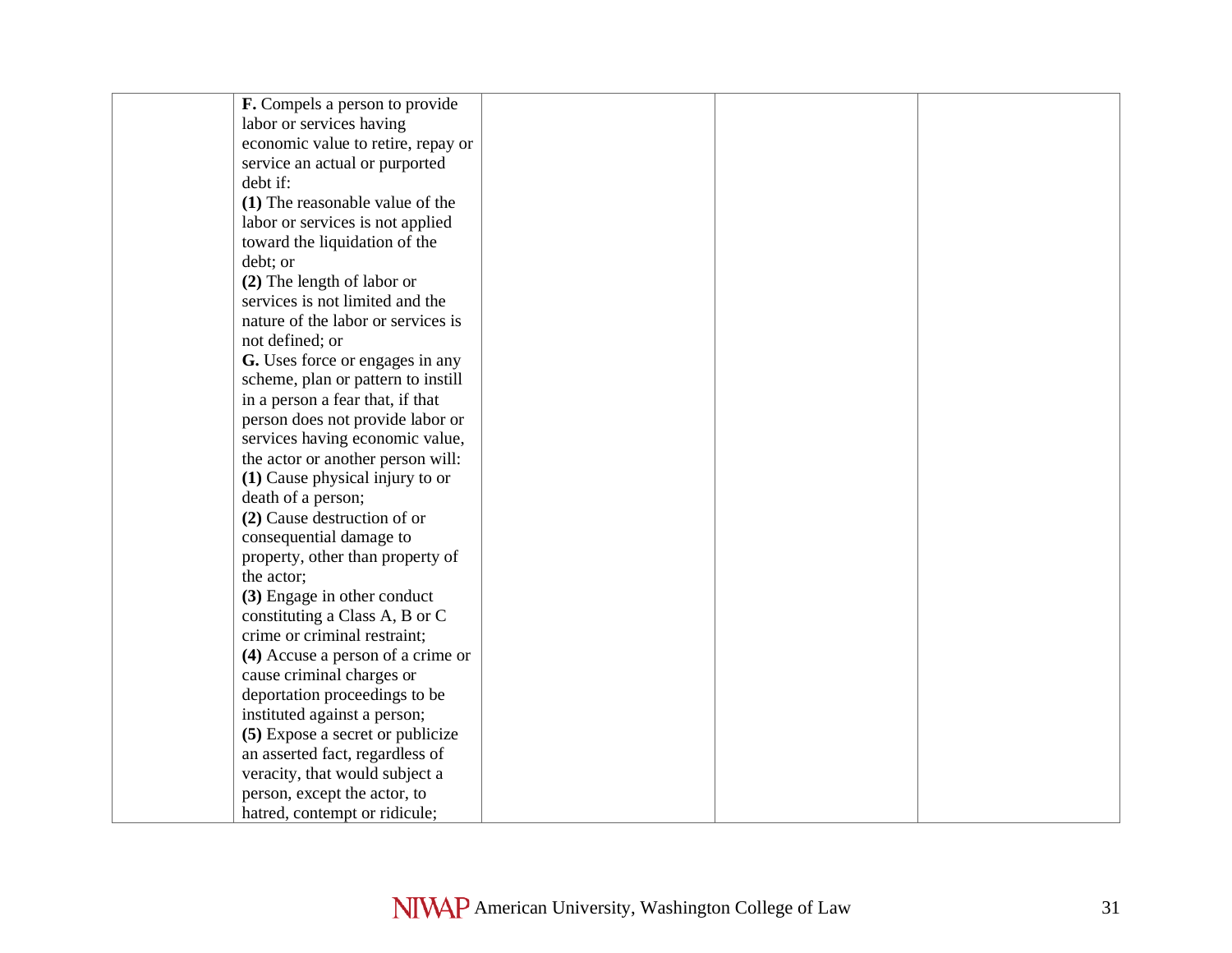| | | | | |
|---|---|---|---|---|
| | **F.** Compels a person to provide labor or services having economic value to retire, repay or service an actual or purported debt if:<br>**(1)** The reasonable value of the labor or services is not applied toward the liquidation of the debt; or<br>**(2)** The length of labor or services is not limited and the nature of the labor or services is not defined; or<br>**G.** Uses force or engages in any scheme, plan or pattern to instill in a person a fear that, if that person does not provide labor or services having economic value, the actor or another person will:<br>**(1)** Cause physical injury to or death of a person;<br>**(2)** Cause destruction of or consequential damage to property, other than property of the actor;<br>**(3)** Engage in other conduct constituting a Class A, B or C crime or criminal restraint;<br>**(4)** Accuse a person of a crime or cause criminal charges or deportation proceedings to be instituted against a person;<br>**(5)** Expose a secret or publicize an asserted fact, regardless of veracity, that would subject a person, except the actor, to hatred, contempt or ridicule; | | | |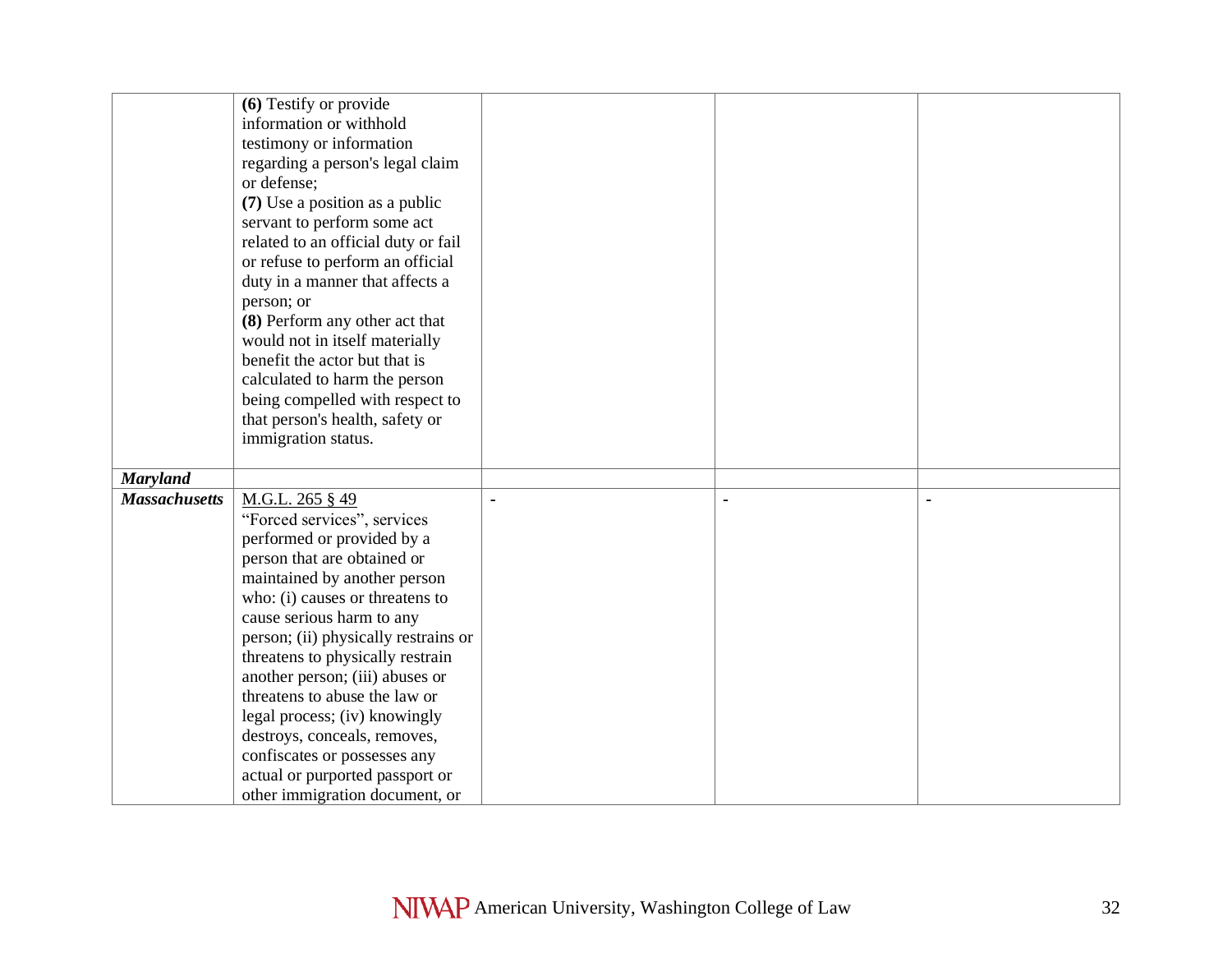| | | | | |
|---|---|---|---|---|
| | **(6)** Testify or provide information or withhold testimony or information regarding a person's legal claim or defense;<br>**(7)** Use a position as a public servant to perform some act related to an official duty or fail or refuse to perform an official duty in a manner that affects a person; or<br>**(8)** Perform any other act that would not in itself materially benefit the actor but that is calculated to harm the person being compelled with respect to that person's health, safety or immigration status. | | | |
| ***Maryland*** | | | | |
| ***Massachusetts*** | M.G.L. 265 § 49<br>"Forced services", services performed or provided by a person that are obtained or maintained by another person who: (i) causes or threatens to cause serious harm to any person; (ii) physically restrains or threatens to physically restrain another person; (iii) abuses or threatens to abuse the law or legal process; (iv) knowingly destroys, conceals, removes, confiscates or possesses any actual or purported passport or other immigration document, or | - | - | - |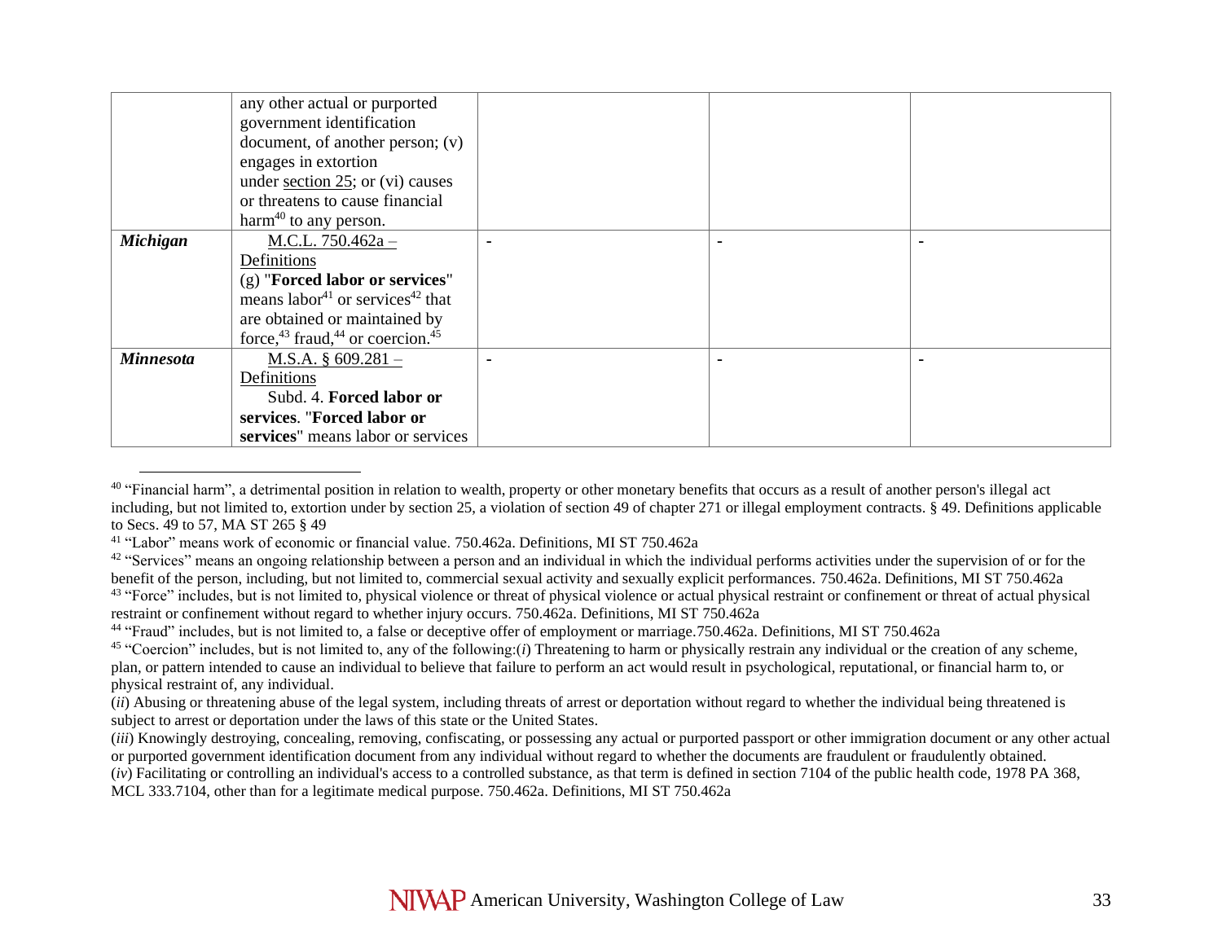| | | | | |
|---|---|---|---|---|
| | any other actual or purported government identification document, of another person; (v) engages in extortion under section 25; or (vi) causes or threatens to cause financial harm[40] to any person. | | | |
| ***Michigan*** | M.C.L. 750.462a – Definitions (g) "**Forced labor or services**" means labor[41] or services[42] that are obtained or maintained by force,[43] fraud,[44] or coercion.[45] | - | - | - |
| ***Minnesota*** | M.S.A. § 609.281 – Definitions Subd. 4. **Forced labor or services**. "**Forced labor or services**" means labor or services | - | - | - |

[40] "Financial harm", a detrimental position in relation to wealth, property or other monetary benefits that occurs as a result of another person's illegal act including, but not limited to, extortion under by section 25, a violation of section 49 of chapter 271 or illegal employment contracts. § 49. Definitions applicable to Secs. 49 to 57, MA ST 265 § 49

[41] "Labor" means work of economic or financial value. 750.462a. Definitions, MI ST 750.462a

[42] "Services" means an ongoing relationship between a person and an individual in which the individual performs activities under the supervision of or for the benefit of the person, including, but not limited to, commercial sexual activity and sexually explicit performances. 750.462a. Definitions, MI ST 750.462a

[43] "Force" includes, but is not limited to, physical violence or threat of physical violence or actual physical restraint or confinement or threat of actual physical restraint or confinement without regard to whether injury occurs. 750.462a. Definitions, MI ST 750.462a

[44] "Fraud" includes, but is not limited to, a false or deceptive offer of employment or marriage.750.462a. Definitions, MI ST 750.462a

[45] "Coercion" includes, but is not limited to, any of the following:(*i*) Threatening to harm or physically restrain any individual or the creation of any scheme, plan, or pattern intended to cause an individual to believe that failure to perform an act would result in psychological, reputational, or financial harm to, or physical restraint of, any individual.

(*ii*) Abusing or threatening abuse of the legal system, including threats of arrest or deportation without regard to whether the individual being threatened is subject to arrest or deportation under the laws of this state or the United States.

(*iii*) Knowingly destroying, concealing, removing, confiscating, or possessing any actual or purported passport or other immigration document or any other actual or purported government identification document from any individual without regard to whether the documents are fraudulent or fraudulently obtained.

(*iv*) Facilitating or controlling an individual's access to a controlled substance, as that term is defined in section 7104 of the public health code, 1978 PA 368, MCL 333.7104, other than for a legitimate medical purpose. 750.462a. Definitions, MI ST 750.462a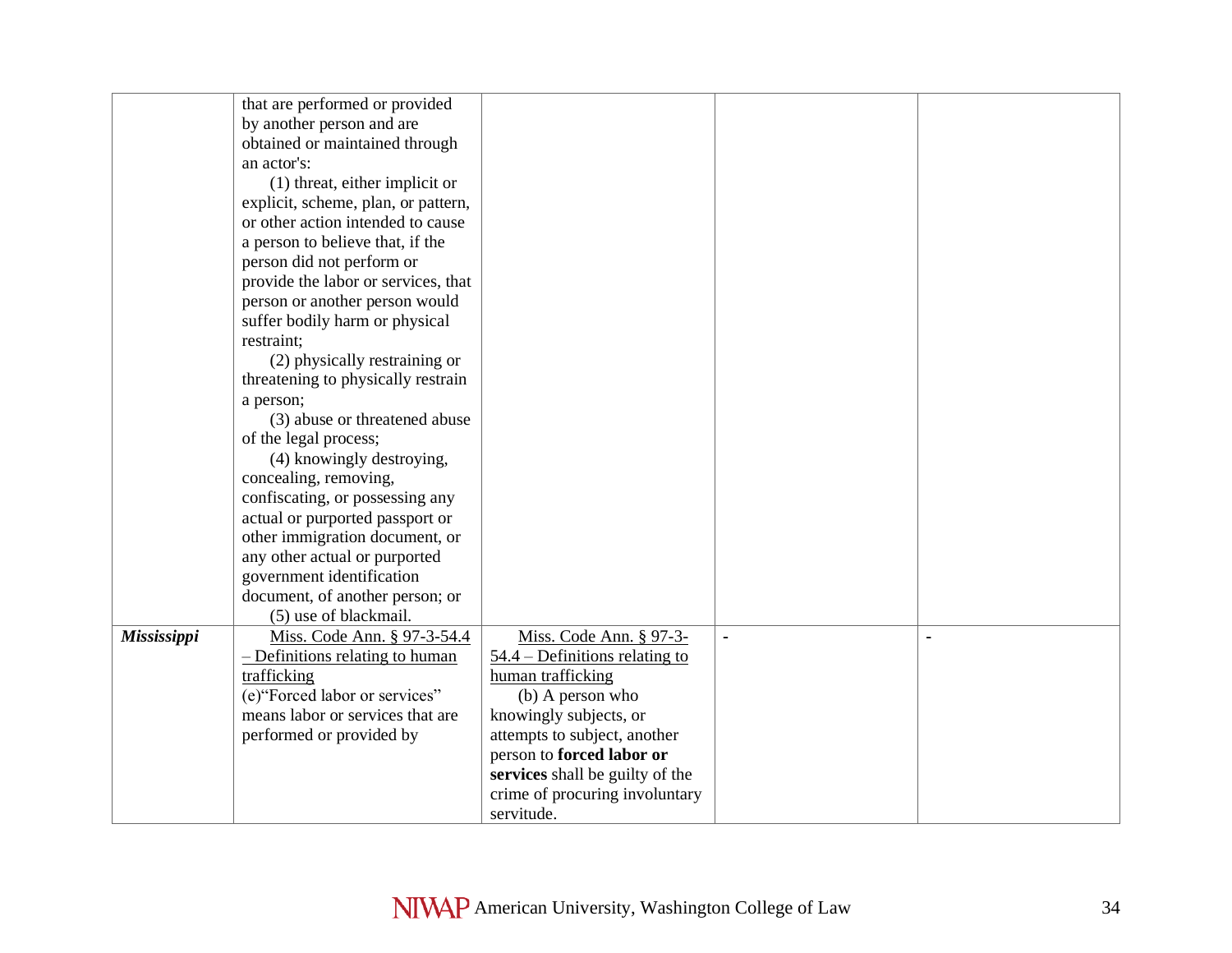| | | | | |
|---|---|---|---|---|
| | that are performed or provided by another person and are obtained or maintained through an actor's:<br>(1) threat, either implicit or explicit, scheme, plan, or pattern, or other action intended to cause a person to believe that, if the person did not perform or provide the labor or services, that person or another person would suffer bodily harm or physical restraint;<br>(2) physically restraining or threatening to physically restrain a person;<br>(3) abuse or threatened abuse of the legal process;<br>(4) knowingly destroying, concealing, removing, confiscating, or possessing any actual or purported passport or other immigration document, or any other actual or purported government identification document, of another person; or<br>(5) use of blackmail. | | | |
| ***Mississippi*** | Miss. Code Ann. § 97-3-54.4 – Definitions relating to human trafficking<br>(e)"Forced labor or services" means labor or services that are performed or provided by | Miss. Code Ann. § 97-3-54.4 – Definitions relating to human trafficking<br>(b) A person who knowingly subjects, or attempts to subject, another person to **forced labor or services** shall be guilty of the crime of procuring involuntary servitude. | - | - |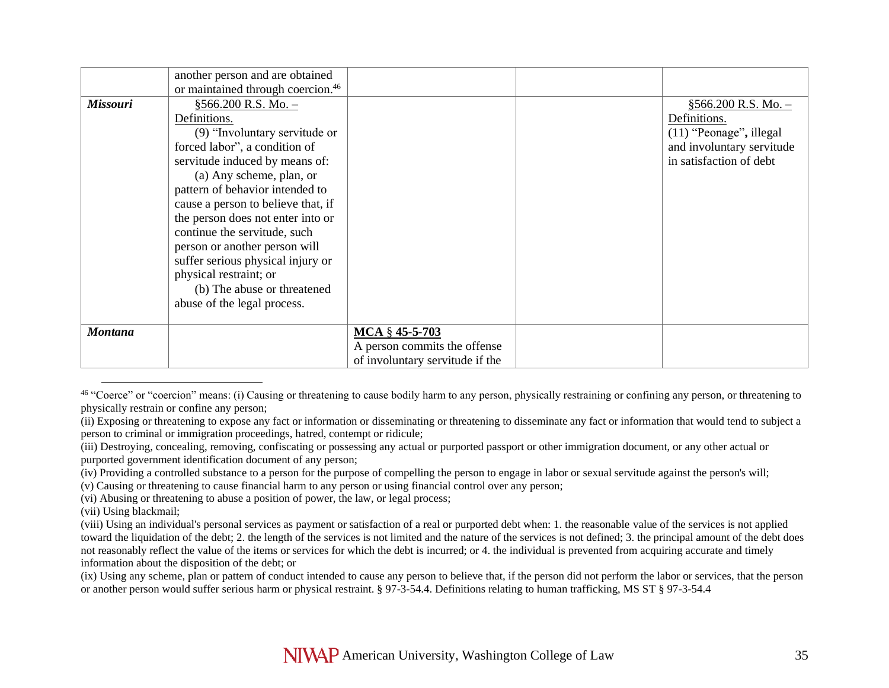| | | | | |
|---|---|---|---|---|
| | another person and are obtained or maintained through coercion.[46] | | | |
| ***Missouri*** | <u>§566.200 R.S. Mo. – Definitions.</u><br>(9) "Involuntary servitude or forced labor", a condition of servitude induced by means of:<br>(a) Any scheme, plan, or pattern of behavior intended to cause a person to believe that, if the person does not enter into or continue the servitude, such person or another person will suffer serious physical injury or physical restraint; or<br>(b) The abuse or threatened abuse of the legal process. | | | <u>§566.200 R.S. Mo. – Definitions.</u><br>(11) "Peonage", illegal and involuntary servitude in satisfaction of debt |
| ***Montana*** | | **<u>MCA § 45-5-703</u>**<br>A person commits the offense of involuntary servitude if the | | |

[46] "Coerce" or "coercion" means: (i) Causing or threatening to cause bodily harm to any person, physically restraining or confining any person, or threatening to physically restrain or confine any person;
(ii) Exposing or threatening to expose any fact or information or disseminating or threatening to disseminate any fact or information that would tend to subject a person to criminal or immigration proceedings, hatred, contempt or ridicule;
(iii) Destroying, concealing, removing, confiscating or possessing any actual or purported passport or other immigration document, or any other actual or purported government identification document of any person;
(iv) Providing a controlled substance to a person for the purpose of compelling the person to engage in labor or sexual servitude against the person's will;
(v) Causing or threatening to cause financial harm to any person or using financial control over any person;
(vi) Abusing or threatening to abuse a position of power, the law, or legal process;
(vii) Using blackmail;
(viii) Using an individual's personal services as payment or satisfaction of a real or purported debt when: 1. the reasonable value of the services is not applied toward the liquidation of the debt; 2. the length of the services is not limited and the nature of the services is not defined; 3. the principal amount of the debt does not reasonably reflect the value of the items or services for which the debt is incurred; or 4. the individual is prevented from acquiring accurate and timely information about the disposition of the debt; or
(ix) Using any scheme, plan or pattern of conduct intended to cause any person to believe that, if the person did not perform the labor or services, that the person or another person would suffer serious harm or physical restraint. § 97-3-54.4. Definitions relating to human trafficking, MS ST § 97-3-54.4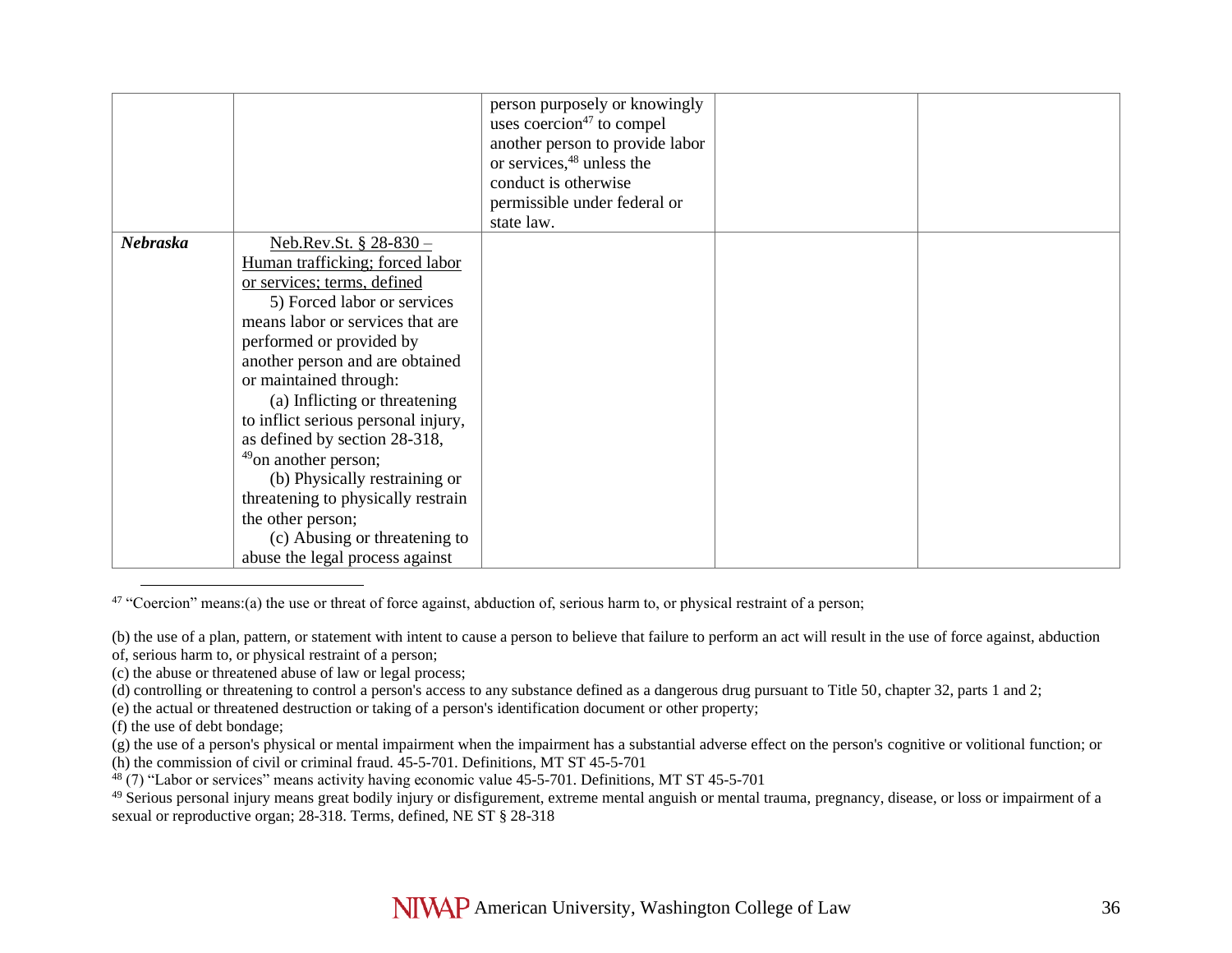| | | | | |
|---|---|---|---|---|
| | | person purposely or knowingly uses coercion[47] to compel another person to provide labor or services,[48] unless the conduct is otherwise permissible under federal or state law. | | |
| ***Nebraska*** | Neb.Rev.St. § 28-830 – Human trafficking; forced labor or services; terms, defined<br>5) Forced labor or services means labor or services that are performed or provided by another person and are obtained or maintained through:<br>(a) Inflicting or threatening to inflict serious personal injury, as defined by section 28-318, [49]on another person;<br>(b) Physically restraining or threatening to physically restrain the other person;<br>(c) Abusing or threatening to abuse the legal process against | | | |

[47] "Coercion" means:(a) the use or threat of force against, abduction of, serious harm to, or physical restraint of a person;

(b) the use of a plan, pattern, or statement with intent to cause a person to believe that failure to perform an act will result in the use of force against, abduction of, serious harm to, or physical restraint of a person;

(c) the abuse or threatened abuse of law or legal process;

(d) controlling or threatening to control a person's access to any substance defined as a dangerous drug pursuant to Title 50, chapter 32, parts 1 and 2;

(e) the actual or threatened destruction or taking of a person's identification document or other property;

(f) the use of debt bondage;

(g) the use of a person's physical or mental impairment when the impairment has a substantial adverse effect on the person's cognitive or volitional function; or

(h) the commission of civil or criminal fraud. 45-5-701. Definitions, MT ST 45-5-701

[48] (7) "Labor or services" means activity having economic value 45-5-701. Definitions, MT ST 45-5-701

[49] Serious personal injury means great bodily injury or disfigurement, extreme mental anguish or mental trauma, pregnancy, disease, or loss or impairment of a sexual or reproductive organ; 28-318. Terms, defined, NE ST § 28-318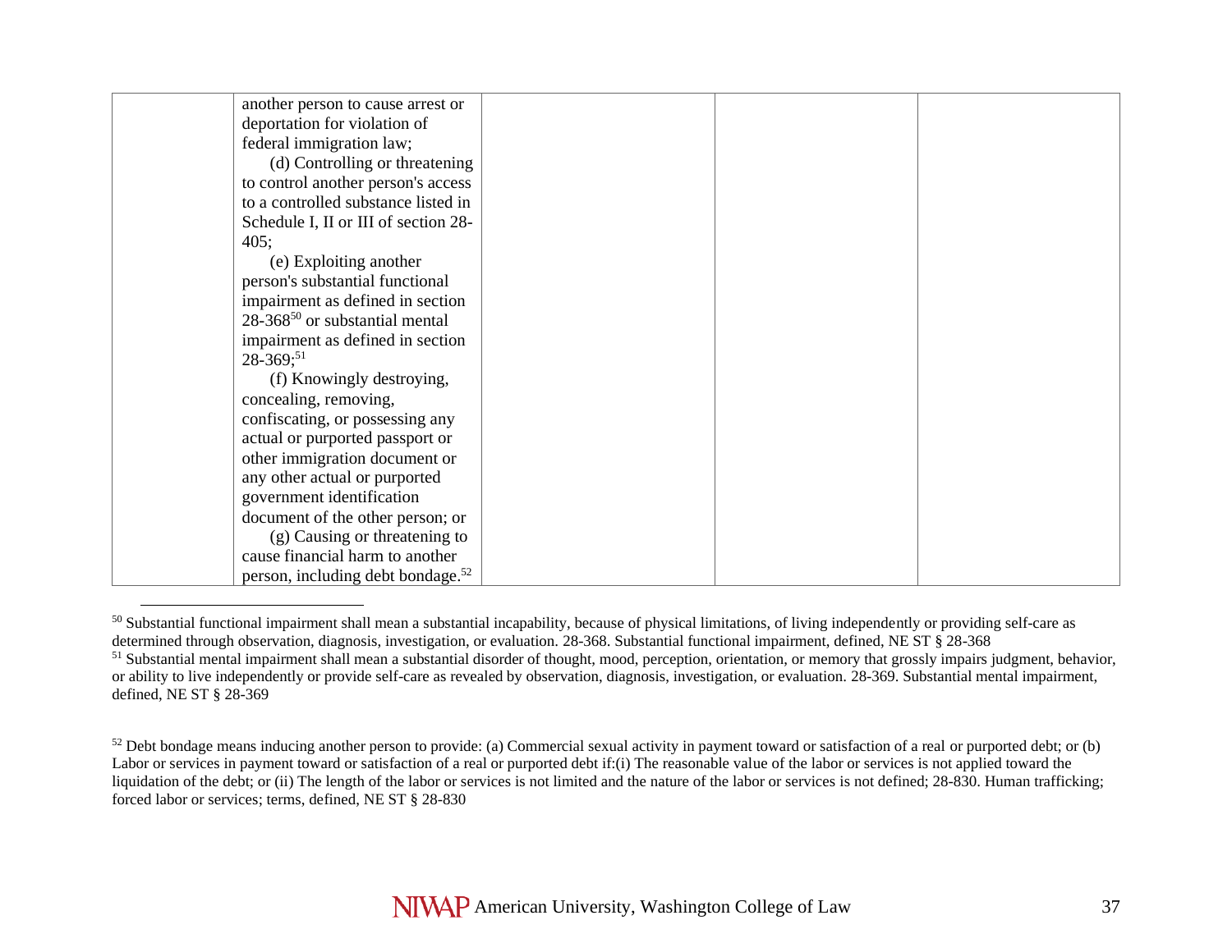| | | | | |
|---|---|---|---|---|
| | another person to cause arrest or deportation for violation of federal immigration law;<br>(d) Controlling or threatening to control another person's access to a controlled substance listed in Schedule I, II or III of section 28-405;<br>(e) Exploiting another person's substantial functional impairment as defined in section 28-368[50] or substantial mental impairment as defined in section 28-369;[51]<br>(f) Knowingly destroying, concealing, removing, confiscating, or possessing any actual or purported passport or other immigration document or any other actual or purported government identification document of the other person; or<br>(g) Causing or threatening to cause financial harm to another person, including debt bondage.[52] | | | |

[50] Substantial functional impairment shall mean a substantial incapability, because of physical limitations, of living independently or providing self-care as determined through observation, diagnosis, investigation, or evaluation. 28-368. Substantial functional impairment, defined, NE ST § 28-368

[51] Substantial mental impairment shall mean a substantial disorder of thought, mood, perception, orientation, or memory that grossly impairs judgment, behavior, or ability to live independently or provide self-care as revealed by observation, diagnosis, investigation, or evaluation. 28-369. Substantial mental impairment, defined, NE ST § 28-369

[52] Debt bondage means inducing another person to provide: (a) Commercial sexual activity in payment toward or satisfaction of a real or purported debt; or (b) Labor or services in payment toward or satisfaction of a real or purported debt if:(i) The reasonable value of the labor or services is not applied toward the liquidation of the debt; or (ii) The length of the labor or services is not limited and the nature of the labor or services is not defined; 28-830. Human trafficking; forced labor or services; terms, defined, NE ST § 28-830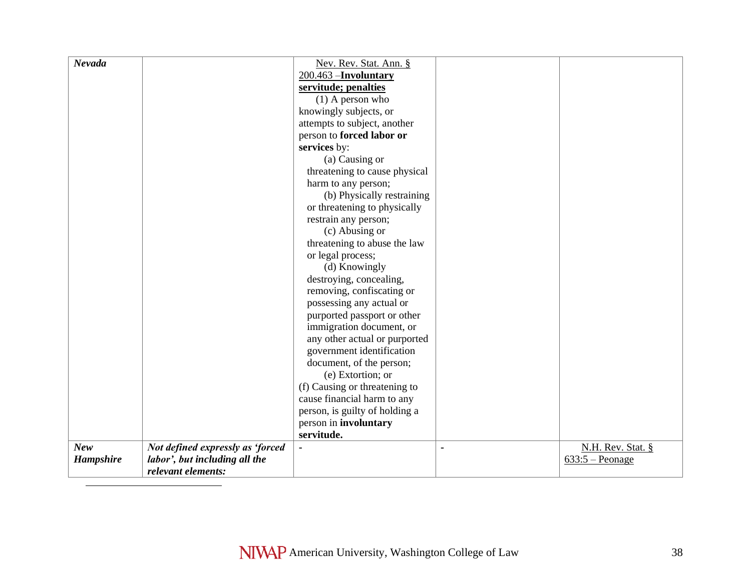| | | | | |
|---|---|---|---|---|
| ***Nevada*** | | Nev. Rev. Stat. Ann. § 200.463 –**Involuntary servitude; penalties**<br>(1) A person who knowingly subjects, or attempts to subject, another person to **forced labor or services** by:<br>(a) Causing or threatening to cause physical harm to any person;<br>(b) Physically restraining or threatening to physically restrain any person;<br>(c) Abusing or threatening to abuse the law or legal process;<br>(d) Knowingly destroying, concealing, removing, confiscating or possessing any actual or purported passport or other immigration document, or any other actual or purported government identification document, of the person;<br>(e) Extortion; or<br>(f) Causing or threatening to cause financial harm to any person, is guilty of holding a person in **involuntary servitude.** | | |
| ***New Hampshire*** | ***Not defined expressly as 'forced labor', but including all the relevant elements:*** | - | - | N.H. Rev. Stat. § 633:5 – Peonage |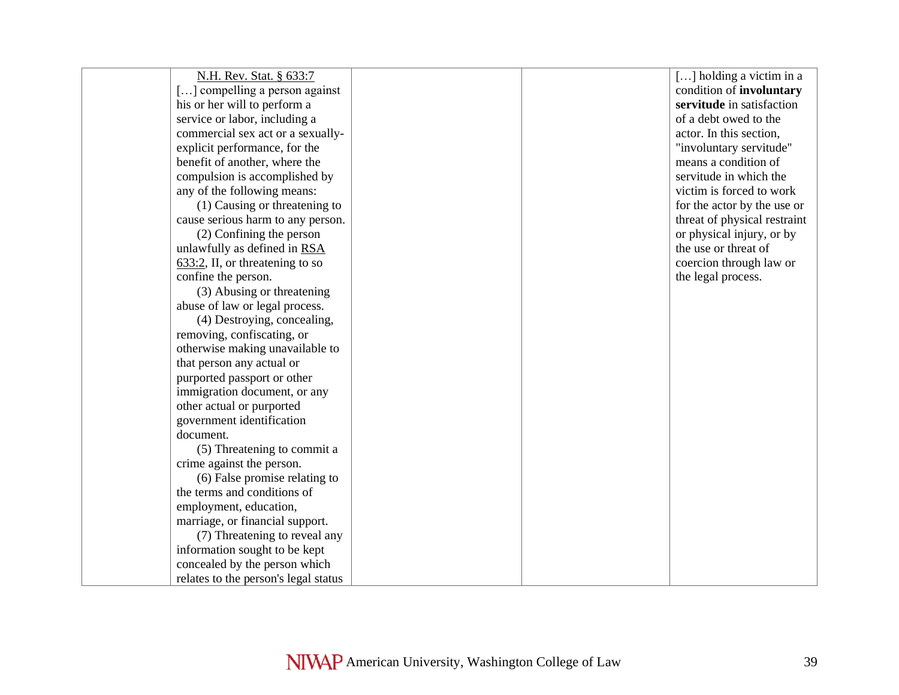| | | | | |
|---|---|---|---|---|
| | N.H. Rev. Stat. § 633:7<br>[…] compelling a person against his or her will to perform a service or labor, including a commercial sex act or a sexually-explicit performance, for the benefit of another, where the compulsion is accomplished by any of the following means:<br>(1) Causing or threatening to cause serious harm to any person.<br>(2) Confining the person unlawfully as defined in RSA 633:2, II, or threatening to so confine the person.<br>(3) Abusing or threatening abuse of law or legal process.<br>(4) Destroying, concealing, removing, confiscating, or otherwise making unavailable to that person any actual or purported passport or other immigration document, or any other actual or purported government identification document.<br>(5) Threatening to commit a crime against the person.<br>(6) False promise relating to the terms and conditions of employment, education, marriage, or financial support.<br>(7) Threatening to reveal any information sought to be kept concealed by the person which relates to the person's legal status | | | […] holding a victim in a condition of **involuntary servitude** in satisfaction of a debt owed to the actor. In this section, "involuntary servitude" means a condition of servitude in which the victim is forced to work for the actor by the use or threat of physical restraint or physical injury, or by the use or threat of coercion through law or the legal process. |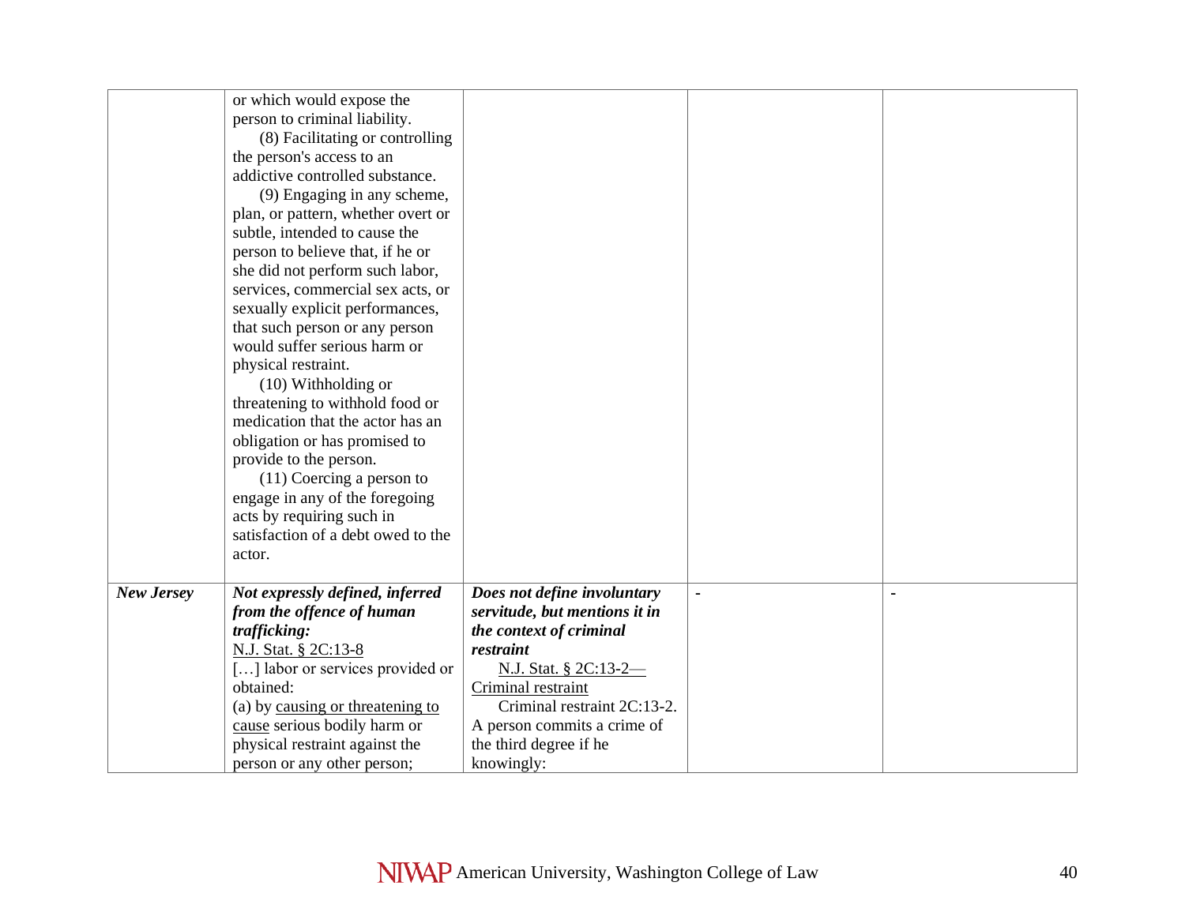| | | | | |
|---|---|---|---|---|
| | or which would expose the person to criminal liability.<br>(8) Facilitating or controlling the person's access to an addictive controlled substance.<br>(9) Engaging in any scheme, plan, or pattern, whether overt or subtle, intended to cause the person to believe that, if he or she did not perform such labor, services, commercial sex acts, or sexually explicit performances, that such person or any person would suffer serious harm or physical restraint.<br>(10) Withholding or threatening to withhold food or medication that the actor has an obligation or has promised to provide to the person.<br>(11) Coercing a person to engage in any of the foregoing acts by requiring such in satisfaction of a debt owed to the actor. | | | |
| ***New Jersey*** | ***Not expressly defined, inferred from the offence of human trafficking:***<br>N.J. Stat. § 2C:13-8<br>[…] labor or services provided or obtained:<br>(a) by causing or threatening to cause serious bodily harm or physical restraint against the person or any other person; | ***Does not define involuntary servitude, but mentions it in the context of criminal restraint***<br>N.J. Stat. § 2C:13-2— Criminal restraint<br>Criminal restraint 2C:13-2. A person commits a crime of the third degree if he knowingly: | - | - |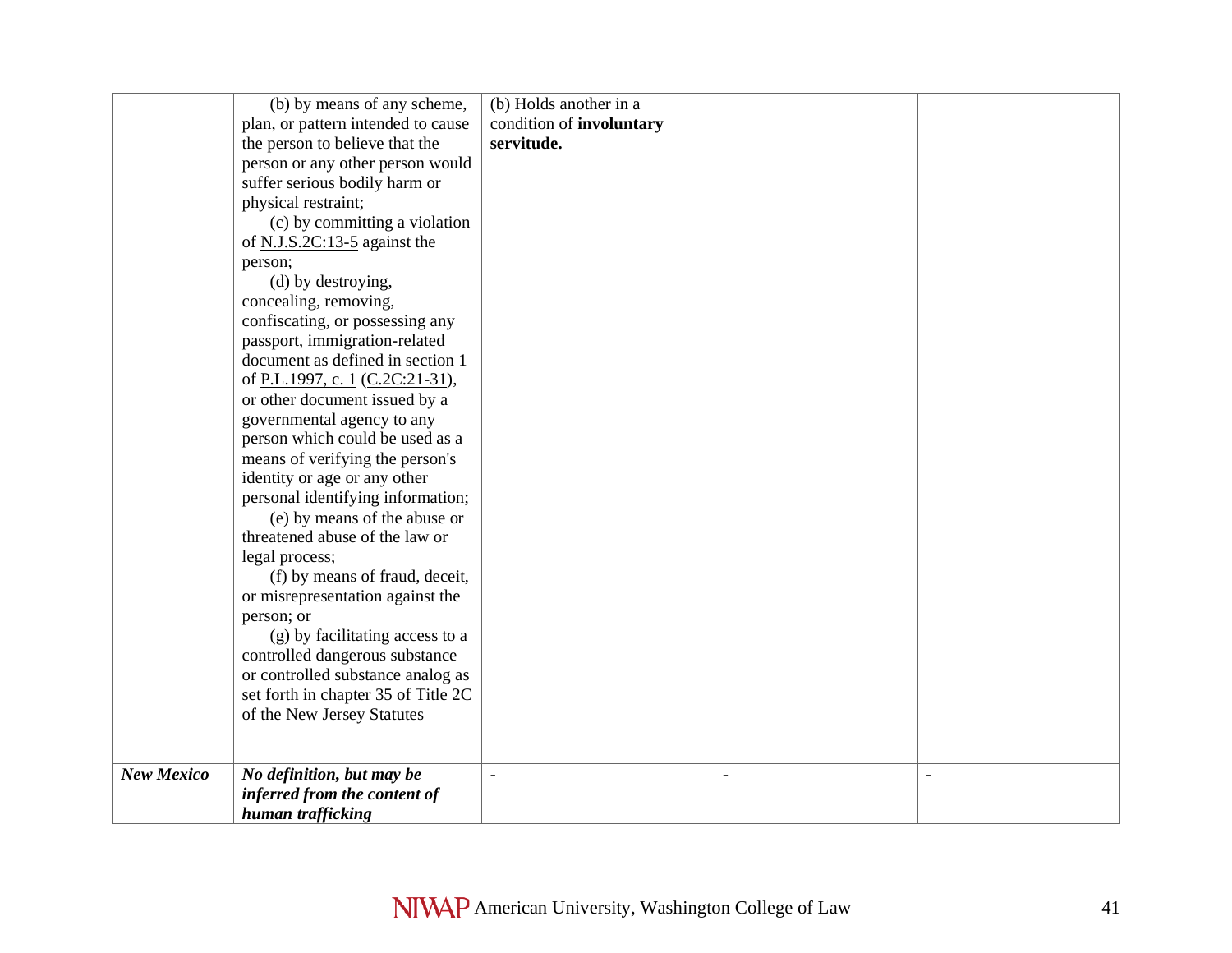| | | | | |
|---|---|---|---|---|
| | (b) by means of any scheme, plan, or pattern intended to cause the person to believe that the person or any other person would suffer serious bodily harm or physical restraint;<br>(c) by committing a violation of N.J.S.2C:13-5 against the person;<br>(d) by destroying, concealing, removing, confiscating, or possessing any passport, immigration-related document as defined in section 1 of P.L.1997, c. 1 (C.2C:21-31), or other document issued by a governmental agency to any person which could be used as a means of verifying the person's identity or age or any other personal identifying information;<br>(e) by means of the abuse or threatened abuse of the law or legal process;<br>(f) by means of fraud, deceit, or misrepresentation against the person; or<br>(g) by facilitating access to a controlled dangerous substance or controlled substance analog as set forth in chapter 35 of Title 2C of the New Jersey Statutes | (b) Holds another in a condition of **involuntary servitude.** | | |
| ***New Mexico*** | ***No definition, but may be inferred from the content of human trafficking*** | - | - | - |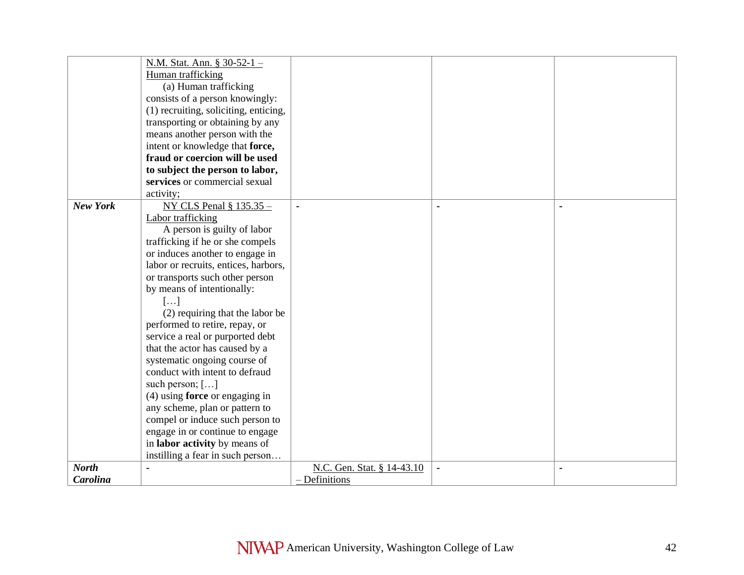| | | | | |
|---|---|---|---|---|
| | N.M. Stat. Ann. § 30-52-1 – Human trafficking<br>(a) Human trafficking consists of a person knowingly: (1) recruiting, soliciting, enticing, transporting or obtaining by any means another person with the intent or knowledge that **force, fraud or coercion will be used to subject the person to labor, services** or commercial sexual activity; | | | |
| ***New York*** | NY CLS Penal § 135.35 – Labor trafficking<br>A person is guilty of labor trafficking if he or she compels or induces another to engage in labor or recruits, entices, harbors, or transports such other person by means of intentionally:<br>[…]<br>(2) requiring that the labor be performed to retire, repay, or service a real or purported debt that the actor has caused by a systematic ongoing course of conduct with intent to defraud such person; […]<br>(4) using **force** or engaging in any scheme, plan or pattern to compel or induce such person to engage in or continue to engage in **labor activity** by means of instilling a fear in such person… | - | - | - |
| ***North Carolina*** | - | N.C. Gen. Stat. § 14-43.10 – Definitions | - | - |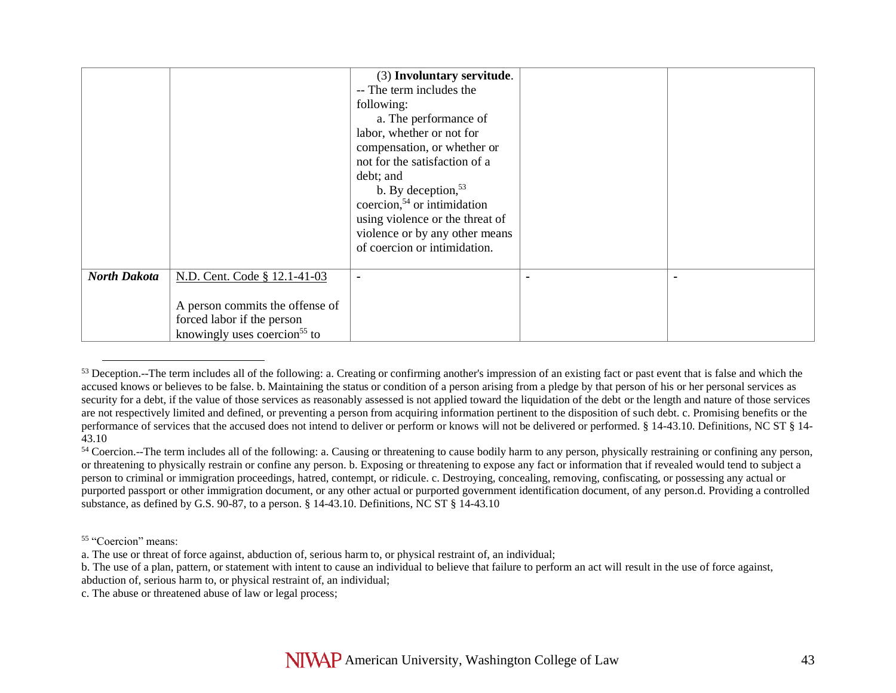| | | | | |
|---|---|---|---|---|
| | | (3) **Involuntary servitude**. -- The term includes the following: a. The performance of labor, whether or not for compensation, or whether or not for the satisfaction of a debt; and b. By deception,[53] coercion,[54] or intimidation using violence or the threat of violence or by any other means of coercion or intimidation. | | |
| ***North Dakota*** | N.D. Cent. Code § 12.1-41-03<br><br>A person commits the offense of forced labor if the person knowingly uses coercion[55] to | - | - | - |

[53] Deception.--The term includes all of the following: a. Creating or confirming another's impression of an existing fact or past event that is false and which the accused knows or believes to be false. b. Maintaining the status or condition of a person arising from a pledge by that person of his or her personal services as security for a debt, if the value of those services as reasonably assessed is not applied toward the liquidation of the debt or the length and nature of those services are not respectively limited and defined, or preventing a person from acquiring information pertinent to the disposition of such debt. c. Promising benefits or the performance of services that the accused does not intend to deliver or perform or knows will not be delivered or performed. § 14-43.10. Definitions, NC ST § 14-43.10

[54] Coercion.--The term includes all of the following: a. Causing or threatening to cause bodily harm to any person, physically restraining or confining any person, or threatening to physically restrain or confine any person. b. Exposing or threatening to expose any fact or information that if revealed would tend to subject a person to criminal or immigration proceedings, hatred, contempt, or ridicule. c. Destroying, concealing, removing, confiscating, or possessing any actual or purported passport or other immigration document, or any other actual or purported government identification document, of any person.d. Providing a controlled substance, as defined by G.S. 90-87, to a person. § 14-43.10. Definitions, NC ST § 14-43.10

[55] "Coercion" means:

a. The use or threat of force against, abduction of, serious harm to, or physical restraint of, an individual;

b. The use of a plan, pattern, or statement with intent to cause an individual to believe that failure to perform an act will result in the use of force against, abduction of, serious harm to, or physical restraint of, an individual;

c. The abuse or threatened abuse of law or legal process;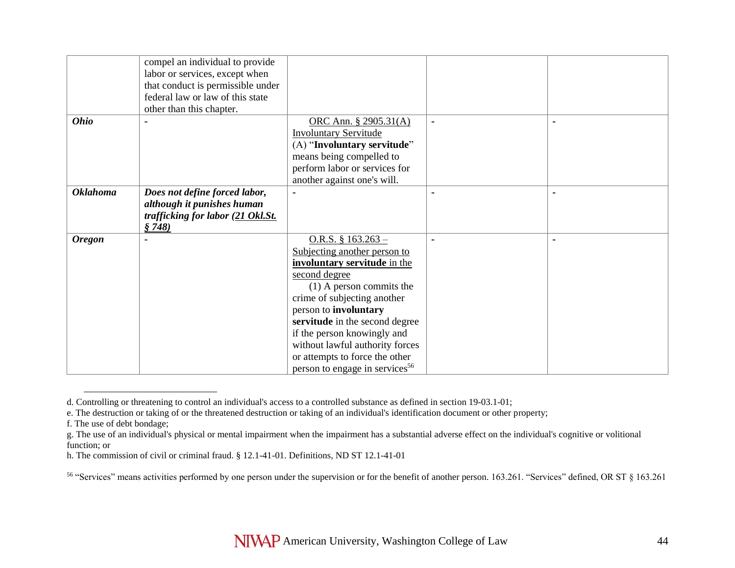| | | | | |
|---|---|---|---|---|
| | compel an individual to provide labor or services, except when that conduct is permissible under federal law or law of this state other than this chapter. | | | |
| ***Ohio*** | - | ORC Ann. § 2905.31(A) Involuntary Servitude (A) "**Involuntary servitude**" means being compelled to perform labor or services for another against one's will. | - | - |
| ***Oklahoma*** | ***Does not define forced labor, although it punishes human trafficking for labor (21 Okl.St. § 748)*** | - | - | - |
| ***Oregon*** | - | O.R.S. § 163.263 – Subjecting another person to **involuntary servitude** in the second degree (1) A person commits the crime of subjecting another person to **involuntary servitude** in the second degree if the person knowingly and without lawful authority forces or attempts to force the other person to engage in services[56] | - | - |

d. Controlling or threatening to control an individual's access to a controlled substance as defined in section 19-03.1-01;

e. The destruction or taking of or the threatened destruction or taking of an individual's identification document or other property;

f. The use of debt bondage;

g. The use of an individual's physical or mental impairment when the impairment has a substantial adverse effect on the individual's cognitive or volitional function; or

h. The commission of civil or criminal fraud. § 12.1-41-01. Definitions, ND ST 12.1-41-01

[56] "Services" means activities performed by one person under the supervision or for the benefit of another person. 163.261. "Services" defined, OR ST § 163.261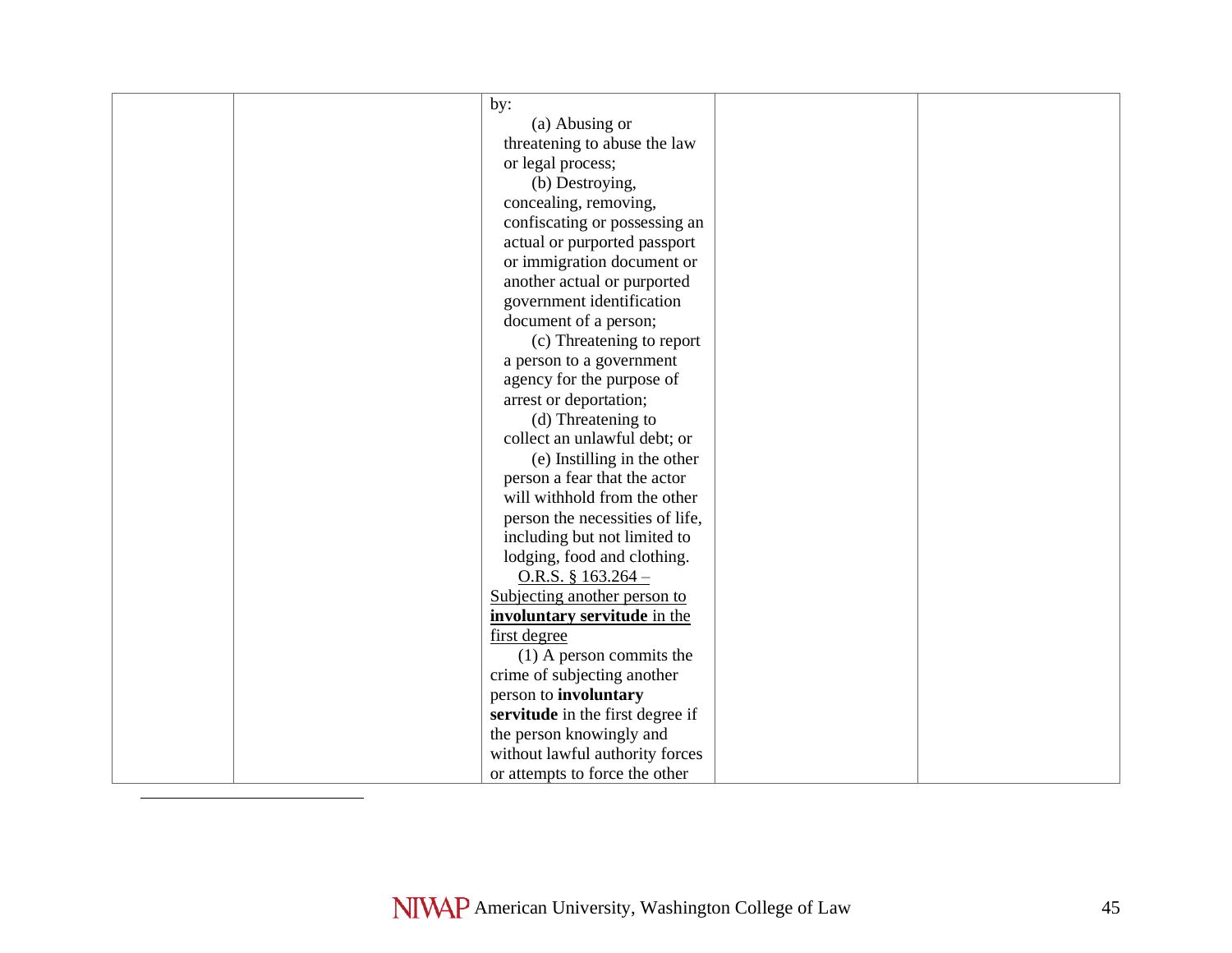| | | | | |
|---|---|---|---|---|
| | | by:<br>(a) Abusing or threatening to abuse the law or legal process;<br>(b) Destroying, concealing, removing, confiscating or possessing an actual or purported passport or immigration document or another actual or purported government identification document of a person;<br>(c) Threatening to report a person to a government agency for the purpose of arrest or deportation;<br>(d) Threatening to collect an unlawful debt; or<br>(e) Instilling in the other person a fear that the actor will withhold from the other person the necessities of life, including but not limited to lodging, food and clothing.<br>O.R.S. § 163.264 – Subjecting another person to **involuntary servitude** in the first degree<br>(1) A person commits the crime of subjecting another person to **involuntary servitude** in the first degree if the person knowingly and without lawful authority forces or attempts to force the other | | |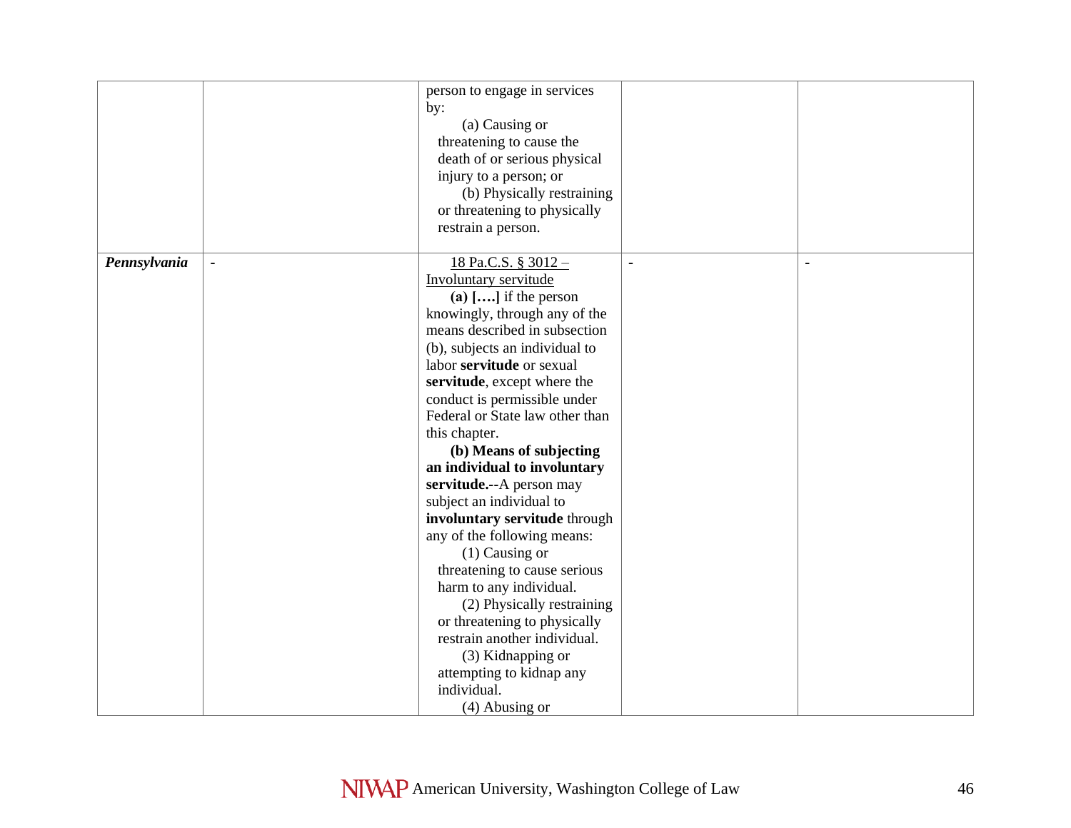| | | | | |
|---|---|---|---|---|
| | | person to engage in services by:<br>(a) Causing or threatening to cause the death of or serious physical injury to a person; or<br>(b) Physically restraining or threatening to physically restrain a person. | | |
| ***Pennsylvania*** | - | 18 Pa.C.S. § 3012 – Involuntary servitude<br>**(a) [….]** if the person knowingly, through any of the means described in subsection (b), subjects an individual to labor **servitude** or sexual **servitude**, except where the conduct is permissible under Federal or State law other than this chapter.<br>**(b) Means of subjecting an individual to involuntary servitude.**--A person may subject an individual to **involuntary servitude** through any of the following means:<br>(1) Causing or threatening to cause serious harm to any individual.<br>(2) Physically restraining or threatening to physically restrain another individual.<br>(3) Kidnapping or attempting to kidnap any individual.<br>(4) Abusing or | - | - |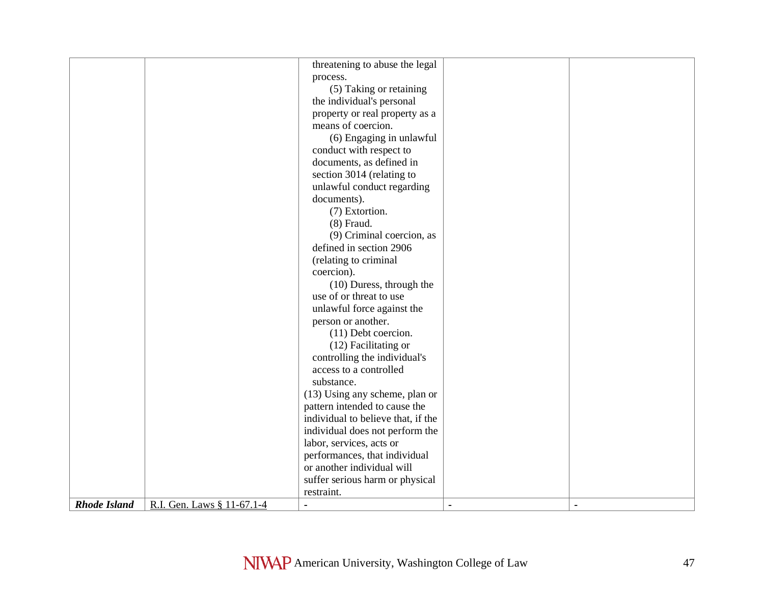| | | | | |
|---|---|---|---|---|
| | | threatening to abuse the legal process.<br>(5) Taking or retaining the individual's personal property or real property as a means of coercion.<br>(6) Engaging in unlawful conduct with respect to documents, as defined in section 3014 (relating to unlawful conduct regarding documents).<br>(7) Extortion.<br>(8) Fraud.<br>(9) Criminal coercion, as defined in section 2906 (relating to criminal coercion).<br>(10) Duress, through the use of or threat to use unlawful force against the person or another.<br>(11) Debt coercion.<br>(12) Facilitating or controlling the individual's access to a controlled substance.<br>(13) Using any scheme, plan or pattern intended to cause the individual to believe that, if the individual does not perform the labor, services, acts or performances, that individual or another individual will suffer serious harm or physical restraint. | | |
| ***Rhode Island*** | R.I. Gen. Laws § 11-67.1-4 | - | - | - |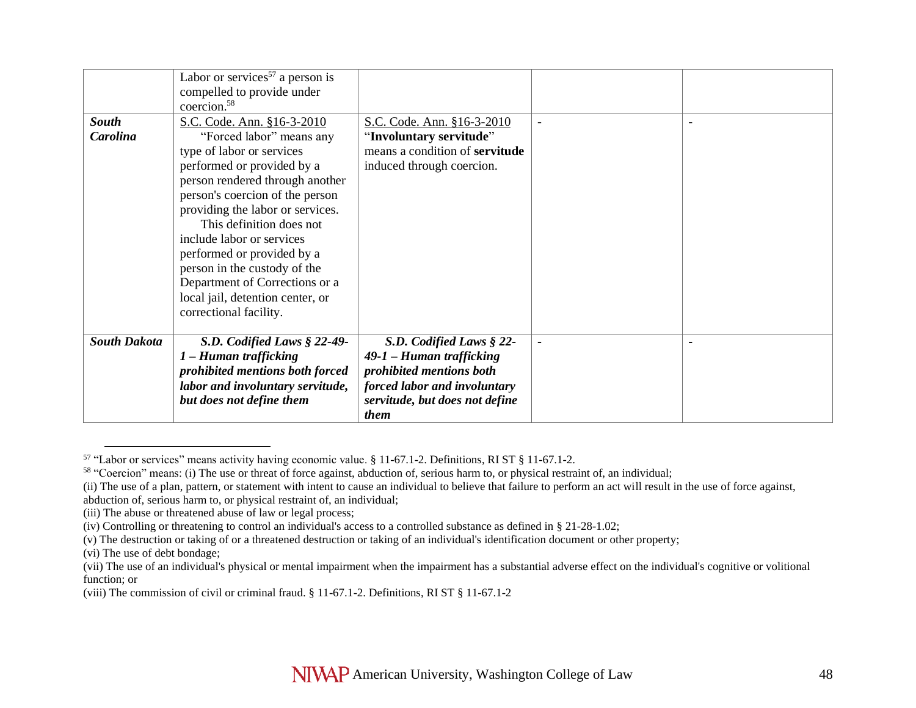| | | | | |
|---|---|---|---|---|
| | Labor or services[57] a person is compelled to provide under coercion.[58] | | | |
| ***South Carolina*** | S.C. Code. Ann. §16-3-2010<br>"Forced labor" means any type of labor or services performed or provided by a person rendered through another person's coercion of the person providing the labor or services.<br>This definition does not include labor or services performed or provided by a person in the custody of the Department of Corrections or a local jail, detention center, or correctional facility. | S.C. Code. Ann. §16-3-2010<br>"**Involuntary servitude**" means a condition of **servitude** induced through coercion. | - | - |
| ***South Dakota*** | ***S.D. Codified Laws § 22-49-1 – Human trafficking prohibited mentions both forced labor and involuntary servitude, but does not define them*** | ***S.D. Codified Laws § 22-49-1 – Human trafficking prohibited mentions both forced labor and involuntary servitude, but does not define them*** | - | - |

[57] "Labor or services" means activity having economic value. § 11-67.1-2. Definitions, RI ST § 11-67.1-2.

[58] "Coercion" means: (i) The use or threat of force against, abduction of, serious harm to, or physical restraint of, an individual;

(ii) The use of a plan, pattern, or statement with intent to cause an individual to believe that failure to perform an act will result in the use of force against, abduction of, serious harm to, or physical restraint of, an individual;

(iii) The abuse or threatened abuse of law or legal process;

(iv) Controlling or threatening to control an individual's access to a controlled substance as defined in § 21-28-1.02;

(v) The destruction or taking of or a threatened destruction or taking of an individual's identification document or other property;

(vi) The use of debt bondage;

(vii) The use of an individual's physical or mental impairment when the impairment has a substantial adverse effect on the individual's cognitive or volitional function; or

(viii) The commission of civil or criminal fraud. § 11-67.1-2. Definitions, RI ST § 11-67.1-2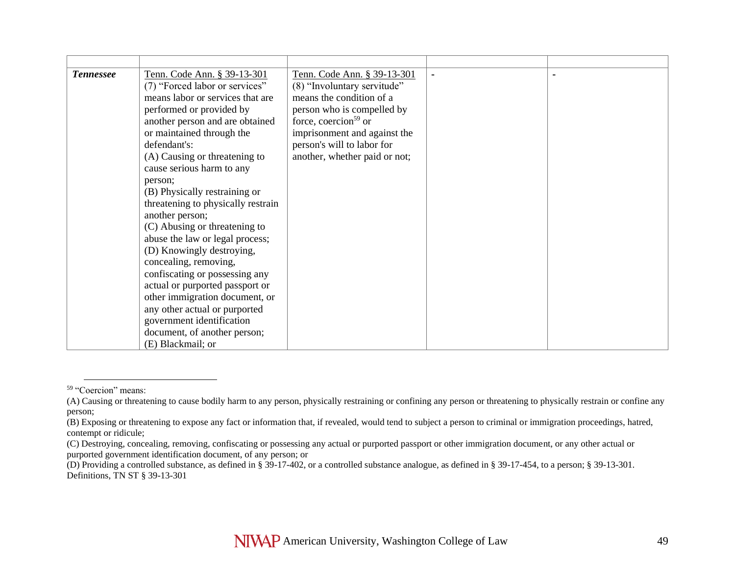| | | | | |
|---|---|---|---|---|
| ***Tennessee*** | Tenn. Code Ann. § 39-13-301<br>(7) "Forced labor or services" means labor or services that are performed or provided by another person and are obtained or maintained through the defendant's:<br>(A) Causing or threatening to cause serious harm to any person;<br>(B) Physically restraining or threatening to physically restrain another person;<br>(C) Abusing or threatening to abuse the law or legal process;<br>(D) Knowingly destroying, concealing, removing, confiscating or possessing any actual or purported passport or other immigration document, or any other actual or purported government identification document, of another person;<br>(E) Blackmail; or | Tenn. Code Ann. § 39-13-301<br>(8) "Involuntary servitude" means the condition of a person who is compelled by force, coercion[59] or imprisonment and against the person's will to labor for another, whether paid or not; | - | - |

[59] "Coercion" means:

(A) Causing or threatening to cause bodily harm to any person, physically restraining or confining any person or threatening to physically restrain or confine any person;

(B) Exposing or threatening to expose any fact or information that, if revealed, would tend to subject a person to criminal or immigration proceedings, hatred, contempt or ridicule;

(C) Destroying, concealing, removing, confiscating or possessing any actual or purported passport or other immigration document, or any other actual or purported government identification document, of any person; or

(D) Providing a controlled substance, as defined in § 39-17-402, or a controlled substance analogue, as defined in § 39-17-454, to a person; § 39-13-301. Definitions, TN ST § 39-13-301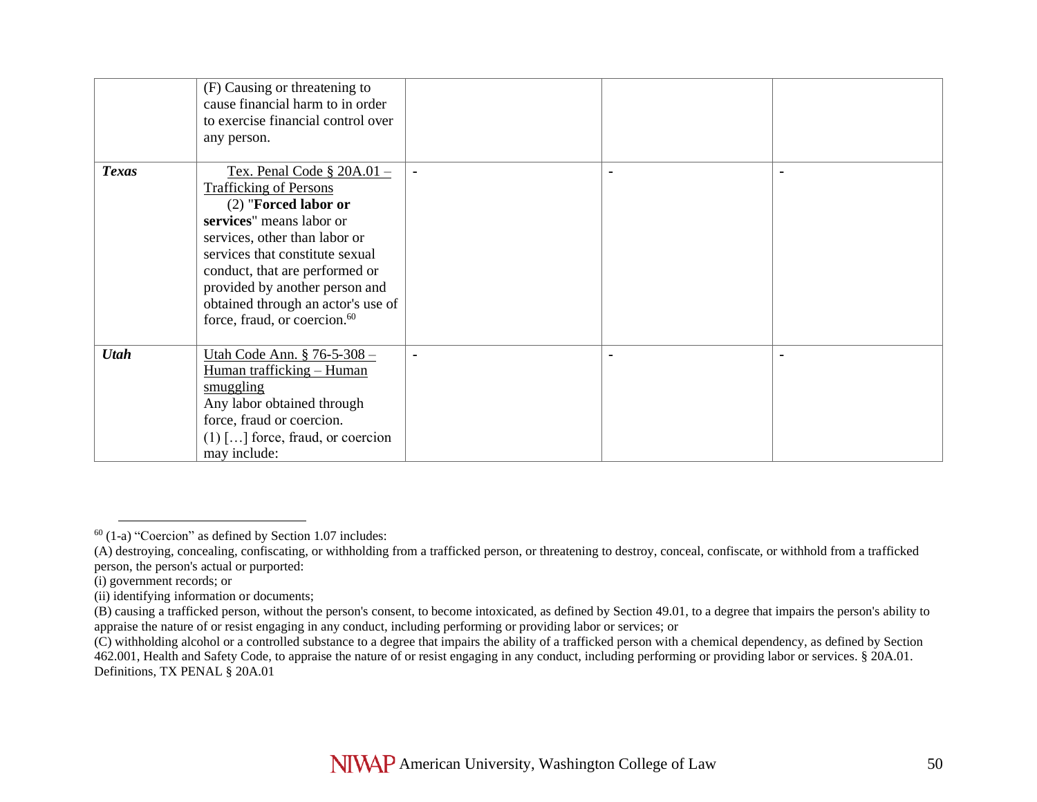| | | | | |
|---|---|---|---|---|
| | (F) Causing or threatening to cause financial harm to in order to exercise financial control over any person. | | | |
| ***Texas*** | Tex. Penal Code § 20A.01 – Trafficking of Persons<br>(2) "**Forced labor or services**" means labor or services, other than labor or services that constitute sexual conduct, that are performed or provided by another person and obtained through an actor's use of force, fraud, or coercion.[60] | - | - | - |
| ***Utah*** | Utah Code Ann. § 76-5-308 – Human trafficking – Human smuggling<br>Any labor obtained through force, fraud or coercion.<br>(1) […] force, fraud, or coercion may include: | - | - | - |

[60] (1-a) "Coercion" as defined by Section 1.07 includes:
(A) destroying, concealing, confiscating, or withholding from a trafficked person, or threatening to destroy, conceal, confiscate, or withhold from a trafficked person, the person's actual or purported:
(i) government records; or
(ii) identifying information or documents;
(B) causing a trafficked person, without the person's consent, to become intoxicated, as defined by Section 49.01, to a degree that impairs the person's ability to appraise the nature of or resist engaging in any conduct, including performing or providing labor or services; or
(C) withholding alcohol or a controlled substance to a degree that impairs the ability of a trafficked person with a chemical dependency, as defined by Section 462.001, Health and Safety Code, to appraise the nature of or resist engaging in any conduct, including performing or providing labor or services. § 20A.01. Definitions, TX PENAL § 20A.01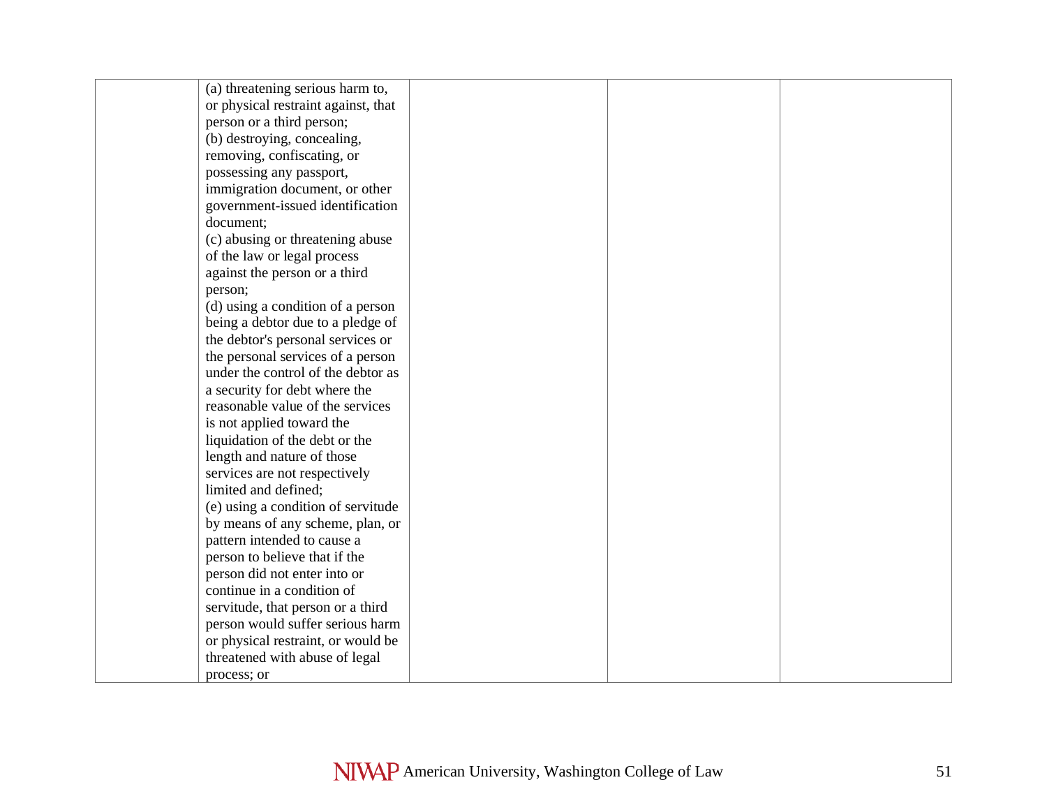| | | | | |
|---|---|---|---|---|
| | (a) threatening serious harm to, or physical restraint against, that person or a third person;<br>(b) destroying, concealing, removing, confiscating, or possessing any passport, immigration document, or other government-issued identification document;<br>(c) abusing or threatening abuse of the law or legal process against the person or a third person;<br>(d) using a condition of a person being a debtor due to a pledge of the debtor's personal services or the personal services of a person under the control of the debtor as a security for debt where the reasonable value of the services is not applied toward the liquidation of the debt or the length and nature of those services are not respectively limited and defined;<br>(e) using a condition of servitude by means of any scheme, plan, or pattern intended to cause a person to believe that if the person did not enter into or continue in a condition of servitude, that person or a third person would suffer serious harm or physical restraint, or would be threatened with abuse of legal process; or | | | |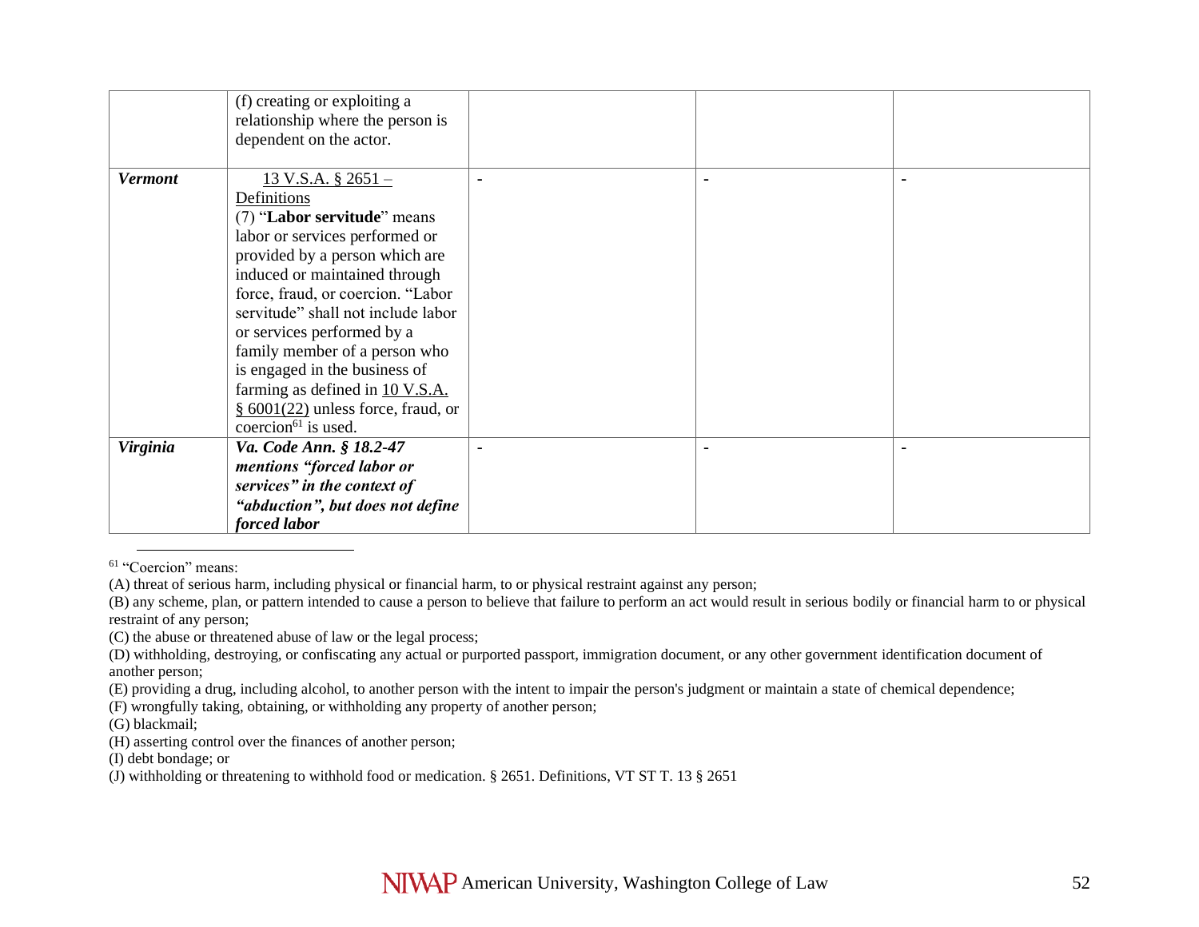| | | | | |
|---|---|---|---|---|
| | (f) creating or exploiting a relationship where the person is dependent on the actor. | | | |
| ***Vermont*** | 13 V.S.A. § 2651 – Definitions<br>(7) "**Labor servitude**" means labor or services performed or provided by a person which are induced or maintained through force, fraud, or coercion. "Labor servitude" shall not include labor or services performed by a family member of a person who is engaged in the business of farming as defined in 10 V.S.A. § 6001(22) unless force, fraud, or coercion[61] is used. | - | - | - |
| ***Virginia*** | ***Va. Code Ann. § 18.2-47 mentions "forced labor or services" in the context of "abduction", but does not define forced labor*** | - | - | - |

[61] "Coercion" means:

(A) threat of serious harm, including physical or financial harm, to or physical restraint against any person;

(B) any scheme, plan, or pattern intended to cause a person to believe that failure to perform an act would result in serious bodily or financial harm to or physical restraint of any person;

(C) the abuse or threatened abuse of law or the legal process;

(D) withholding, destroying, or confiscating any actual or purported passport, immigration document, or any other government identification document of another person;

(E) providing a drug, including alcohol, to another person with the intent to impair the person's judgment or maintain a state of chemical dependence;

(F) wrongfully taking, obtaining, or withholding any property of another person;

(G) blackmail;

(H) asserting control over the finances of another person;

(I) debt bondage; or

(J) withholding or threatening to withhold food or medication. § 2651. Definitions, VT ST T. 13 § 2651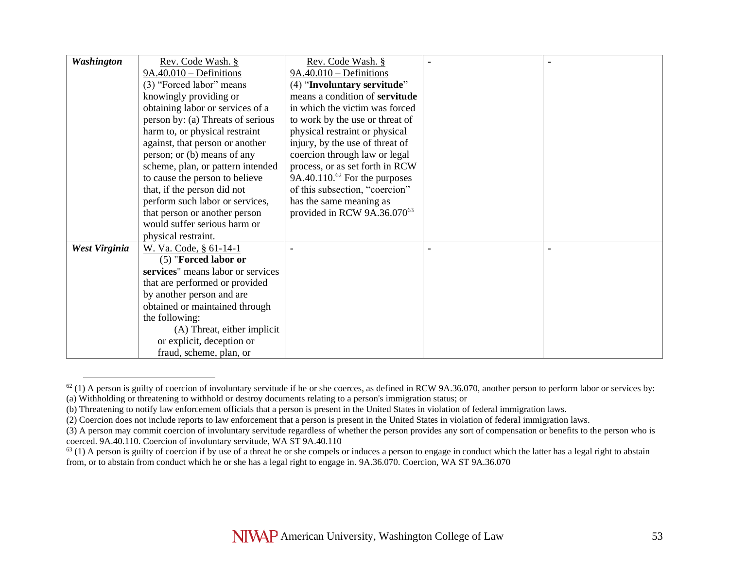| | | | | |
|---|---|---|---|---|
| ***Washington*** | Rev. Code Wash. § 9A.40.010 – Definitions (3) "Forced labor" means knowingly providing or obtaining labor or services of a person by: (a) Threats of serious harm to, or physical restraint against, that person or another person; or (b) means of any scheme, plan, or pattern intended to cause the person to believe that, if the person did not perform such labor or services, that person or another person would suffer serious harm or physical restraint. | Rev. Code Wash. § 9A.40.010 – Definitions (4) "**Involuntary servitude**" means a condition of **servitude** in which the victim was forced to work by the use or threat of physical restraint or physical injury, by the use of threat of coercion through law or legal process, or as set forth in RCW 9A.40.110.[62] For the purposes of this subsection, "coercion" has the same meaning as provided in RCW 9A.36.070[63] | - | - |
| ***West Virginia*** | W. Va. Code, § 61-14-1 (5) "**Forced labor or services**" means labor or services that are performed or provided by another person and are obtained or maintained through the following: (A) Threat, either implicit or explicit, deception or fraud, scheme, plan, or | - | - | - |

[62] (1) A person is guilty of coercion of involuntary servitude if he or she coerces, as defined in RCW 9A.36.070, another person to perform labor or services by:
(a) Withholding or threatening to withhold or destroy documents relating to a person's immigration status; or
(b) Threatening to notify law enforcement officials that a person is present in the United States in violation of federal immigration laws.
(2) Coercion does not include reports to law enforcement that a person is present in the United States in violation of federal immigration laws.
(3) A person may commit coercion of involuntary servitude regardless of whether the person provides any sort of compensation or benefits to the person who is coerced. 9A.40.110. Coercion of involuntary servitude, WA ST 9A.40.110

[63] (1) A person is guilty of coercion if by use of a threat he or she compels or induces a person to engage in conduct which the latter has a legal right to abstain from, or to abstain from conduct which he or she has a legal right to engage in. 9A.36.070. Coercion, WA ST 9A.36.070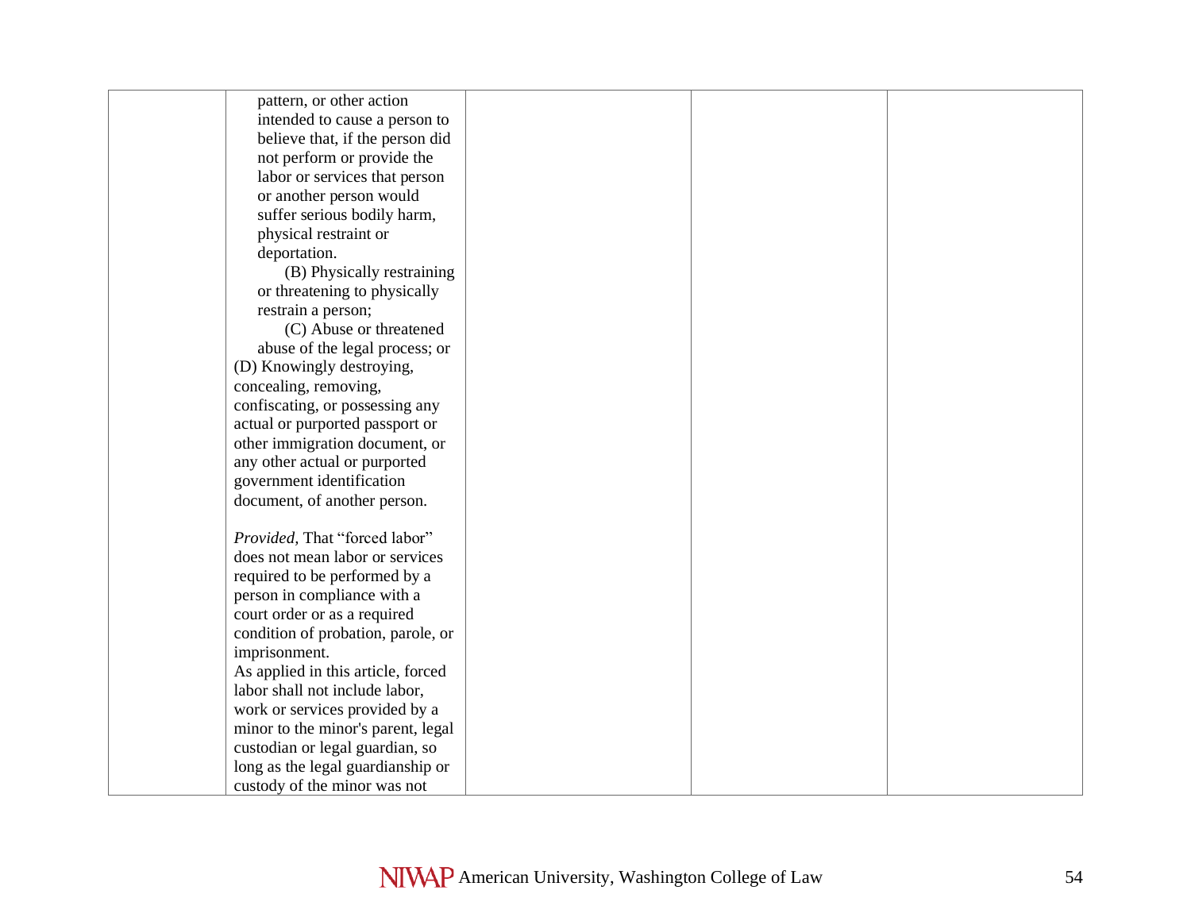| | | | | |
|---|---|---|---|---|
| | pattern, or other action intended to cause a person to believe that, if the person did not perform or provide the labor or services that person or another person would suffer serious bodily harm, physical restraint or deportation.<br>(B) Physically restraining or threatening to physically restrain a person;<br>(C) Abuse or threatened abuse of the legal process; or<br>(D) Knowingly destroying, concealing, removing, confiscating, or possessing any actual or purported passport or other immigration document, or any other actual or purported government identification document, of another person.<br><br>*Provided*, That "forced labor" does not mean labor or services required to be performed by a person in compliance with a court order or as a required condition of probation, parole, or imprisonment.<br>As applied in this article, forced labor shall not include labor, work or services provided by a minor to the minor's parent, legal custodian or legal guardian, so long as the legal guardianship or custody of the minor was not | | | |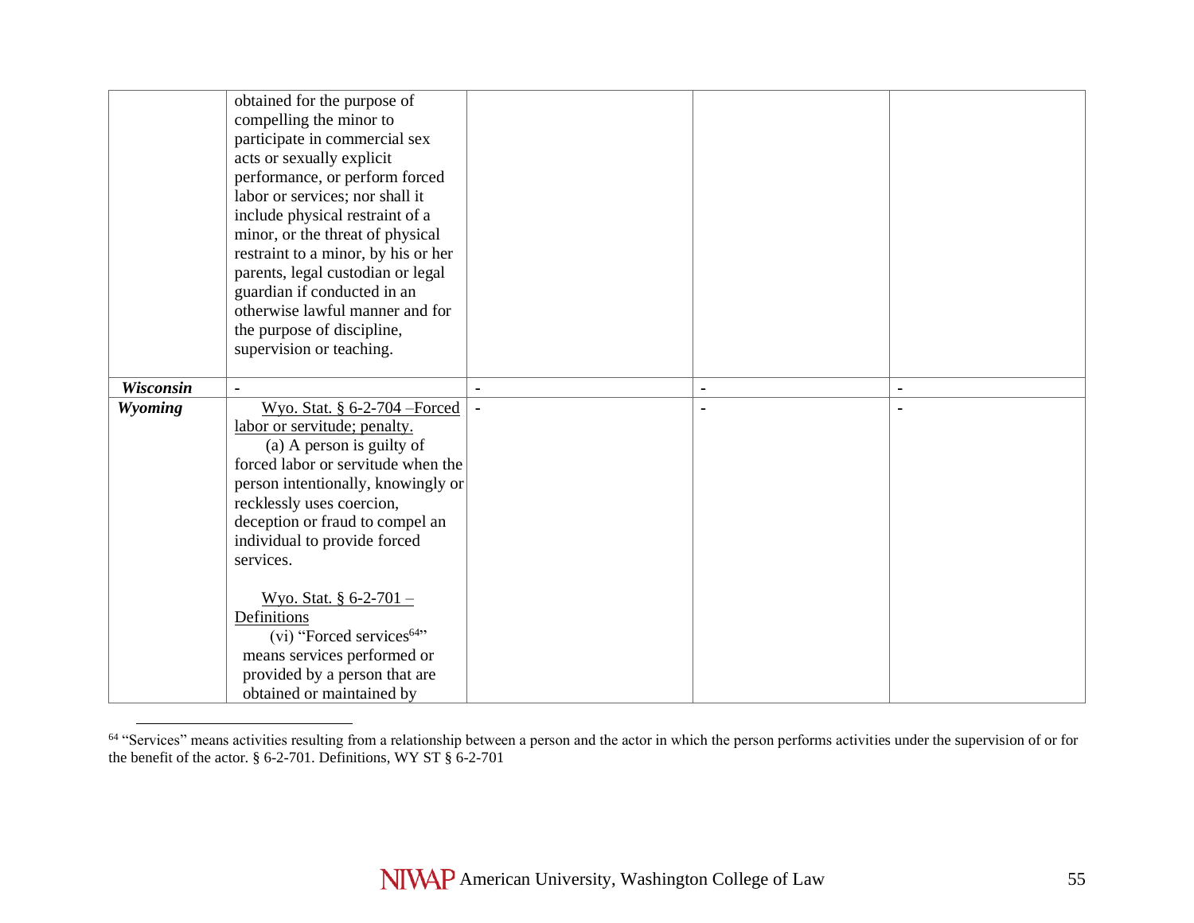| | | | | |
|---|---|---|---|---|
| | obtained for the purpose of compelling the minor to participate in commercial sex acts or sexually explicit performance, or perform forced labor or services; nor shall it include physical restraint of a minor, or the threat of physical restraint to a minor, by his or her parents, legal custodian or legal guardian if conducted in an otherwise lawful manner and for the purpose of discipline, supervision or teaching. | | | |
| ***Wisconsin*** | - | - | - | - |
| ***Wyoming*** | Wyo. Stat. § 6-2-704 –Forced labor or servitude; penalty.<br>(a) A person is guilty of forced labor or servitude when the person intentionally, knowingly or recklessly uses coercion, deception or fraud to compel an individual to provide forced services.<br><br>Wyo. Stat. § 6-2-701 – Definitions<br>(vi) "Forced services[64]" means services performed or provided by a person that are obtained or maintained by | - | - | - |

[64] "Services" means activities resulting from a relationship between a person and the actor in which the person performs activities under the supervision of or for the benefit of the actor. § 6-2-701. Definitions, WY ST § 6-2-701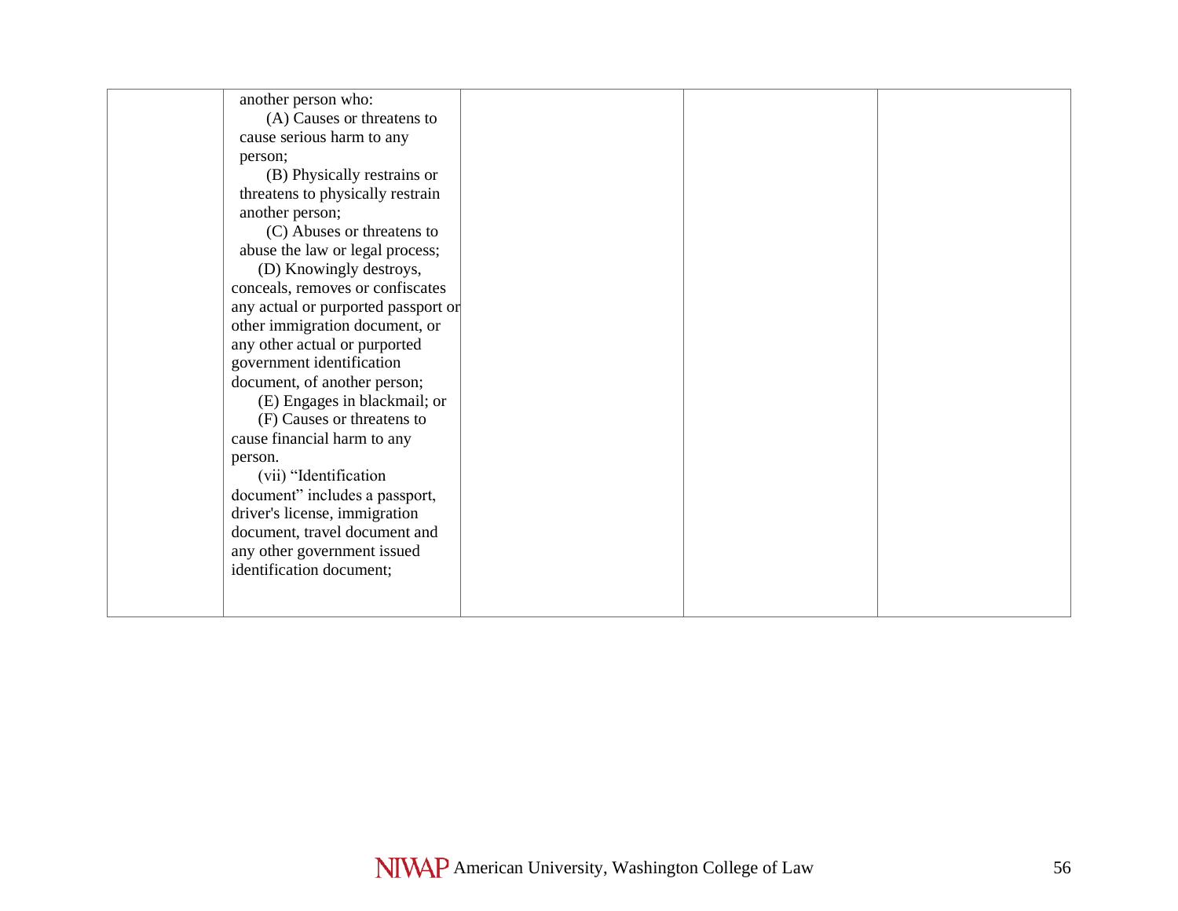| | | | | |
|---|---|---|---|---|
| | another person who:<br>(A) Causes or threatens to cause serious harm to any person;<br>(B) Physically restrains or threatens to physically restrain another person;<br>(C) Abuses or threatens to abuse the law or legal process;<br>(D) Knowingly destroys, conceals, removes or confiscates any actual or purported passport or other immigration document, or any other actual or purported government identification document, of another person;<br>(E) Engages in blackmail; or<br>(F) Causes or threatens to cause financial harm to any person.<br>(vii) "Identification document" includes a passport, driver's license, immigration document, travel document and any other government issued identification document; | | | |